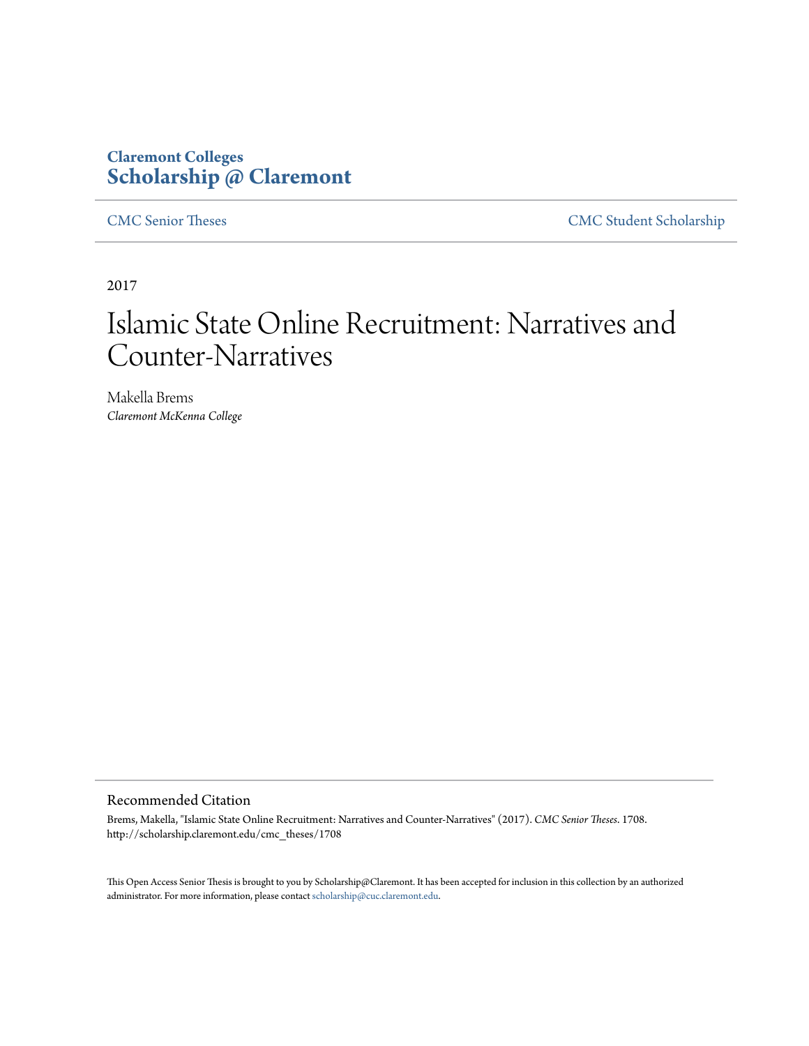**Claremont Colleges**
**Scholarship @ Claremont**

CMC Senior Theses | CMC Student Scholarship

2017

# Islamic State Online Recruitment: Narratives and Counter-Narratives

Makella Brems
*Claremont McKenna College*

## Recommended Citation

Brems, Makella, "Islamic State Online Recruitment: Narratives and Counter-Narratives" (2017). *CMC Senior Theses*. 1708.
http://scholarship.claremont.edu/cmc_theses/1708

This Open Access Senior Thesis is brought to you by Scholarship@Claremont. It has been accepted for inclusion in this collection by an authorized administrator. For more information, please contact scholarship@cuc.claremont.edu.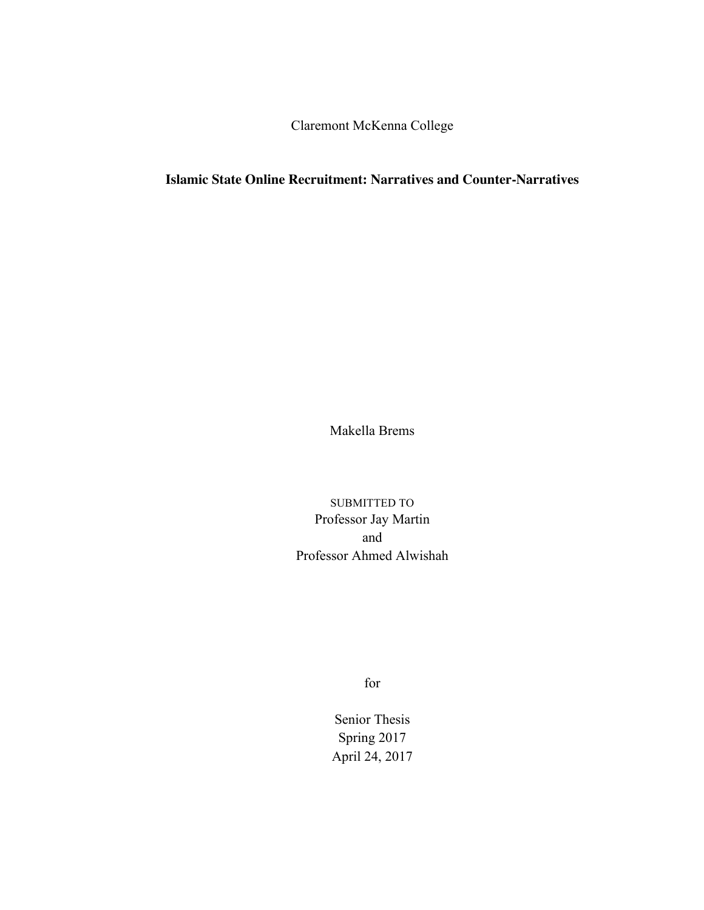Claremont McKenna College

**Islamic State Online Recruitment: Narratives and Counter-Narratives**

Makella Brems

SUBMITTED TO
Professor Jay Martin
and
Professor Ahmed Alwishah

for

Senior Thesis
Spring 2017
April 24, 2017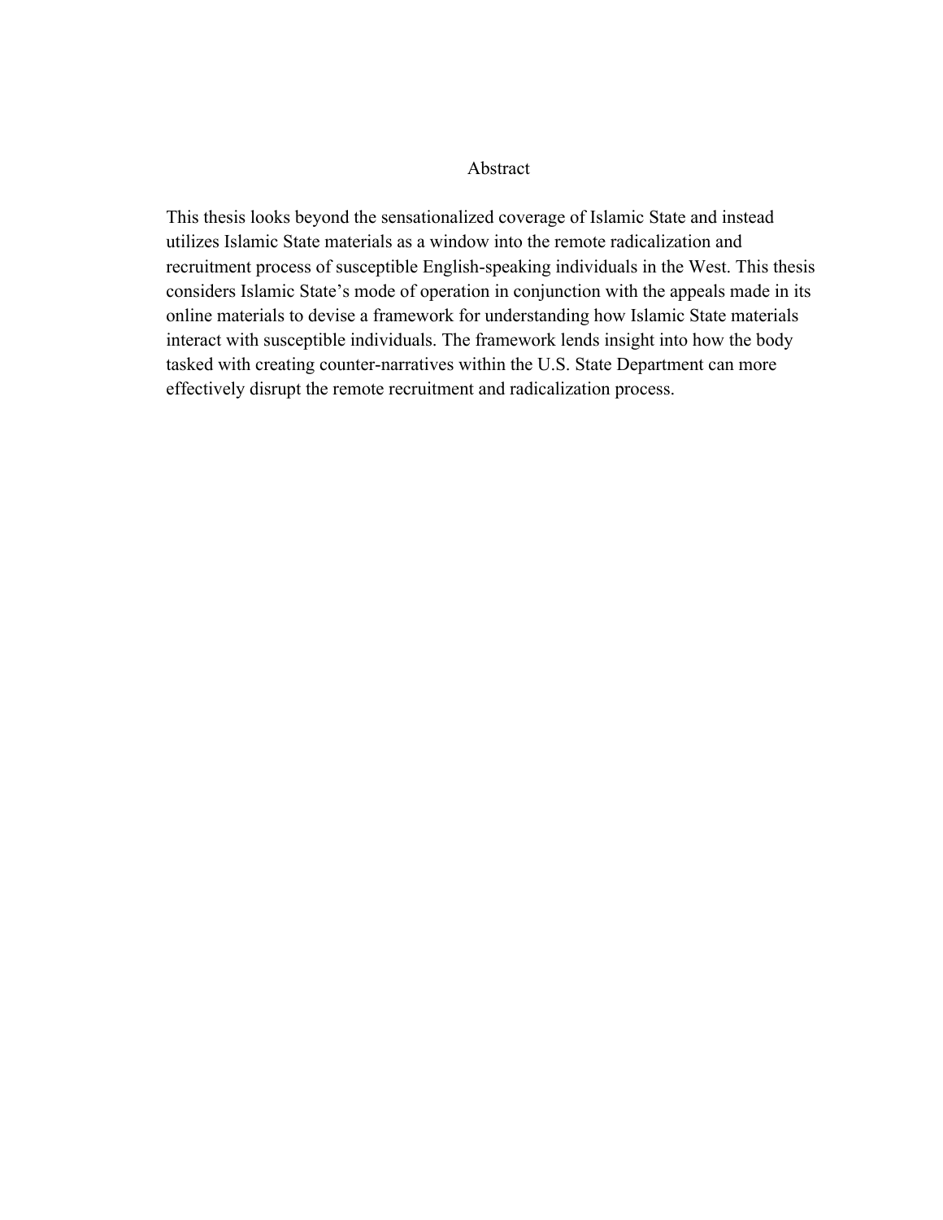# Abstract

This thesis looks beyond the sensationalized coverage of Islamic State and instead utilizes Islamic State materials as a window into the remote radicalization and recruitment process of susceptible English-speaking individuals in the West. This thesis considers Islamic State's mode of operation in conjunction with the appeals made in its online materials to devise a framework for understanding how Islamic State materials interact with susceptible individuals. The framework lends insight into how the body tasked with creating counter-narratives within the U.S. State Department can more effectively disrupt the remote recruitment and radicalization process.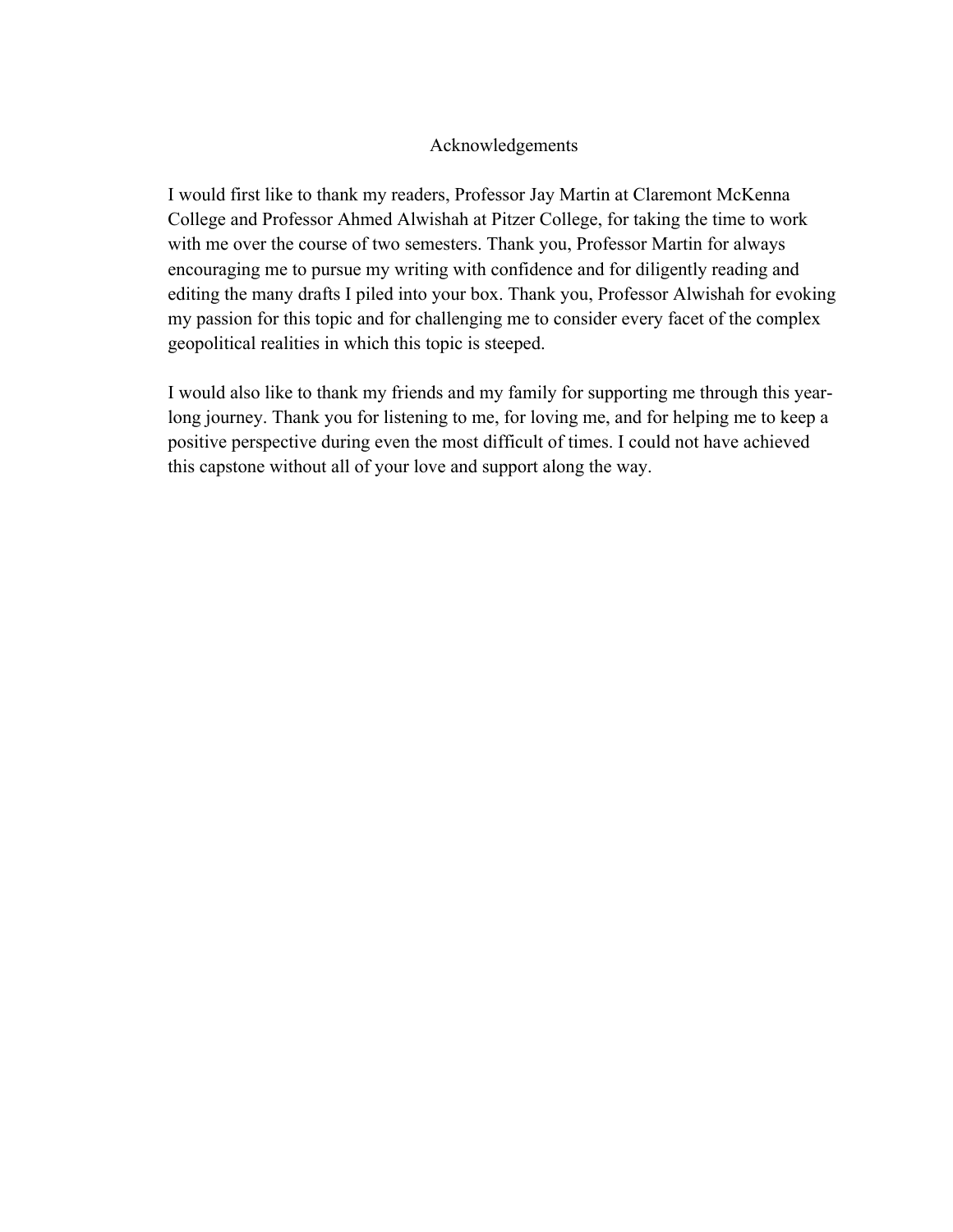# Acknowledgements

I would first like to thank my readers, Professor Jay Martin at Claremont McKenna College and Professor Ahmed Alwishah at Pitzer College, for taking the time to work with me over the course of two semesters. Thank you, Professor Martin for always encouraging me to pursue my writing with confidence and for diligently reading and editing the many drafts I piled into your box. Thank you, Professor Alwishah for evoking my passion for this topic and for challenging me to consider every facet of the complex geopolitical realities in which this topic is steeped.

I would also like to thank my friends and my family for supporting me through this year-long journey. Thank you for listening to me, for loving me, and for helping me to keep a positive perspective during even the most difficult of times. I could not have achieved this capstone without all of your love and support along the way.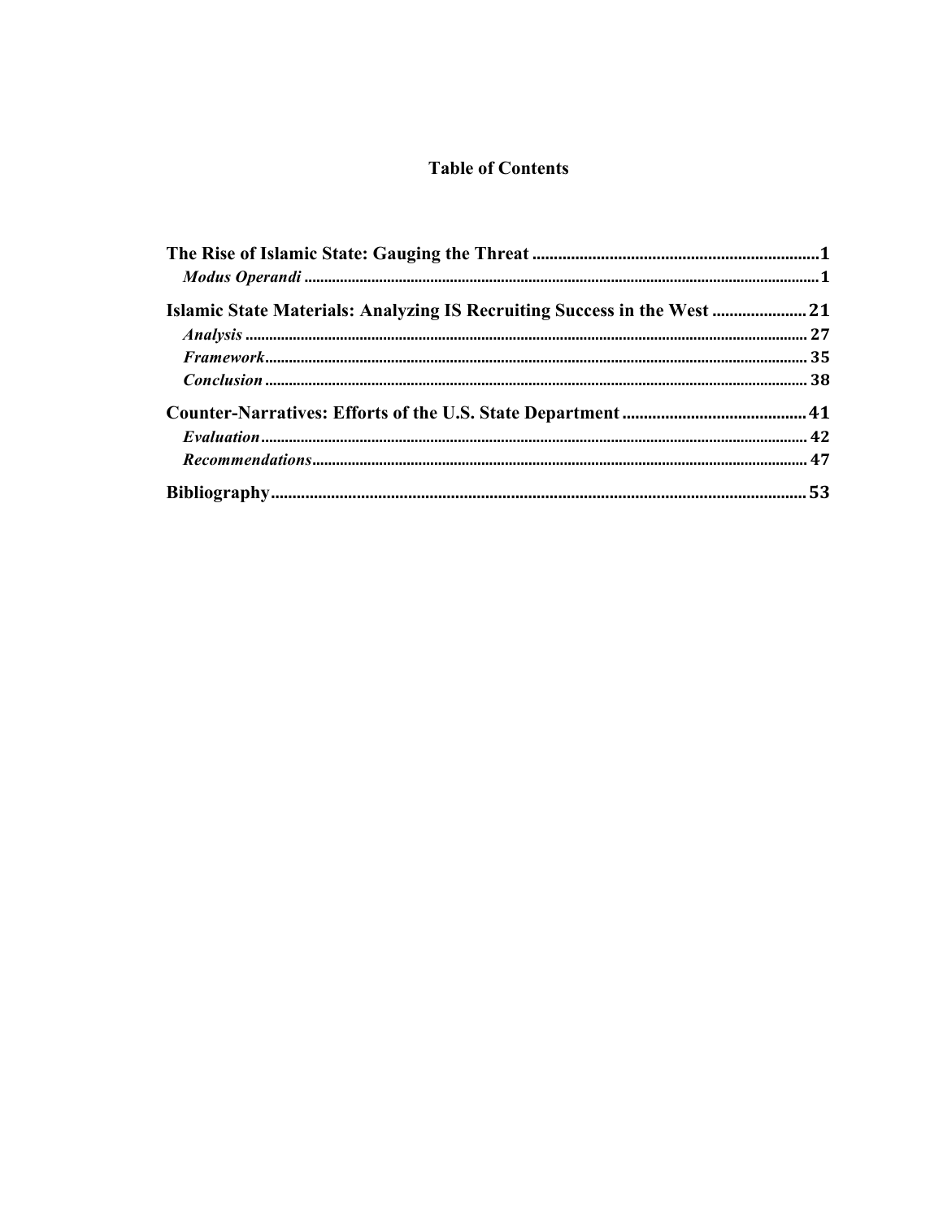# Table of Contents

**The Rise of Islamic State: Gauging the Threat** .................................................................. 1

*Modus Operandi* ................................................................................................................ 1

**Islamic State Materials: Analyzing IS Recruiting Success in the West** ..................... 21

*Analysis* ............................................................................................................................. 27

*Framework* ....................................................................................................................... 35

*Conclusion* ....................................................................................................................... 38

**Counter-Narratives: Efforts of the U.S. State Department** .......................................... 41

*Evaluation* ....................................................................................................................... 42

*Recommendations* ........................................................................................................... 47

**Bibliography** ........................................................................................................................ 53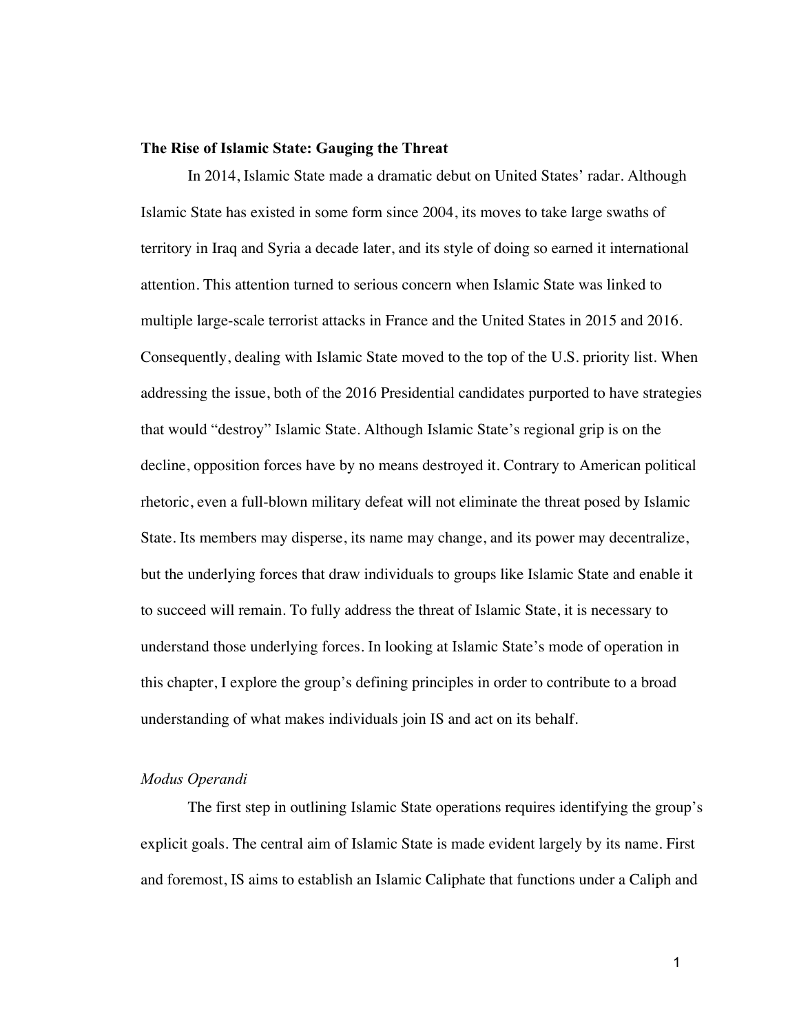## The Rise of Islamic State: Gauging the Threat

In 2014, Islamic State made a dramatic debut on United States' radar. Although Islamic State has existed in some form since 2004, its moves to take large swaths of territory in Iraq and Syria a decade later, and its style of doing so earned it international attention. This attention turned to serious concern when Islamic State was linked to multiple large-scale terrorist attacks in France and the United States in 2015 and 2016. Consequently, dealing with Islamic State moved to the top of the U.S. priority list. When addressing the issue, both of the 2016 Presidential candidates purported to have strategies that would "destroy" Islamic State. Although Islamic State's regional grip is on the decline, opposition forces have by no means destroyed it. Contrary to American political rhetoric, even a full-blown military defeat will not eliminate the threat posed by Islamic State. Its members may disperse, its name may change, and its power may decentralize, but the underlying forces that draw individuals to groups like Islamic State and enable it to succeed will remain. To fully address the threat of Islamic State, it is necessary to understand those underlying forces. In looking at Islamic State's mode of operation in this chapter, I explore the group's defining principles in order to contribute to a broad understanding of what makes individuals join IS and act on its behalf.

### *Modus Operandi*

The first step in outlining Islamic State operations requires identifying the group's explicit goals. The central aim of Islamic State is made evident largely by its name. First and foremost, IS aims to establish an Islamic Caliphate that functions under a Caliph and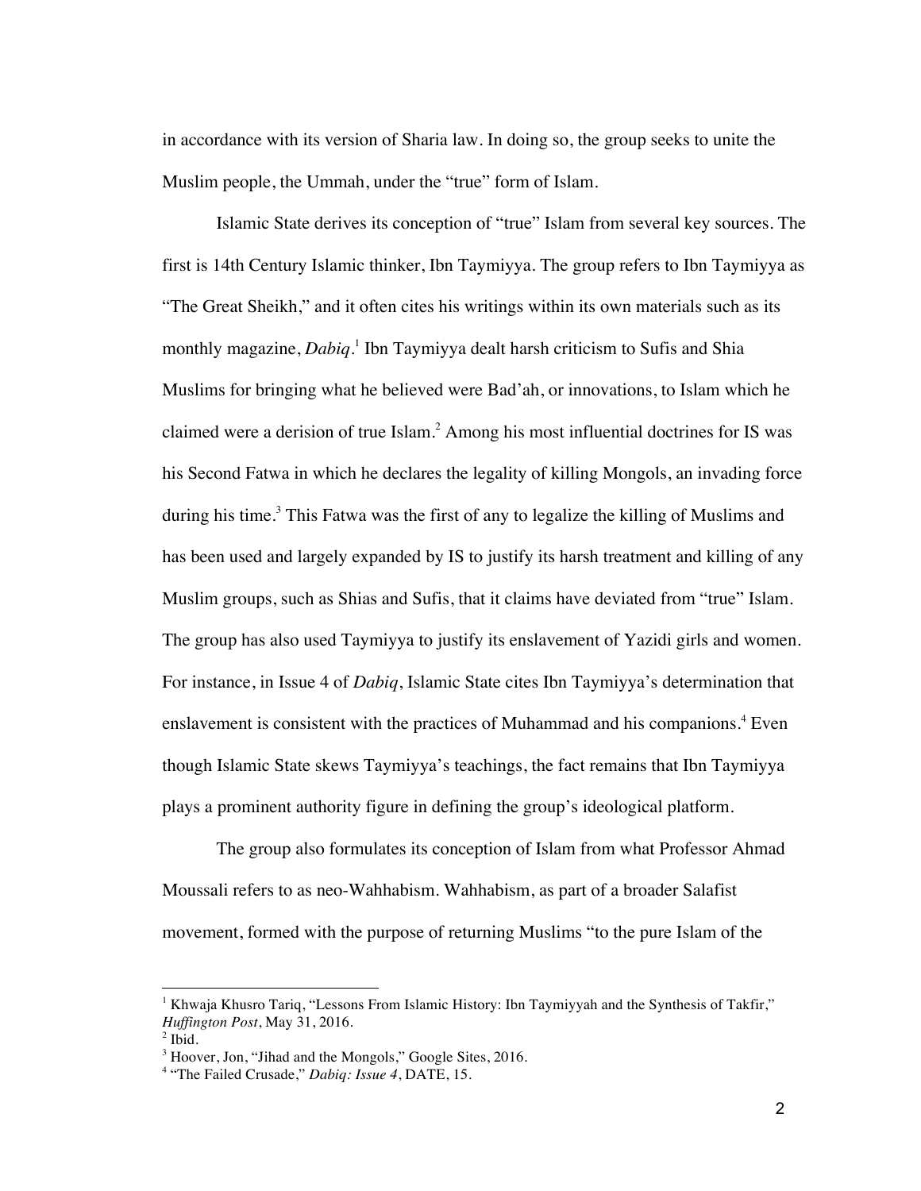in accordance with its version of Sharia law. In doing so, the group seeks to unite the Muslim people, the Ummah, under the "true" form of Islam.

Islamic State derives its conception of "true" Islam from several key sources. The first is 14th Century Islamic thinker, Ibn Taymiyya. The group refers to Ibn Taymiyya as "The Great Sheikh," and it often cites his writings within its own materials such as its monthly magazine, *Dabiq*.[1] Ibn Taymiyya dealt harsh criticism to Sufis and Shia Muslims for bringing what he believed were Bad'ah, or innovations, to Islam which he claimed were a derision of true Islam.[2] Among his most influential doctrines for IS was his Second Fatwa in which he declares the legality of killing Mongols, an invading force during his time.[3] This Fatwa was the first of any to legalize the killing of Muslims and has been used and largely expanded by IS to justify its harsh treatment and killing of any Muslim groups, such as Shias and Sufis, that it claims have deviated from "true" Islam. The group has also used Taymiyya to justify its enslavement of Yazidi girls and women. For instance, in Issue 4 of *Dabiq*, Islamic State cites Ibn Taymiyya's determination that enslavement is consistent with the practices of Muhammad and his companions.[4] Even though Islamic State skews Taymiyya's teachings, the fact remains that Ibn Taymiyya plays a prominent authority figure in defining the group's ideological platform.

The group also formulates its conception of Islam from what Professor Ahmad Moussali refers to as neo-Wahhabism. Wahhabism, as part of a broader Salafist movement, formed with the purpose of returning Muslims "to the pure Islam of the

---

[1] Khwaja Khusro Tariq, "Lessons From Islamic History: Ibn Taymiyyah and the Synthesis of Takfir," *Huffington Post*, May 31, 2016.

[2] Ibid.

[3] Hoover, Jon, "Jihad and the Mongols," Google Sites, 2016.

[4] "The Failed Crusade," *Dabiq: Issue 4*, DATE, 15.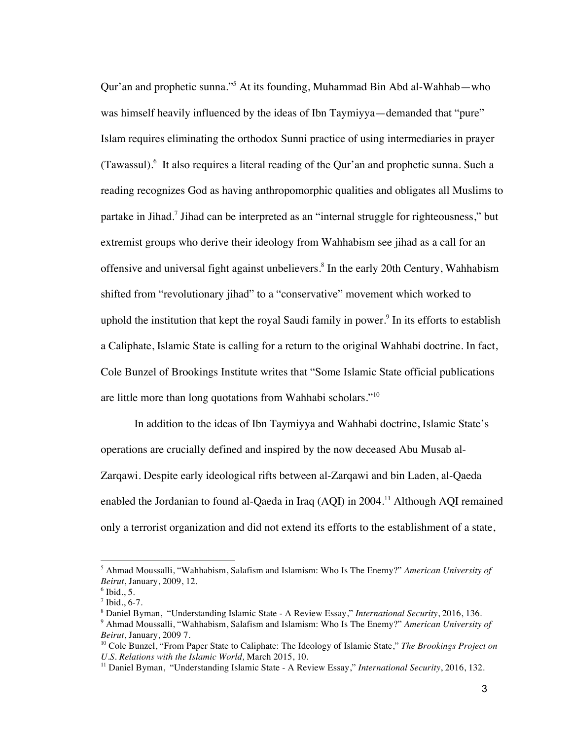Qur'an and prophetic sunna."[5] At its founding, Muhammad Bin Abd al-Wahhab—who was himself heavily influenced by the ideas of Ibn Taymiyya—demanded that "pure" Islam requires eliminating the orthodox Sunni practice of using intermediaries in prayer (Tawassul).[6] It also requires a literal reading of the Qur'an and prophetic sunna. Such a reading recognizes God as having anthropomorphic qualities and obligates all Muslims to partake in Jihad.[7] Jihad can be interpreted as an "internal struggle for righteousness," but extremist groups who derive their ideology from Wahhabism see jihad as a call for an offensive and universal fight against unbelievers.[8] In the early 20th Century, Wahhabism shifted from "revolutionary jihad" to a "conservative" movement which worked to uphold the institution that kept the royal Saudi family in power.[9] In its efforts to establish a Caliphate, Islamic State is calling for a return to the original Wahhabi doctrine. In fact, Cole Bunzel of Brookings Institute writes that "Some Islamic State official publications are little more than long quotations from Wahhabi scholars."[10]

In addition to the ideas of Ibn Taymiyya and Wahhabi doctrine, Islamic State's operations are crucially defined and inspired by the now deceased Abu Musab al-Zarqawi. Despite early ideological rifts between al-Zarqawi and bin Laden, al-Qaeda enabled the Jordanian to found al-Qaeda in Iraq (AQI) in 2004.[11] Although AQI remained only a terrorist organization and did not extend its efforts to the establishment of a state,

---

[5] Ahmad Moussalli, "Wahhabism, Salafism and Islamism: Who Is The Enemy?" *American University of Beirut*, January, 2009, 12.

[6] Ibid., 5.

[7] Ibid., 6-7.

[8] Daniel Byman, "Understanding Islamic State - A Review Essay," *International Security*, 2016, 136.

[9] Ahmad Moussalli, "Wahhabism, Salafism and Islamism: Who Is The Enemy?" *American University of Beirut*, January, 2009 7.

[10] Cole Bunzel, "From Paper State to Caliphate: The Ideology of Islamic State," *The Brookings Project on U.S. Relations with the Islamic World,* March 2015, 10.

[11] Daniel Byman, "Understanding Islamic State - A Review Essay," *International Security*, 2016, 132.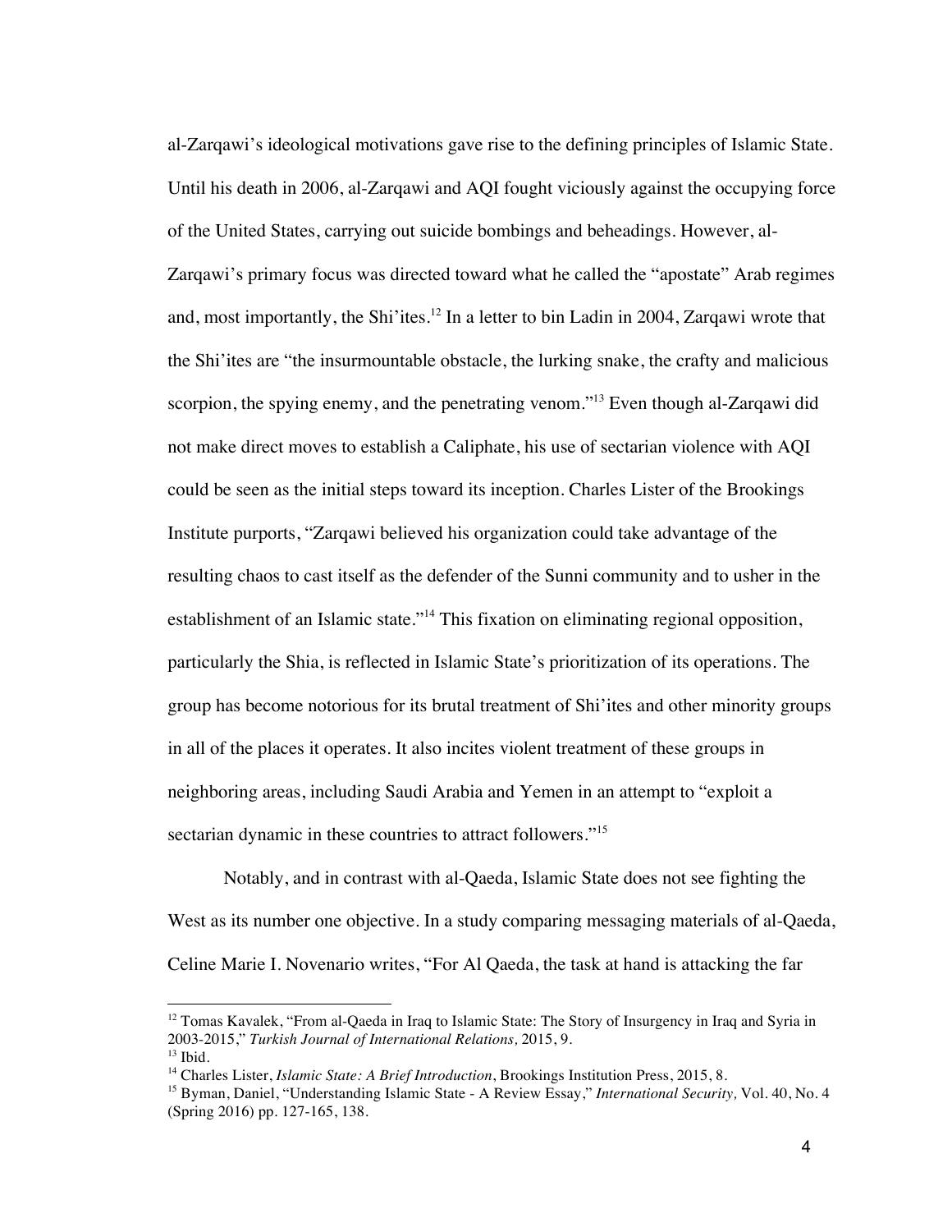al-Zarqawi's ideological motivations gave rise to the defining principles of Islamic State. Until his death in 2006, al-Zarqawi and AQI fought viciously against the occupying force of the United States, carrying out suicide bombings and beheadings. However, al-Zarqawi's primary focus was directed toward what he called the "apostate" Arab regimes and, most importantly, the Shi'ites.[12] In a letter to bin Ladin in 2004, Zarqawi wrote that the Shi'ites are "the insurmountable obstacle, the lurking snake, the crafty and malicious scorpion, the spying enemy, and the penetrating venom."[13] Even though al-Zarqawi did not make direct moves to establish a Caliphate, his use of sectarian violence with AQI could be seen as the initial steps toward its inception. Charles Lister of the Brookings Institute purports, "Zarqawi believed his organization could take advantage of the resulting chaos to cast itself as the defender of the Sunni community and to usher in the establishment of an Islamic state."[14] This fixation on eliminating regional opposition, particularly the Shia, is reflected in Islamic State's prioritization of its operations. The group has become notorious for its brutal treatment of Shi'ites and other minority groups in all of the places it operates. It also incites violent treatment of these groups in neighboring areas, including Saudi Arabia and Yemen in an attempt to "exploit a sectarian dynamic in these countries to attract followers."[15]

Notably, and in contrast with al-Qaeda, Islamic State does not see fighting the West as its number one objective. In a study comparing messaging materials of al-Qaeda, Celine Marie I. Novenario writes, "For Al Qaeda, the task at hand is attacking the far

---

[12] Tomas Kavalek, "From al-Qaeda in Iraq to Islamic State: The Story of Insurgency in Iraq and Syria in 2003-2015," *Turkish Journal of International Relations,* 2015, 9.

[13] Ibid.

[14] Charles Lister, *Islamic State: A Brief Introduction*, Brookings Institution Press, 2015, 8.

[15] Byman, Daniel, "Understanding Islamic State - A Review Essay," *International Security,* Vol. 40, No. 4 (Spring 2016) pp. 127-165, 138.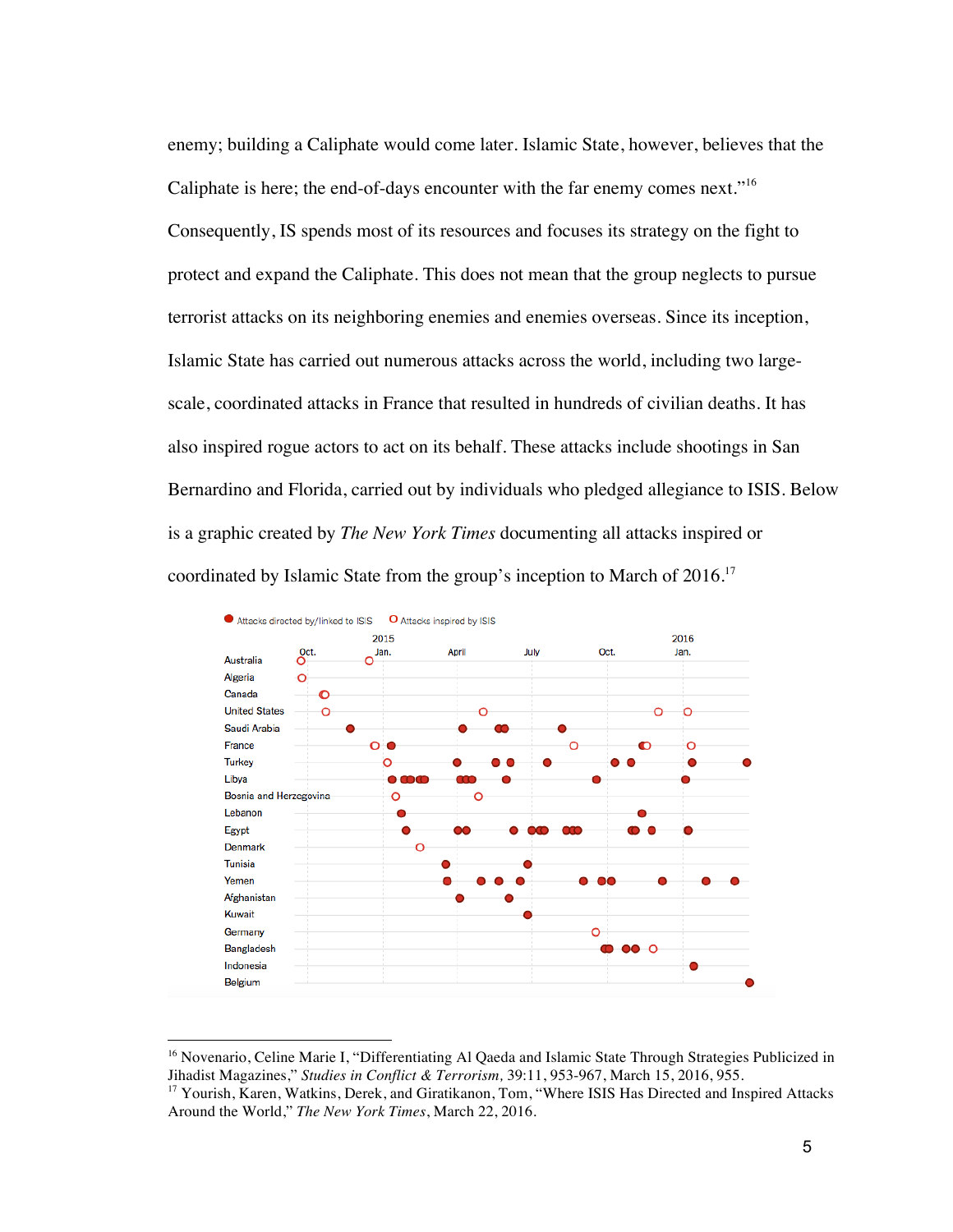enemy; building a Caliphate would come later. Islamic State, however, believes that the Caliphate is here; the end-of-days encounter with the far enemy comes next."[16] Consequently, IS spends most of its resources and focuses its strategy on the fight to protect and expand the Caliphate. This does not mean that the group neglects to pursue terrorist attacks on its neighboring enemies and enemies overseas. Since its inception, Islamic State has carried out numerous attacks across the world, including two large-scale, coordinated attacks in France that resulted in hundreds of civilian deaths. It has also inspired rogue actors to act on its behalf. These attacks include shootings in San Bernardino and Florida, carried out by individuals who pledged allegiance to ISIS. Below is a graphic created by *The New York Times* documenting all attacks inspired or coordinated by Islamic State from the group's inception to March of 2016.[17]

● Attacks directed by/linked to ISIS   ○ Attacks inspired by ISIS

Oct. | 2015 Jan. | April | July | Oct. | 2016 Jan.

Australia, Algeria, Canada, United States, Saudi Arabia, France, Turkey, Libya, Bosnia and Herzegovina, Lebanon, Egypt, Denmark, Tunisia, Yemen, Afghanistan, Kuwait, Germany, Bangladesh, Indonesia, Belgium

---

[16] Novenario, Celine Marie I, "Differentiating Al Qaeda and Islamic State Through Strategies Publicized in Jihadist Magazines," *Studies in Conflict & Terrorism,* 39:11, 953-967, March 15, 2016, 955.

[17] Yourish, Karen, Watkins, Derek, and Giratikanon, Tom, "Where ISIS Has Directed and Inspired Attacks Around the World," *The New York Times*, March 22, 2016.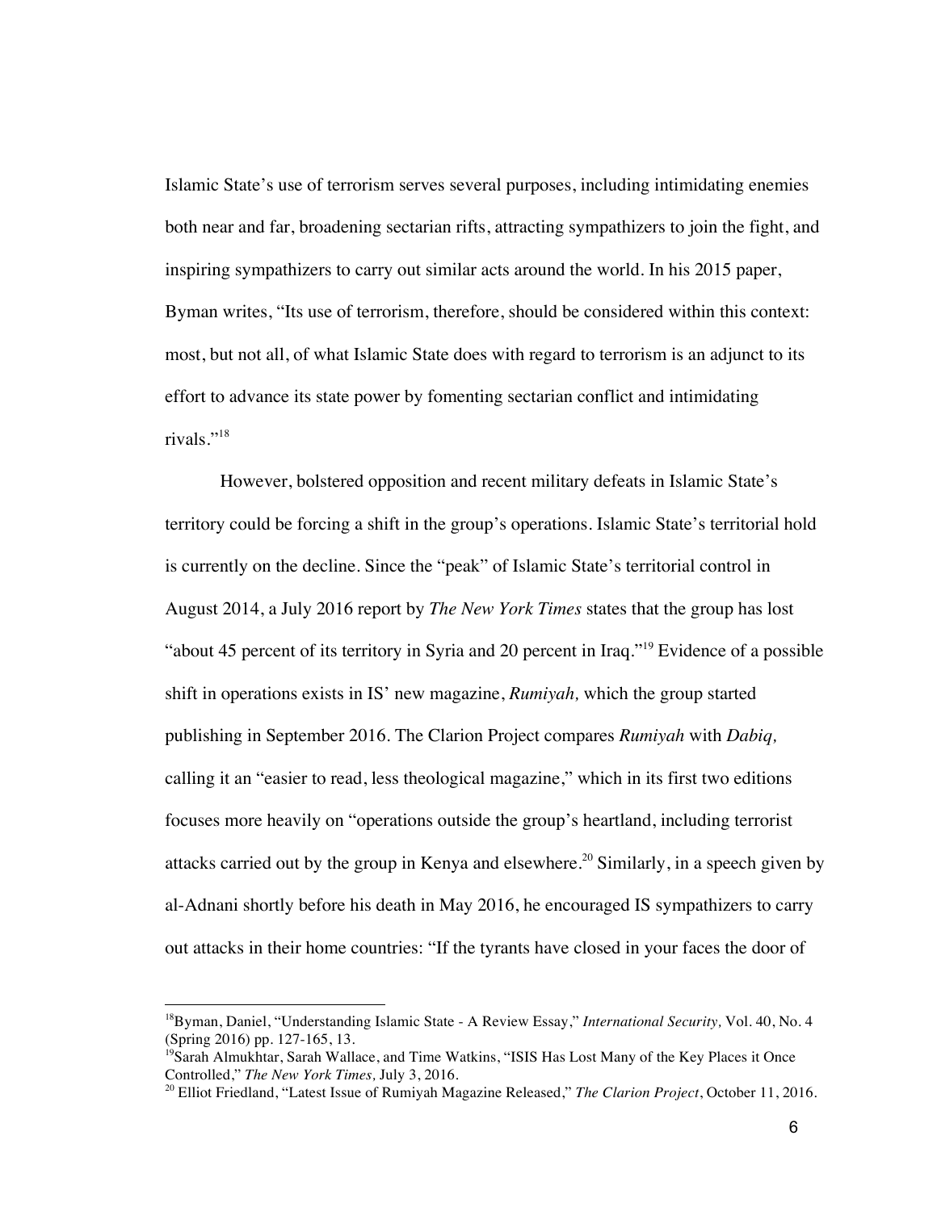Islamic State's use of terrorism serves several purposes, including intimidating enemies both near and far, broadening sectarian rifts, attracting sympathizers to join the fight, and inspiring sympathizers to carry out similar acts around the world. In his 2015 paper, Byman writes, "Its use of terrorism, therefore, should be considered within this context: most, but not all, of what Islamic State does with regard to terrorism is an adjunct to its effort to advance its state power by fomenting sectarian conflict and intimidating rivals."[18]

However, bolstered opposition and recent military defeats in Islamic State's territory could be forcing a shift in the group's operations. Islamic State's territorial hold is currently on the decline. Since the "peak" of Islamic State's territorial control in August 2014, a July 2016 report by *The New York Times* states that the group has lost "about 45 percent of its territory in Syria and 20 percent in Iraq."[19] Evidence of a possible shift in operations exists in IS' new magazine, *Rumiyah,* which the group started publishing in September 2016. The Clarion Project compares *Rumiyah* with *Dabiq,* calling it an "easier to read, less theological magazine," which in its first two editions focuses more heavily on "operations outside the group's heartland, including terrorist attacks carried out by the group in Kenya and elsewhere.[20] Similarly, in a speech given by al-Adnani shortly before his death in May 2016, he encouraged IS sympathizers to carry out attacks in their home countries: "If the tyrants have closed in your faces the door of

---

[18] Byman, Daniel, "Understanding Islamic State - A Review Essay," *International Security,* Vol. 40, No. 4 (Spring 2016) pp. 127-165, 13.

[19] Sarah Almukhtar, Sarah Wallace, and Time Watkins, "ISIS Has Lost Many of the Key Places it Once Controlled," *The New York Times,* July 3, 2016.

[20] Elliot Friedland, "Latest Issue of Rumiyah Magazine Released," *The Clarion Project*, October 11, 2016.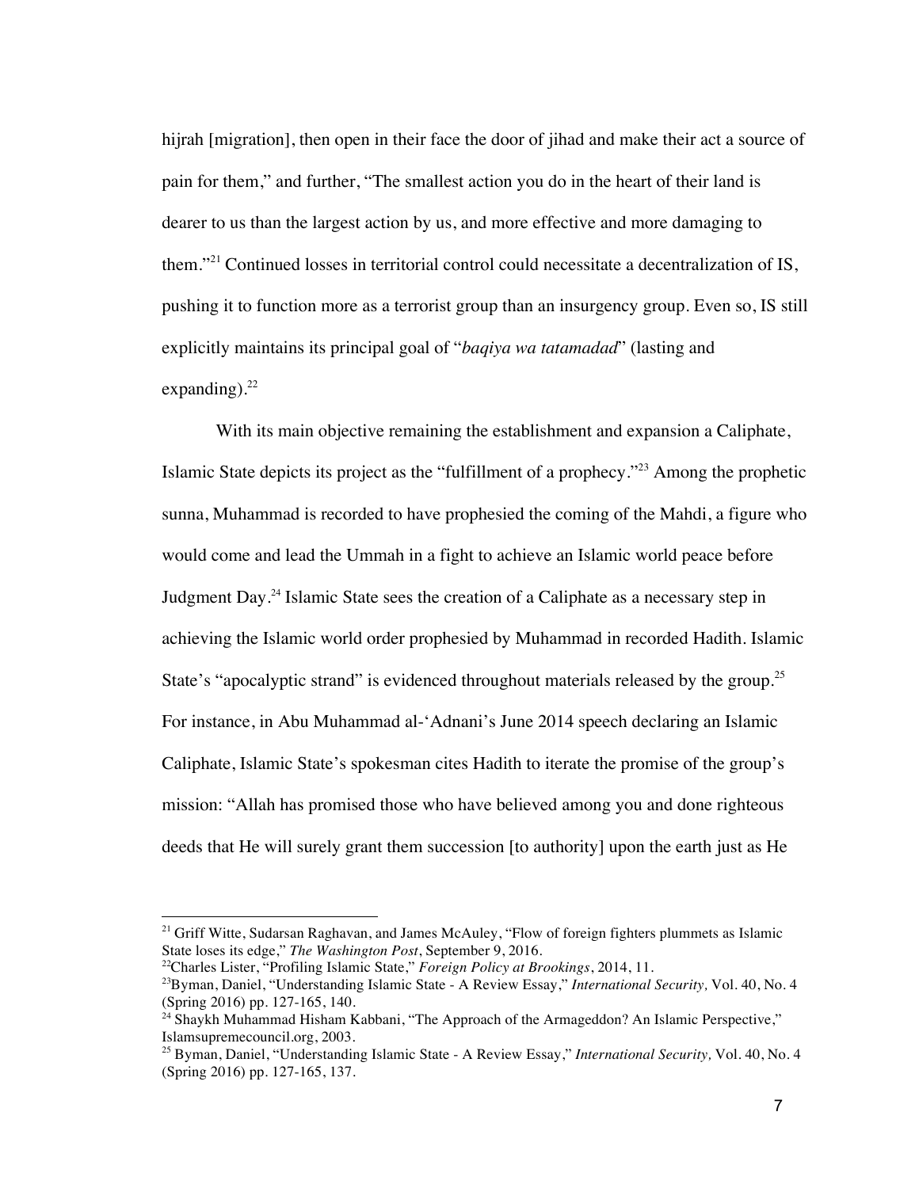hijrah [migration], then open in their face the door of jihad and make their act a source of pain for them," and further, "The smallest action you do in the heart of their land is dearer to us than the largest action by us, and more effective and more damaging to them."[21] Continued losses in territorial control could necessitate a decentralization of IS, pushing it to function more as a terrorist group than an insurgency group. Even so, IS still explicitly maintains its principal goal of "*baqiya wa tatamadad*" (lasting and expanding).[22]

With its main objective remaining the establishment and expansion a Caliphate, Islamic State depicts its project as the "fulfillment of a prophecy."[23] Among the prophetic sunna, Muhammad is recorded to have prophesied the coming of the Mahdi, a figure who would come and lead the Ummah in a fight to achieve an Islamic world peace before Judgment Day.[24] Islamic State sees the creation of a Caliphate as a necessary step in achieving the Islamic world order prophesied by Muhammad in recorded Hadith. Islamic State's "apocalyptic strand" is evidenced throughout materials released by the group.[25] For instance, in Abu Muhammad al-'Adnani's June 2014 speech declaring an Islamic Caliphate, Islamic State's spokesman cites Hadith to iterate the promise of the group's mission: "Allah has promised those who have believed among you and done righteous deeds that He will surely grant them succession [to authority] upon the earth just as He

---

[21] Griff Witte, Sudarsan Raghavan, and James McAuley, "Flow of foreign fighters plummets as Islamic State loses its edge," *The Washington Post*, September 9, 2016.

[22] Charles Lister, "Profiling Islamic State," *Foreign Policy at Brookings*, 2014, 11.

[23] Byman, Daniel, "Understanding Islamic State - A Review Essay," *International Security,* Vol. 40, No. 4 (Spring 2016) pp. 127-165, 140.

[24] Shaykh Muhammad Hisham Kabbani, "The Approach of the Armageddon? An Islamic Perspective," Islamsupremecouncil.org, 2003.

[25] Byman, Daniel, "Understanding Islamic State - A Review Essay," *International Security,* Vol. 40, No. 4 (Spring 2016) pp. 127-165, 137.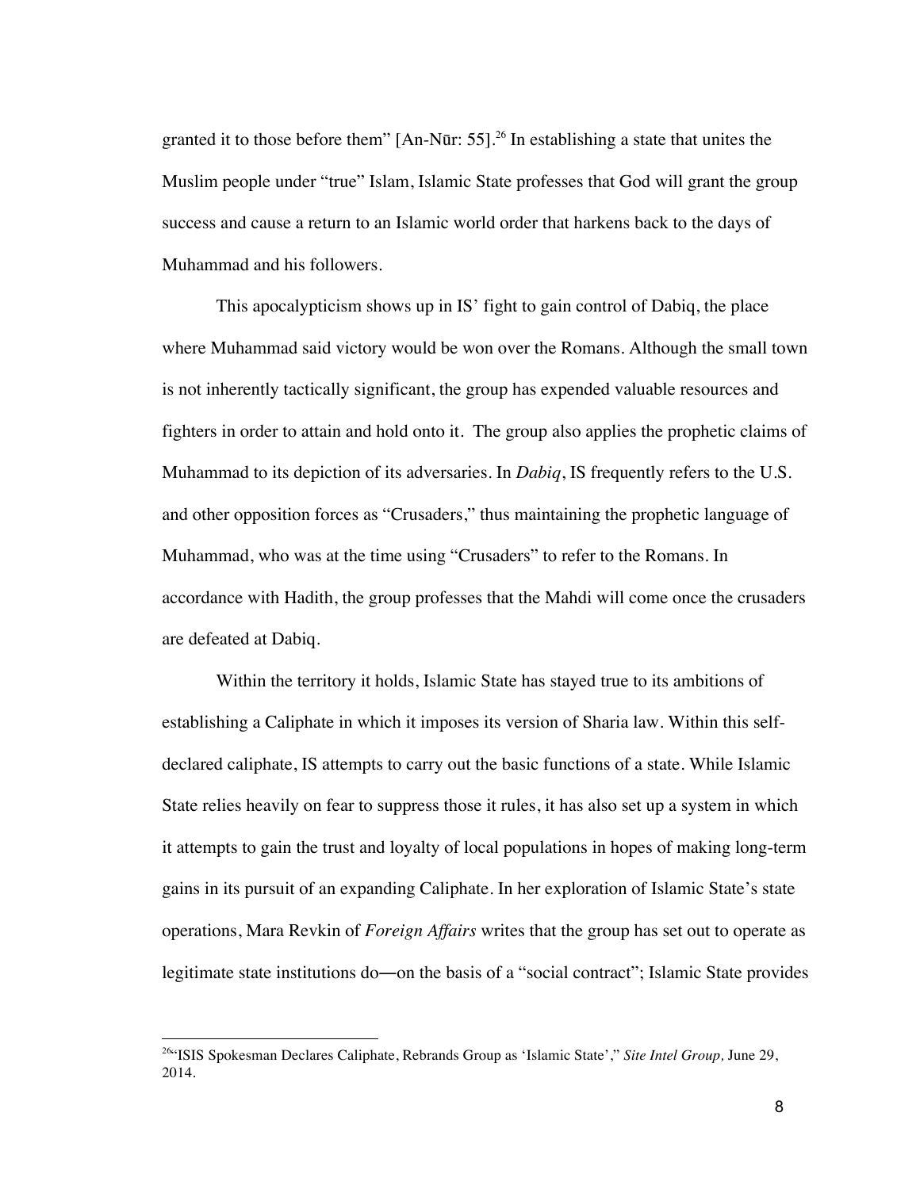granted it to those before them" [An-Nūr: 55].[26] In establishing a state that unites the Muslim people under "true" Islam, Islamic State professes that God will grant the group success and cause a return to an Islamic world order that harkens back to the days of Muhammad and his followers.

This apocalypticism shows up in IS' fight to gain control of Dabiq, the place where Muhammad said victory would be won over the Romans. Although the small town is not inherently tactically significant, the group has expended valuable resources and fighters in order to attain and hold onto it. The group also applies the prophetic claims of Muhammad to its depiction of its adversaries. In *Dabiq*, IS frequently refers to the U.S. and other opposition forces as "Crusaders," thus maintaining the prophetic language of Muhammad, who was at the time using "Crusaders" to refer to the Romans. In accordance with Hadith, the group professes that the Mahdi will come once the crusaders are defeated at Dabiq.

Within the territory it holds, Islamic State has stayed true to its ambitions of establishing a Caliphate in which it imposes its version of Sharia law. Within this self-declared caliphate, IS attempts to carry out the basic functions of a state. While Islamic State relies heavily on fear to suppress those it rules, it has also set up a system in which it attempts to gain the trust and loyalty of local populations in hopes of making long-term gains in its pursuit of an expanding Caliphate. In her exploration of Islamic State's state operations, Mara Revkin of *Foreign Affairs* writes that the group has set out to operate as legitimate state institutions do—on the basis of a "social contract"; Islamic State provides

---

[26] "ISIS Spokesman Declares Caliphate, Rebrands Group as 'Islamic State'," *Site Intel Group,* June 29, 2014.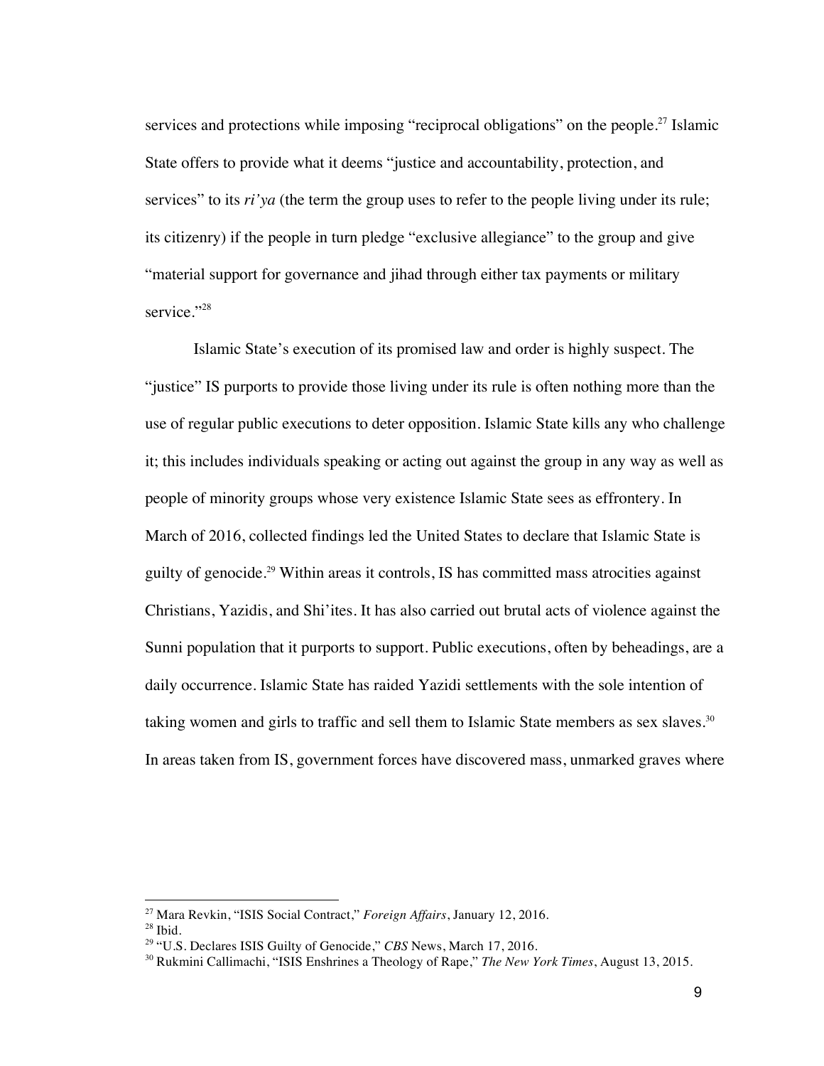services and protections while imposing "reciprocal obligations" on the people.[27] Islamic State offers to provide what it deems "justice and accountability, protection, and services" to its *ri'ya* (the term the group uses to refer to the people living under its rule; its citizenry) if the people in turn pledge "exclusive allegiance" to the group and give "material support for governance and jihad through either tax payments or military service."[28]

Islamic State's execution of its promised law and order is highly suspect. The "justice" IS purports to provide those living under its rule is often nothing more than the use of regular public executions to deter opposition. Islamic State kills any who challenge it; this includes individuals speaking or acting out against the group in any way as well as people of minority groups whose very existence Islamic State sees as effrontery. In March of 2016, collected findings led the United States to declare that Islamic State is guilty of genocide.[29] Within areas it controls, IS has committed mass atrocities against Christians, Yazidis, and Shi'ites. It has also carried out brutal acts of violence against the Sunni population that it purports to support. Public executions, often by beheadings, are a daily occurrence. Islamic State has raided Yazidi settlements with the sole intention of taking women and girls to traffic and sell them to Islamic State members as sex slaves.[30] In areas taken from IS, government forces have discovered mass, unmarked graves where

---

[27] Mara Revkin, "ISIS Social Contract," *Foreign Affairs*, January 12, 2016.

[28] Ibid.

[29] "U.S. Declares ISIS Guilty of Genocide," *CBS* News, March 17, 2016.

[30] Rukmini Callimachi, "ISIS Enshrines a Theology of Rape," *The New York Times*, August 13, 2015.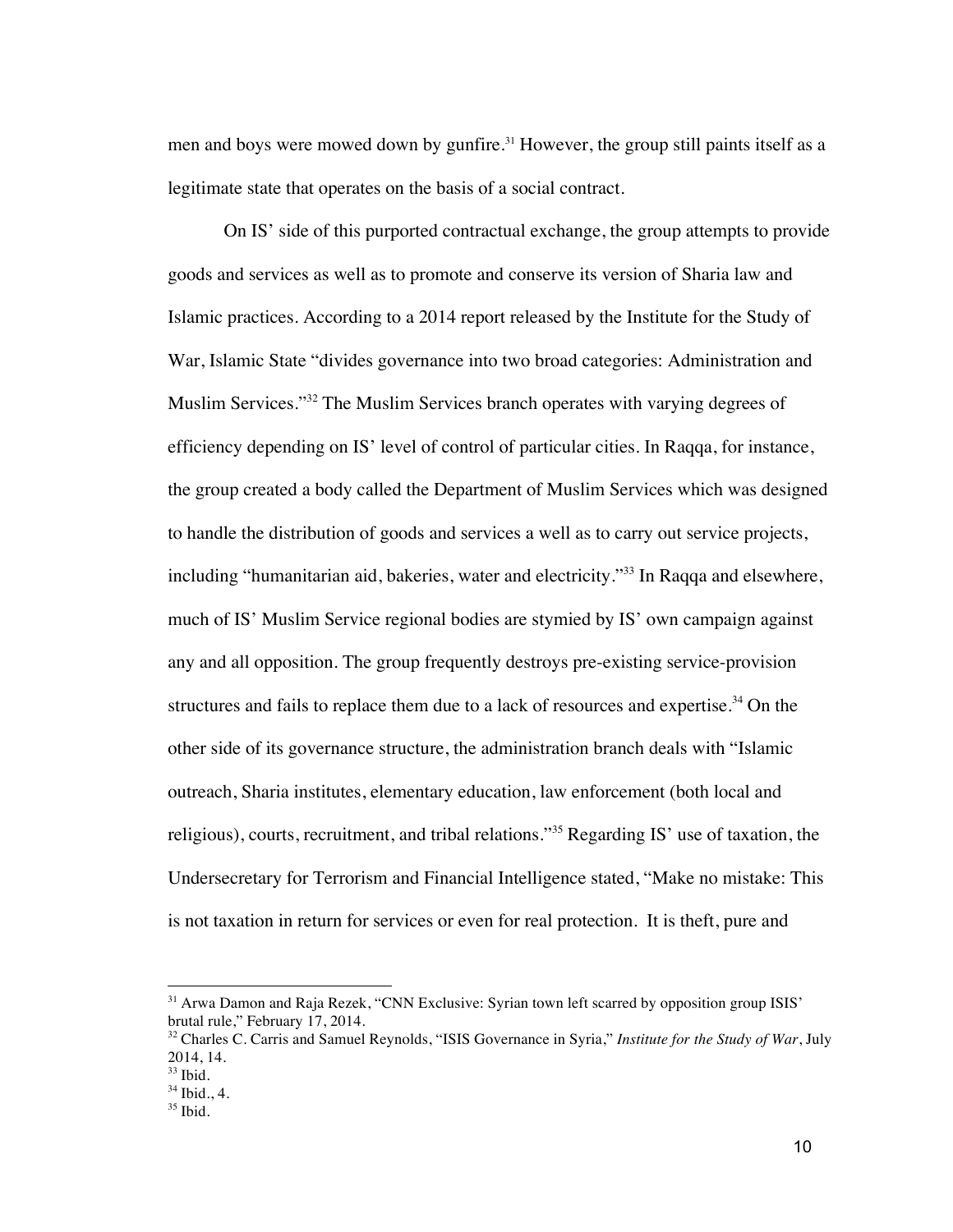men and boys were mowed down by gunfire.[31] However, the group still paints itself as a legitimate state that operates on the basis of a social contract.

On IS' side of this purported contractual exchange, the group attempts to provide goods and services as well as to promote and conserve its version of Sharia law and Islamic practices. According to a 2014 report released by the Institute for the Study of War, Islamic State "divides governance into two broad categories: Administration and Muslim Services."[32] The Muslim Services branch operates with varying degrees of efficiency depending on IS' level of control of particular cities. In Raqqa, for instance, the group created a body called the Department of Muslim Services which was designed to handle the distribution of goods and services a well as to carry out service projects, including "humanitarian aid, bakeries, water and electricity."[33] In Raqqa and elsewhere, much of IS' Muslim Service regional bodies are stymied by IS' own campaign against any and all opposition. The group frequently destroys pre-existing service-provision structures and fails to replace them due to a lack of resources and expertise.[34] On the other side of its governance structure, the administration branch deals with "Islamic outreach, Sharia institutes, elementary education, law enforcement (both local and religious), courts, recruitment, and tribal relations."[35] Regarding IS' use of taxation, the Undersecretary for Terrorism and Financial Intelligence stated, "Make no mistake: This is not taxation in return for services or even for real protection. It is theft, pure and

---

[31] Arwa Damon and Raja Rezek, "CNN Exclusive: Syrian town left scarred by opposition group ISIS' brutal rule," February 17, 2014.

[32] Charles C. Carris and Samuel Reynolds, "ISIS Governance in Syria," *Institute for the Study of War*, July 2014, 14.

[33] Ibid.

[34] Ibid., 4.

[35] Ibid.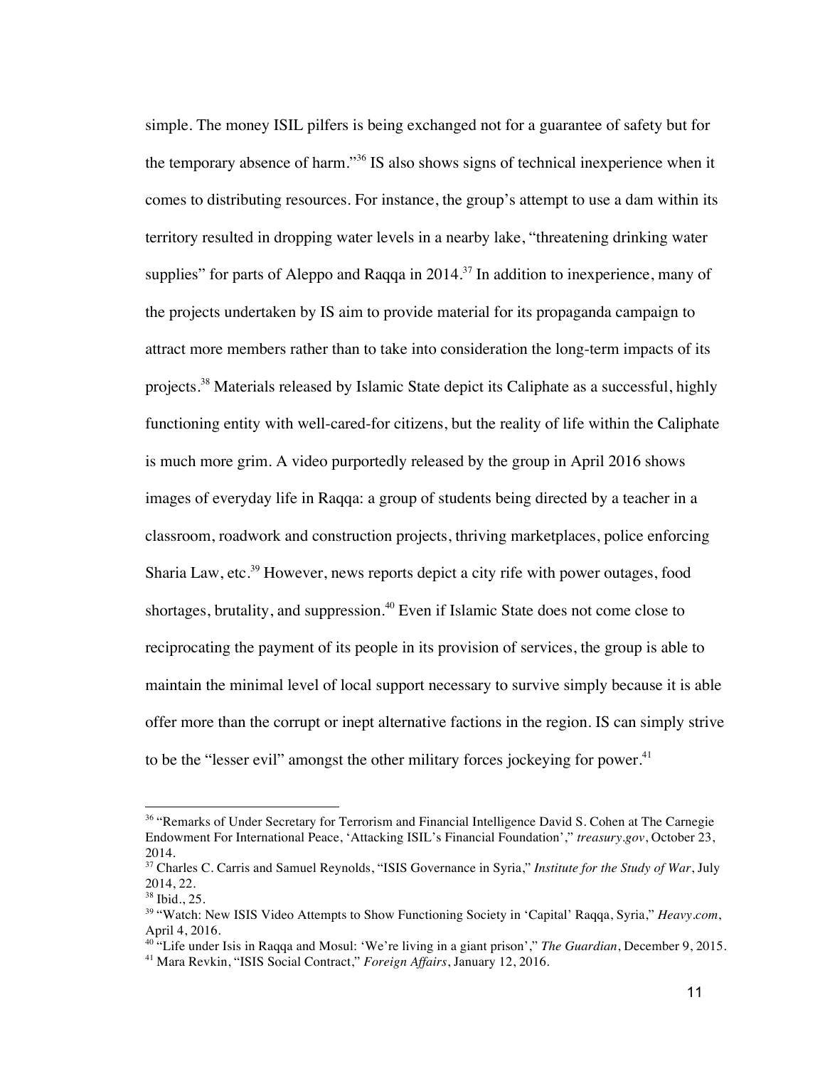simple. The money ISIL pilfers is being exchanged not for a guarantee of safety but for the temporary absence of harm."[36] IS also shows signs of technical inexperience when it comes to distributing resources. For instance, the group's attempt to use a dam within its territory resulted in dropping water levels in a nearby lake, "threatening drinking water supplies" for parts of Aleppo and Raqqa in 2014.[37] In addition to inexperience, many of the projects undertaken by IS aim to provide material for its propaganda campaign to attract more members rather than to take into consideration the long-term impacts of its projects.[38] Materials released by Islamic State depict its Caliphate as a successful, highly functioning entity with well-cared-for citizens, but the reality of life within the Caliphate is much more grim. A video purportedly released by the group in April 2016 shows images of everyday life in Raqqa: a group of students being directed by a teacher in a classroom, roadwork and construction projects, thriving marketplaces, police enforcing Sharia Law, etc.[39] However, news reports depict a city rife with power outages, food shortages, brutality, and suppression.[40] Even if Islamic State does not come close to reciprocating the payment of its people in its provision of services, the group is able to maintain the minimal level of local support necessary to survive simply because it is able offer more than the corrupt or inept alternative factions in the region. IS can simply strive to be the "lesser evil" amongst the other military forces jockeying for power.[41]

---

[36] "Remarks of Under Secretary for Terrorism and Financial Intelligence David S. Cohen at The Carnegie Endowment For International Peace, 'Attacking ISIL's Financial Foundation'," *treasury.gov*, October 23, 2014.

[37] Charles C. Carris and Samuel Reynolds, "ISIS Governance in Syria," *Institute for the Study of War*, July 2014, 22.

[38] Ibid., 25.

[39] "Watch: New ISIS Video Attempts to Show Functioning Society in 'Capital' Raqqa, Syria," *Heavy.com*, April 4, 2016.

[40] "Life under Isis in Raqqa and Mosul: 'We're living in a giant prison'," *The Guardian*, December 9, 2015.

[41] Mara Revkin, "ISIS Social Contract," *Foreign Affairs*, January 12, 2016.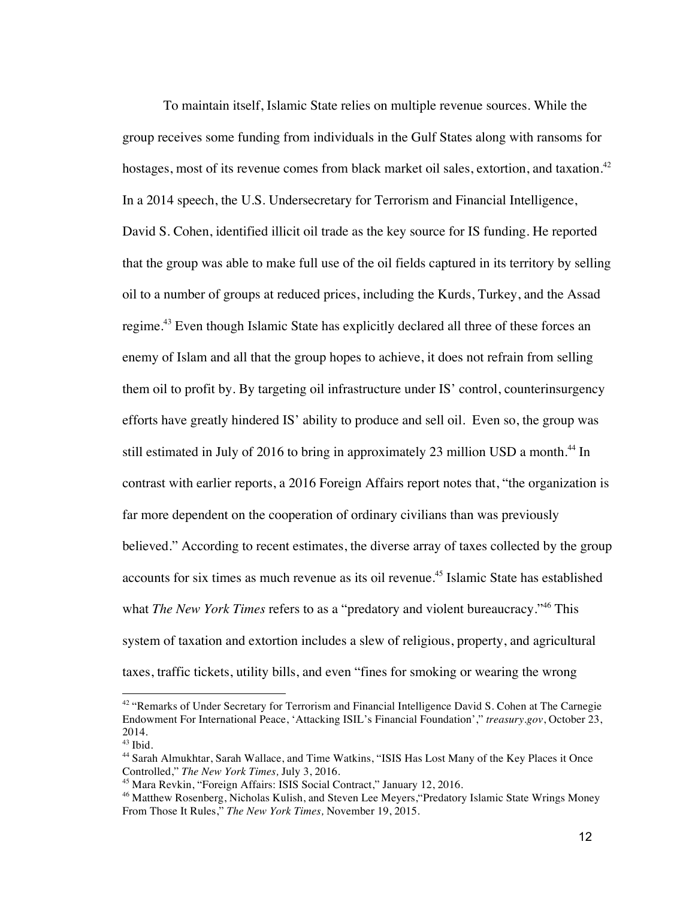To maintain itself, Islamic State relies on multiple revenue sources. While the group receives some funding from individuals in the Gulf States along with ransoms for hostages, most of its revenue comes from black market oil sales, extortion, and taxation.[42] In a 2014 speech, the U.S. Undersecretary for Terrorism and Financial Intelligence, David S. Cohen, identified illicit oil trade as the key source for IS funding. He reported that the group was able to make full use of the oil fields captured in its territory by selling oil to a number of groups at reduced prices, including the Kurds, Turkey, and the Assad regime.[43] Even though Islamic State has explicitly declared all three of these forces an enemy of Islam and all that the group hopes to achieve, it does not refrain from selling them oil to profit by. By targeting oil infrastructure under IS' control, counterinsurgency efforts have greatly hindered IS' ability to produce and sell oil. Even so, the group was still estimated in July of 2016 to bring in approximately 23 million USD a month.[44] In contrast with earlier reports, a 2016 Foreign Affairs report notes that, "the organization is far more dependent on the cooperation of ordinary civilians than was previously believed." According to recent estimates, the diverse array of taxes collected by the group accounts for six times as much revenue as its oil revenue.[45] Islamic State has established what *The New York Times* refers to as a "predatory and violent bureaucracy."[46] This system of taxation and extortion includes a slew of religious, property, and agricultural taxes, traffic tickets, utility bills, and even "fines for smoking or wearing the wrong

---

[42] "Remarks of Under Secretary for Terrorism and Financial Intelligence David S. Cohen at The Carnegie Endowment For International Peace, 'Attacking ISIL's Financial Foundation'," *treasury.gov*, October 23, 2014.

[43] Ibid.

[44] Sarah Almukhtar, Sarah Wallace, and Time Watkins, "ISIS Has Lost Many of the Key Places it Once Controlled," *The New York Times,* July 3, 2016.

[45] Mara Revkin, "Foreign Affairs: ISIS Social Contract," January 12, 2016.

[46] Matthew Rosenberg, Nicholas Kulish, and Steven Lee Meyers,"Predatory Islamic State Wrings Money From Those It Rules," *The New York Times,* November 19, 2015.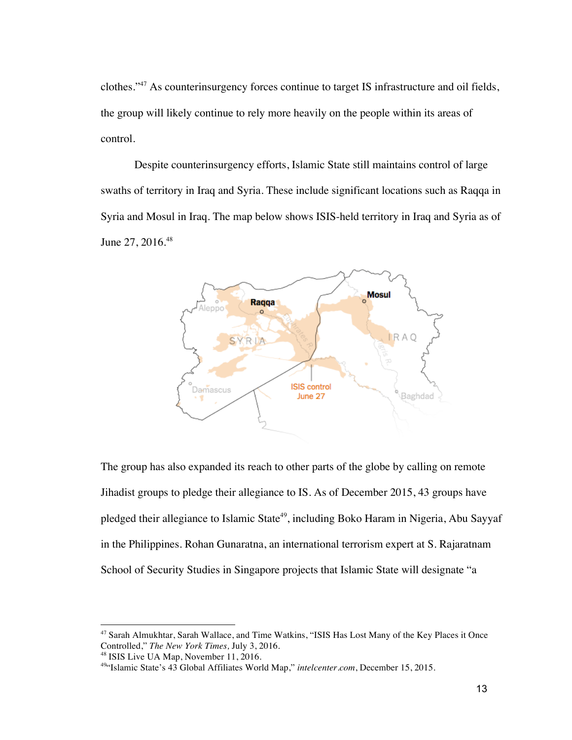clothes."[47] As counterinsurgency forces continue to target IS infrastructure and oil fields, the group will likely continue to rely more heavily on the people within its areas of control.

Despite counterinsurgency efforts, Islamic State still maintains control of large swaths of territory in Iraq and Syria. These include significant locations such as Raqqa in Syria and Mosul in Iraq. The map below shows ISIS-held territory in Iraq and Syria as of June 27, 2016.[48]

The group has also expanded its reach to other parts of the globe by calling on remote Jihadist groups to pledge their allegiance to IS. As of December 2015, 43 groups have pledged their allegiance to Islamic State[49], including Boko Haram in Nigeria, Abu Sayyaf in the Philippines. Rohan Gunaratna, an international terrorism expert at S. Rajaratnam School of Security Studies in Singapore projects that Islamic State will designate "a

---

[47] Sarah Almukhtar, Sarah Wallace, and Time Watkins, "ISIS Has Lost Many of the Key Places it Once Controlled," *The New York Times,* July 3, 2016.

[48] ISIS Live UA Map, November 11, 2016.

[49] "Islamic State's 43 Global Affiliates World Map," *intelcenter.com*, December 15, 2015.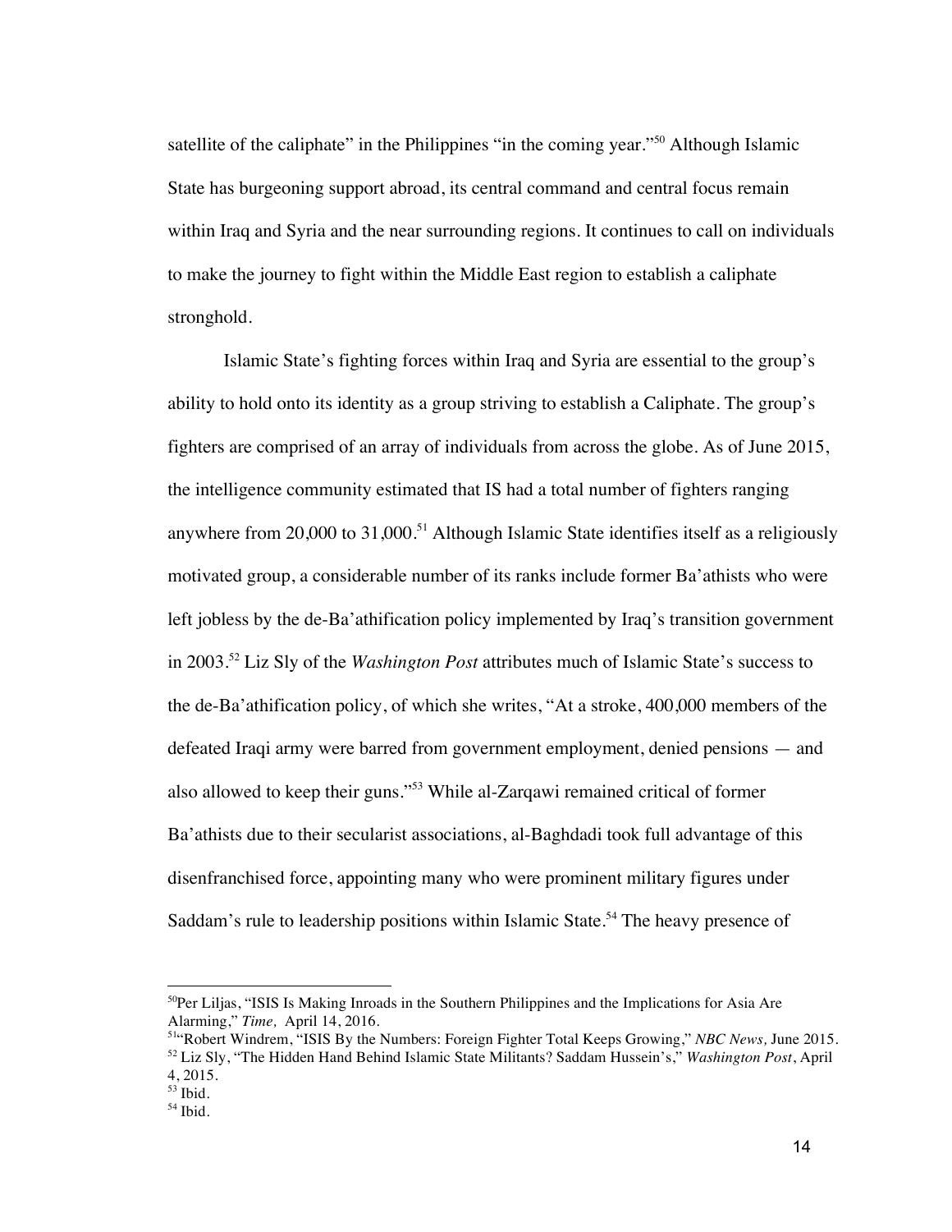satellite of the caliphate" in the Philippines "in the coming year."[50] Although Islamic State has burgeoning support abroad, its central command and central focus remain within Iraq and Syria and the near surrounding regions. It continues to call on individuals to make the journey to fight within the Middle East region to establish a caliphate stronghold.

Islamic State's fighting forces within Iraq and Syria are essential to the group's ability to hold onto its identity as a group striving to establish a Caliphate. The group's fighters are comprised of an array of individuals from across the globe. As of June 2015, the intelligence community estimated that IS had a total number of fighters ranging anywhere from 20,000 to 31,000.[51] Although Islamic State identifies itself as a religiously motivated group, a considerable number of its ranks include former Ba'athists who were left jobless by the de-Ba'athification policy implemented by Iraq's transition government in 2003.[52] Liz Sly of the *Washington Post* attributes much of Islamic State's success to the de-Ba'athification policy, of which she writes, "At a stroke, 400,000 members of the defeated Iraqi army were barred from government employment, denied pensions — and also allowed to keep their guns."[53] While al-Zarqawi remained critical of former Ba'athists due to their secularist associations, al-Baghdadi took full advantage of this disenfranchised force, appointing many who were prominent military figures under Saddam's rule to leadership positions within Islamic State.[54] The heavy presence of

---

[50]Per Liljas, "ISIS Is Making Inroads in the Southern Philippines and the Implications for Asia Are Alarming," *Time,* April 14, 2016.

[51]"Robert Windrem, "ISIS By the Numbers: Foreign Fighter Total Keeps Growing," *NBC News,* June 2015.

[52] Liz Sly, "The Hidden Hand Behind Islamic State Militants? Saddam Hussein's," *Washington Post*, April 4, 2015.

[53] Ibid.

[54] Ibid.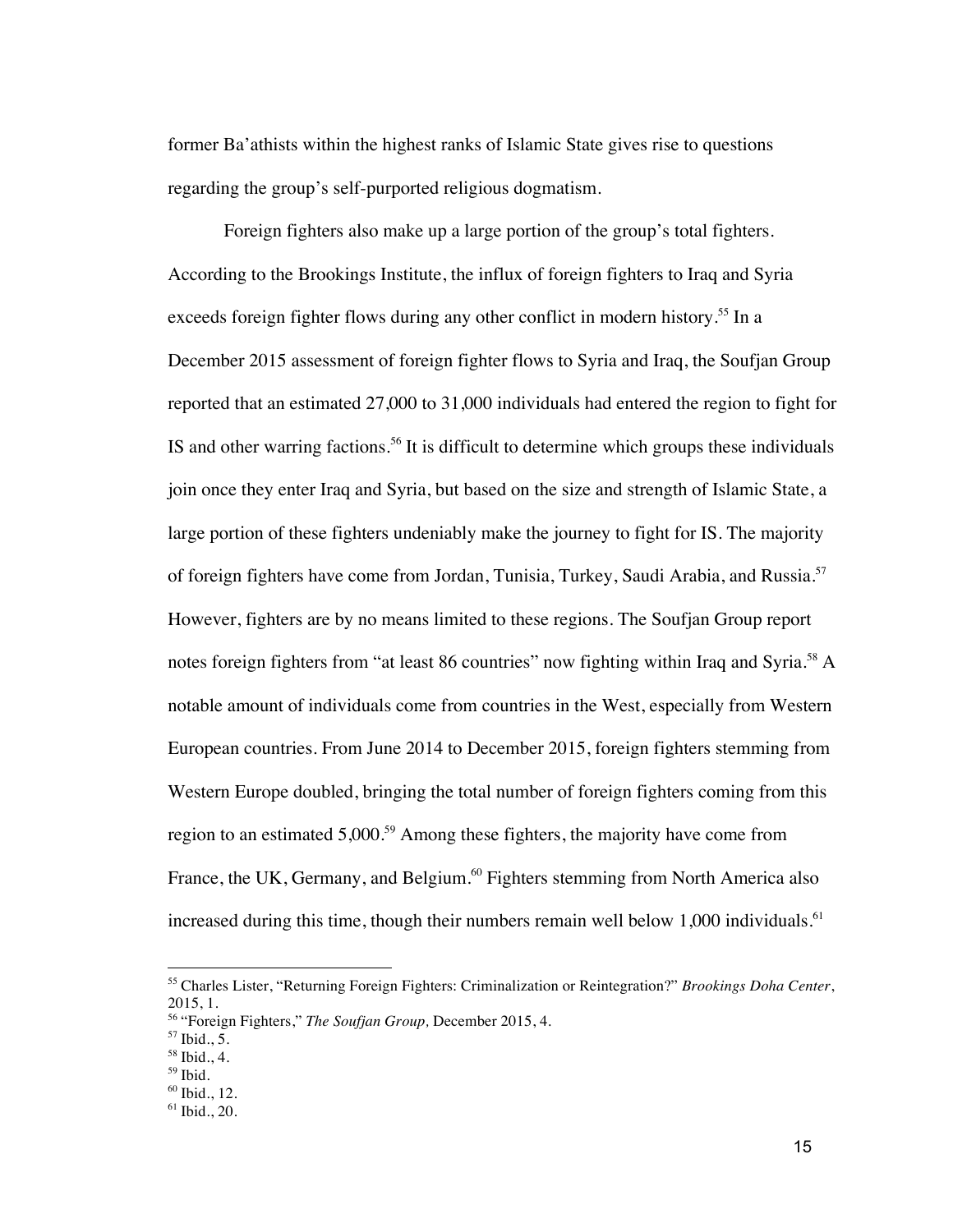former Ba'athists within the highest ranks of Islamic State gives rise to questions regarding the group's self-purported religious dogmatism.

Foreign fighters also make up a large portion of the group's total fighters. According to the Brookings Institute, the influx of foreign fighters to Iraq and Syria exceeds foreign fighter flows during any other conflict in modern history.[55] In a December 2015 assessment of foreign fighter flows to Syria and Iraq, the Soufjan Group reported that an estimated 27,000 to 31,000 individuals had entered the region to fight for IS and other warring factions.[56] It is difficult to determine which groups these individuals join once they enter Iraq and Syria, but based on the size and strength of Islamic State, a large portion of these fighters undeniably make the journey to fight for IS. The majority of foreign fighters have come from Jordan, Tunisia, Turkey, Saudi Arabia, and Russia.[57] However, fighters are by no means limited to these regions. The Soufjan Group report notes foreign fighters from "at least 86 countries" now fighting within Iraq and Syria.[58] A notable amount of individuals come from countries in the West, especially from Western European countries. From June 2014 to December 2015, foreign fighters stemming from Western Europe doubled, bringing the total number of foreign fighters coming from this region to an estimated 5,000.[59] Among these fighters, the majority have come from France, the UK, Germany, and Belgium.[60] Fighters stemming from North America also increased during this time, though their numbers remain well below 1,000 individuals.[61]

---

[55] Charles Lister, "Returning Foreign Fighters: Criminalization or Reintegration?" *Brookings Doha Center*, 2015, 1.

[56] "Foreign Fighters," *The Soufjan Group,* December 2015, 4.

[57] Ibid., 5.

[58] Ibid., 4.

[59] Ibid.

[60] Ibid., 12.

[61] Ibid., 20.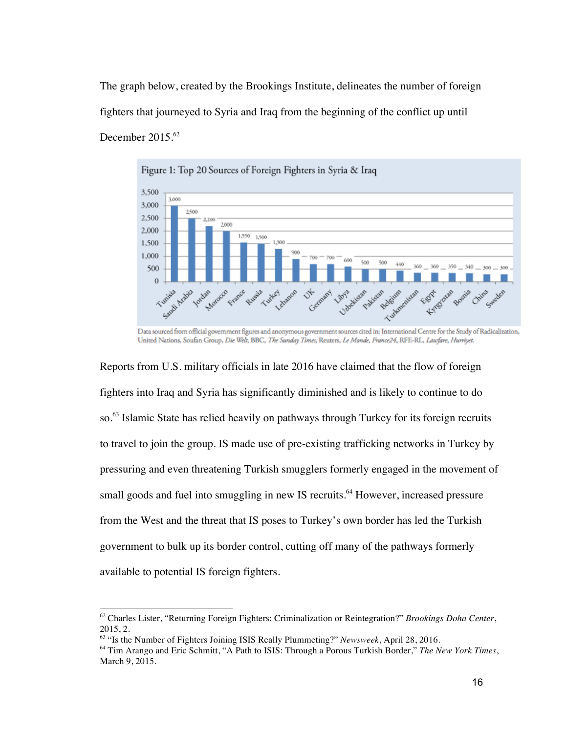The graph below, created by the Brookings Institute, delineates the number of foreign fighters that journeyed to Syria and Iraq from the beginning of the conflict up until December 2015.[62]

**Figure 1: Top 20 Sources of Foreign Fighters in Syria & Iraq**

| Country | Foreign Fighters |
|---|---|
| Tunisia | 3,000 |
| Saudi Arabia | 2,500 |
| Jordan | 2,200 |
| Morocco | 2,000 |
| France | 1,550 |
| Russia | 1,500 |
| Turkey | 1,300 |
| Lebanon | 900 |
| UK | 700 |
| Germany | 700 |
| Libya | 600 |
| Uzbekistan | 500 |
| Pakistan | 500 |
| Belgium | 440 |
| Turkmenistan | 360 |
| Egypt | 360 |
| Kyrgyzstan | 350 |
| Bosnia | 340 |
| China | 300 |
| Sweden | 300 |

Data sourced from official government figures and anonymous government sources cited in: International Centre for the Study of Radicalization, United Nations, Soufan Group, *Die Welt*, BBC, *The Sunday Times*, Reuters, *Le Monde*, *France24*, RFE-RL, *Lawfare*, *Hurriyet*.

Reports from U.S. military officials in late 2016 have claimed that the flow of foreign fighters into Iraq and Syria has significantly diminished and is likely to continue to do so.[63] Islamic State has relied heavily on pathways through Turkey for its foreign recruits to travel to join the group. IS made use of pre-existing trafficking networks in Turkey by pressuring and even threatening Turkish smugglers formerly engaged in the movement of small goods and fuel into smuggling in new IS recruits.[64] However, increased pressure from the West and the threat that IS poses to Turkey's own border has led the Turkish government to bulk up its border control, cutting off many of the pathways formerly available to potential IS foreign fighters.

---

[62] Charles Lister, "Returning Foreign Fighters: Criminalization or Reintegration?" *Brookings Doha Center*, 2015, 2.

[63] "Is the Number of Fighters Joining ISIS Really Plummeting?" *Newsweek*, April 28, 2016.

[64] Tim Arango and Eric Schmitt, "A Path to ISIS: Through a Porous Turkish Border," *The New York Times*, March 9, 2015.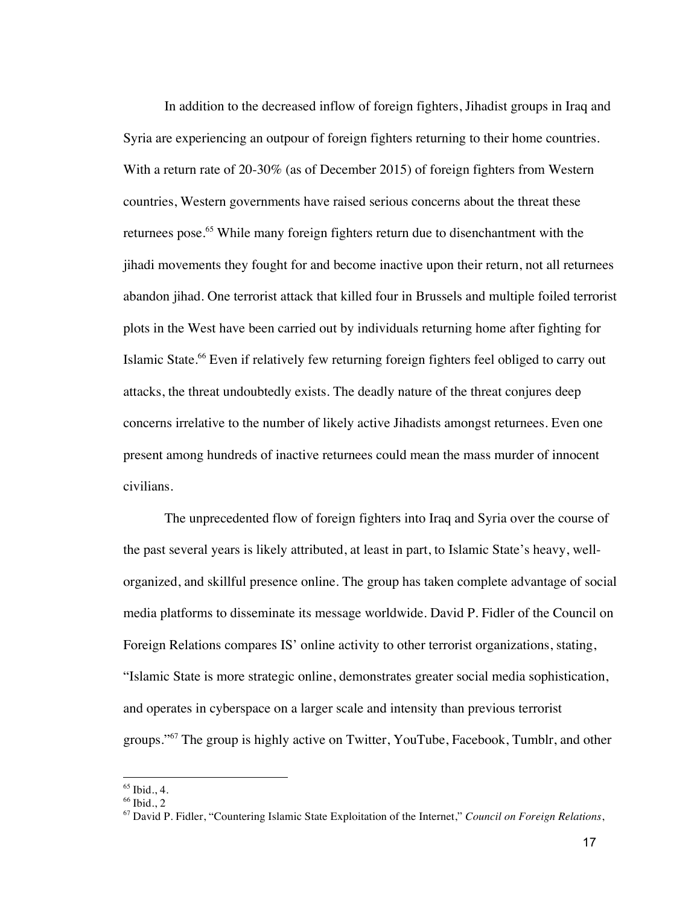In addition to the decreased inflow of foreign fighters, Jihadist groups in Iraq and Syria are experiencing an outpour of foreign fighters returning to their home countries. With a return rate of 20-30% (as of December 2015) of foreign fighters from Western countries, Western governments have raised serious concerns about the threat these returnees pose.[65] While many foreign fighters return due to disenchantment with the jihadi movements they fought for and become inactive upon their return, not all returnees abandon jihad. One terrorist attack that killed four in Brussels and multiple foiled terrorist plots in the West have been carried out by individuals returning home after fighting for Islamic State.[66] Even if relatively few returning foreign fighters feel obliged to carry out attacks, the threat undoubtedly exists. The deadly nature of the threat conjures deep concerns irrelative to the number of likely active Jihadists amongst returnees. Even one present among hundreds of inactive returnees could mean the mass murder of innocent civilians.

The unprecedented flow of foreign fighters into Iraq and Syria over the course of the past several years is likely attributed, at least in part, to Islamic State's heavy, well-organized, and skillful presence online. The group has taken complete advantage of social media platforms to disseminate its message worldwide. David P. Fidler of the Council on Foreign Relations compares IS' online activity to other terrorist organizations, stating, "Islamic State is more strategic online, demonstrates greater social media sophistication, and operates in cyberspace on a larger scale and intensity than previous terrorist groups."[67] The group is highly active on Twitter, YouTube, Facebook, Tumblr, and other

---

[65] Ibid., 4.

[66] Ibid., 2

[67] David P. Fidler, "Countering Islamic State Exploitation of the Internet," *Council on Foreign Relations*,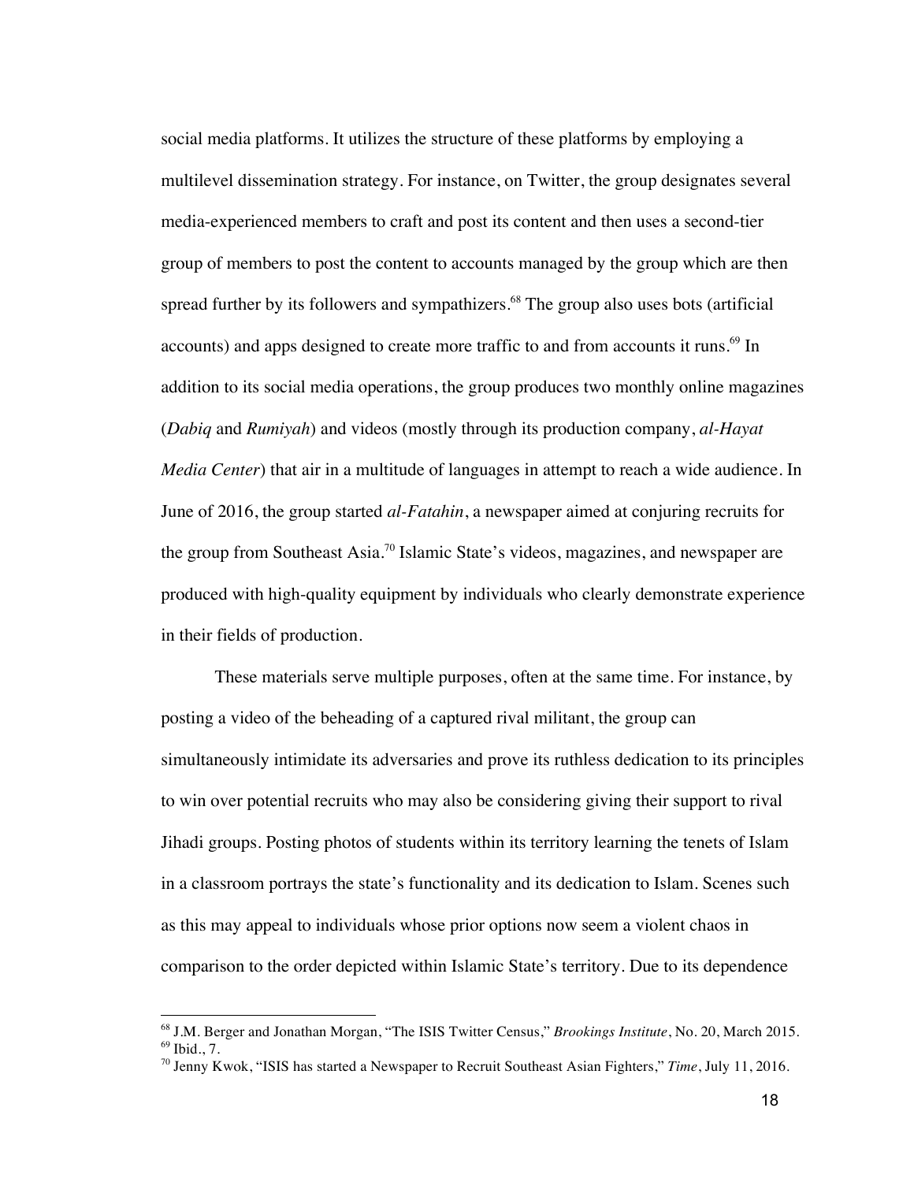social media platforms. It utilizes the structure of these platforms by employing a multilevel dissemination strategy. For instance, on Twitter, the group designates several media-experienced members to craft and post its content and then uses a second-tier group of members to post the content to accounts managed by the group which are then spread further by its followers and sympathizers.[68] The group also uses bots (artificial accounts) and apps designed to create more traffic to and from accounts it runs.[69] In addition to its social media operations, the group produces two monthly online magazines (*Dabiq* and *Rumiyah*) and videos (mostly through its production company, *al-Hayat Media Center*) that air in a multitude of languages in attempt to reach a wide audience. In June of 2016, the group started *al-Fatahin*, a newspaper aimed at conjuring recruits for the group from Southeast Asia.[70] Islamic State's videos, magazines, and newspaper are produced with high-quality equipment by individuals who clearly demonstrate experience in their fields of production.

These materials serve multiple purposes, often at the same time. For instance, by posting a video of the beheading of a captured rival militant, the group can simultaneously intimidate its adversaries and prove its ruthless dedication to its principles to win over potential recruits who may also be considering giving their support to rival Jihadi groups. Posting photos of students within its territory learning the tenets of Islam in a classroom portrays the state's functionality and its dedication to Islam. Scenes such as this may appeal to individuals whose prior options now seem a violent chaos in comparison to the order depicted within Islamic State's territory. Due to its dependence

---

[68] J.M. Berger and Jonathan Morgan, "The ISIS Twitter Census," *Brookings Institute*, No. 20, March 2015.
[69] Ibid., 7.
[70] Jenny Kwok, "ISIS has started a Newspaper to Recruit Southeast Asian Fighters," *Time*, July 11, 2016.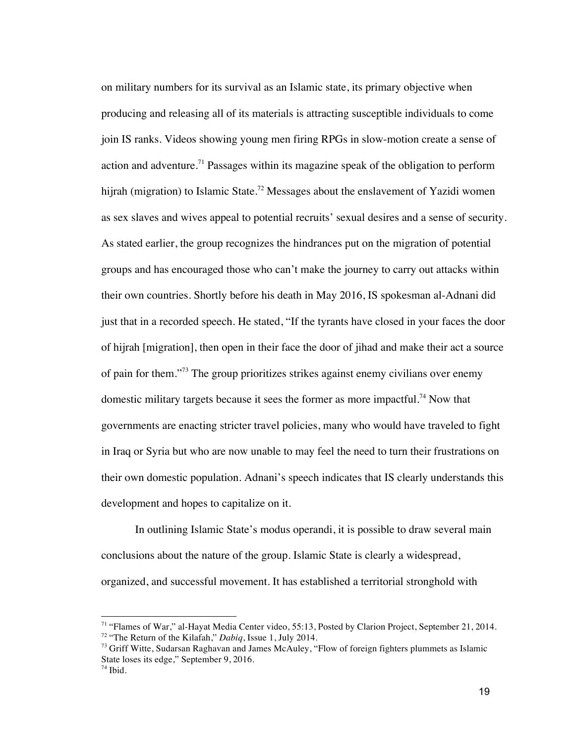on military numbers for its survival as an Islamic state, its primary objective when producing and releasing all of its materials is attracting susceptible individuals to come join IS ranks. Videos showing young men firing RPGs in slow-motion create a sense of action and adventure.[71] Passages within its magazine speak of the obligation to perform hijrah (migration) to Islamic State.[72] Messages about the enslavement of Yazidi women as sex slaves and wives appeal to potential recruits' sexual desires and a sense of security. As stated earlier, the group recognizes the hindrances put on the migration of potential groups and has encouraged those who can't make the journey to carry out attacks within their own countries. Shortly before his death in May 2016, IS spokesman al-Adnani did just that in a recorded speech. He stated, "If the tyrants have closed in your faces the door of hijrah [migration], then open in their face the door of jihad and make their act a source of pain for them."[73] The group prioritizes strikes against enemy civilians over enemy domestic military targets because it sees the former as more impactful.[74] Now that governments are enacting stricter travel policies, many who would have traveled to fight in Iraq or Syria but who are now unable to may feel the need to turn their frustrations on their own domestic population. Adnani's speech indicates that IS clearly understands this development and hopes to capitalize on it.

In outlining Islamic State's modus operandi, it is possible to draw several main conclusions about the nature of the group. Islamic State is clearly a widespread, organized, and successful movement. It has established a territorial stronghold with

---

[71] "Flames of War," al-Hayat Media Center video, 55:13, Posted by Clarion Project, September 21, 2014.

[72] "The Return of the Kilafah," *Dabiq*, Issue 1, July 2014.

[73] Griff Witte, Sudarsan Raghavan and James McAuley, "Flow of foreign fighters plummets as Islamic State loses its edge," September 9, 2016.

[74] Ibid.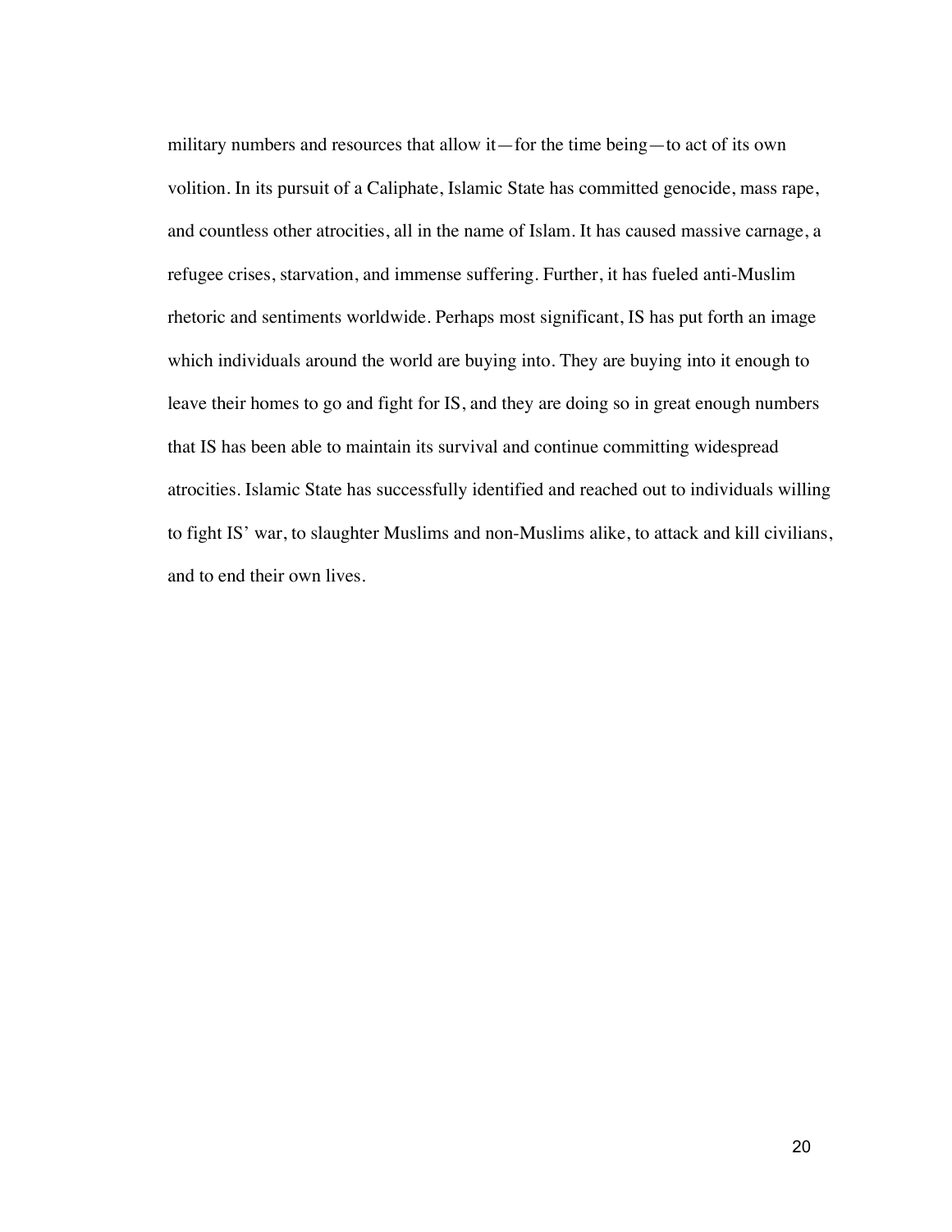military numbers and resources that allow it—for the time being—to act of its own volition. In its pursuit of a Caliphate, Islamic State has committed genocide, mass rape, and countless other atrocities, all in the name of Islam. It has caused massive carnage, a refugee crises, starvation, and immense suffering. Further, it has fueled anti-Muslim rhetoric and sentiments worldwide. Perhaps most significant, IS has put forth an image which individuals around the world are buying into. They are buying into it enough to leave their homes to go and fight for IS, and they are doing so in great enough numbers that IS has been able to maintain its survival and continue committing widespread atrocities. Islamic State has successfully identified and reached out to individuals willing to fight IS' war, to slaughter Muslims and non-Muslims alike, to attack and kill civilians, and to end their own lives.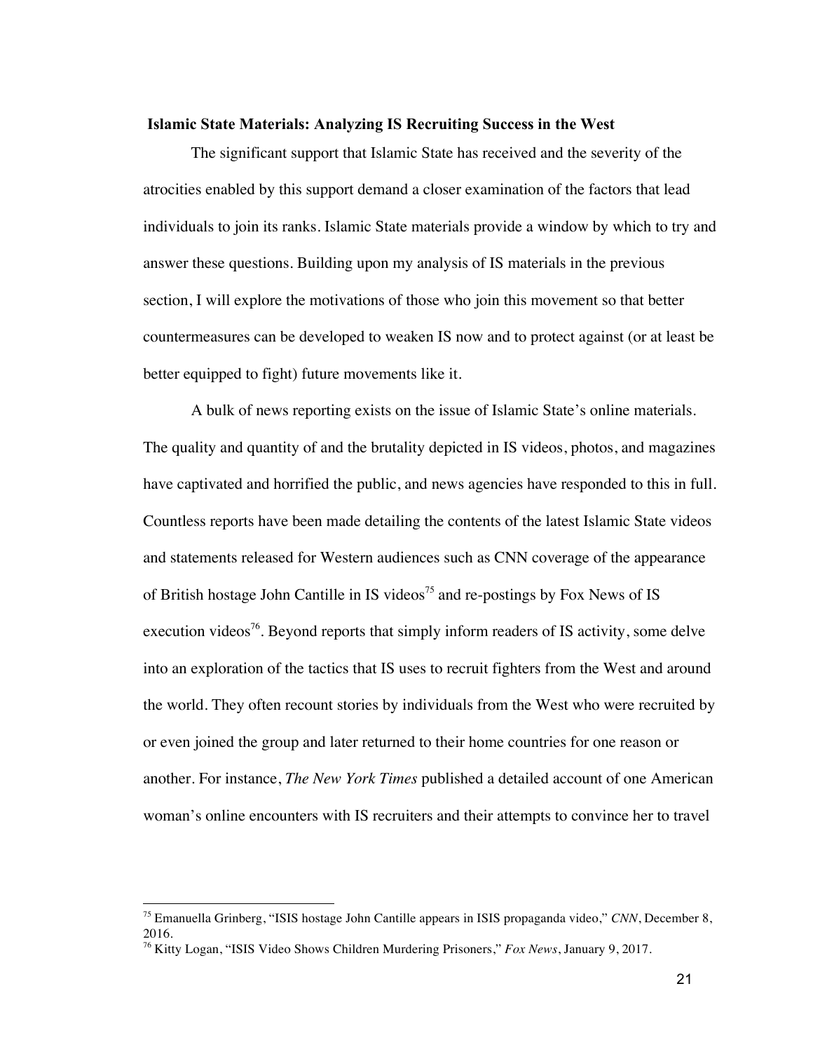**Islamic State Materials: Analyzing IS Recruiting Success in the West**

The significant support that Islamic State has received and the severity of the atrocities enabled by this support demand a closer examination of the factors that lead individuals to join its ranks. Islamic State materials provide a window by which to try and answer these questions. Building upon my analysis of IS materials in the previous section, I will explore the motivations of those who join this movement so that better countermeasures can be developed to weaken IS now and to protect against (or at least be better equipped to fight) future movements like it.

A bulk of news reporting exists on the issue of Islamic State's online materials. The quality and quantity of and the brutality depicted in IS videos, photos, and magazines have captivated and horrified the public, and news agencies have responded to this in full. Countless reports have been made detailing the contents of the latest Islamic State videos and statements released for Western audiences such as CNN coverage of the appearance of British hostage John Cantille in IS videos[75] and re-postings by Fox News of IS execution videos[76]. Beyond reports that simply inform readers of IS activity, some delve into an exploration of the tactics that IS uses to recruit fighters from the West and around the world. They often recount stories by individuals from the West who were recruited by or even joined the group and later returned to their home countries for one reason or another. For instance, *The New York Times* published a detailed account of one American woman's online encounters with IS recruiters and their attempts to convince her to travel

---

[75] Emanuella Grinberg, "ISIS hostage John Cantille appears in ISIS propaganda video," *CNN*, December 8, 2016.

[76] Kitty Logan, "ISIS Video Shows Children Murdering Prisoners," *Fox News*, January 9, 2017.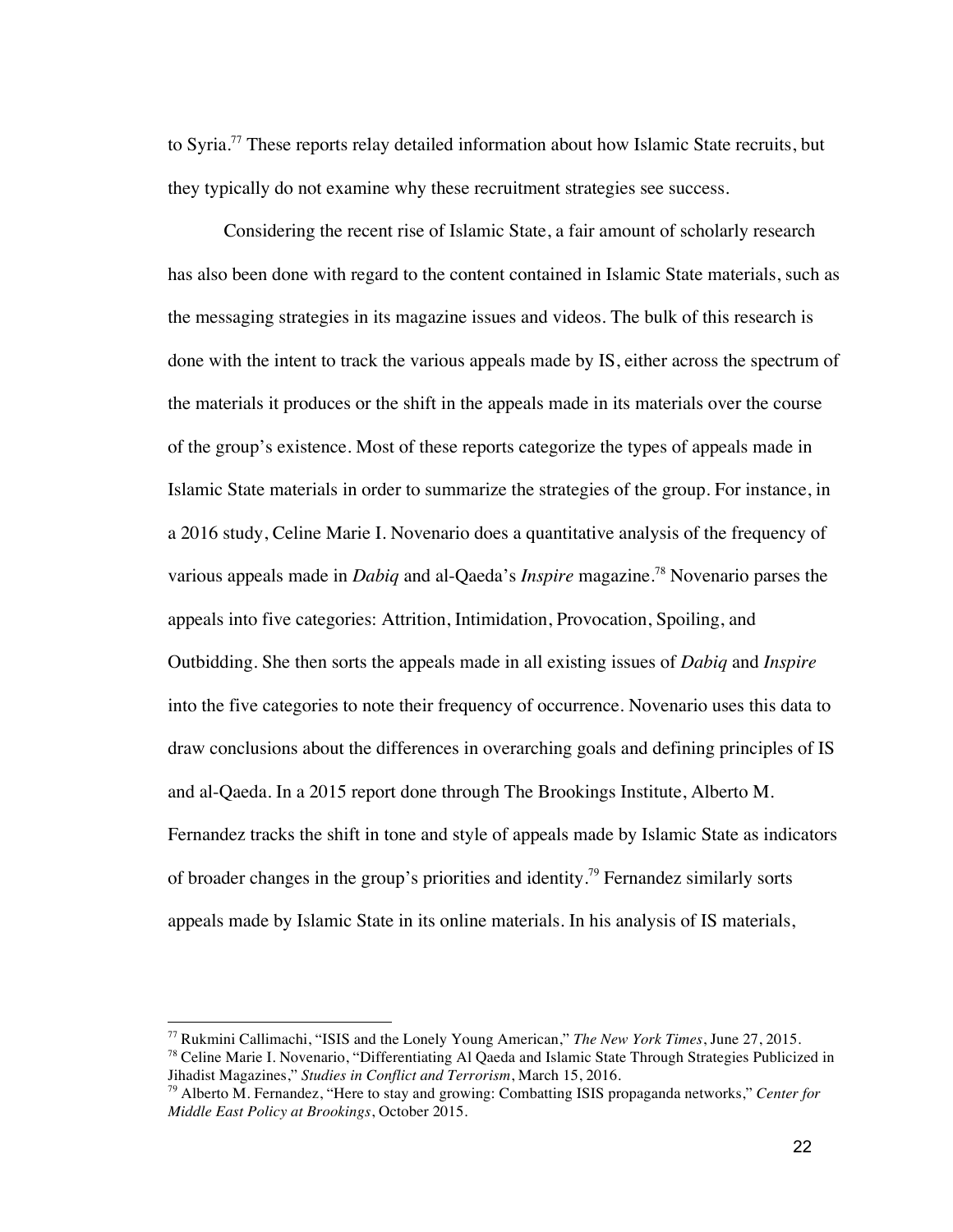to Syria.[77] These reports relay detailed information about how Islamic State recruits, but they typically do not examine why these recruitment strategies see success.

Considering the recent rise of Islamic State, a fair amount of scholarly research has also been done with regard to the content contained in Islamic State materials, such as the messaging strategies in its magazine issues and videos. The bulk of this research is done with the intent to track the various appeals made by IS, either across the spectrum of the materials it produces or the shift in the appeals made in its materials over the course of the group's existence. Most of these reports categorize the types of appeals made in Islamic State materials in order to summarize the strategies of the group. For instance, in a 2016 study, Celine Marie I. Novenario does a quantitative analysis of the frequency of various appeals made in *Dabiq* and al-Qaeda's *Inspire* magazine.[78] Novenario parses the appeals into five categories: Attrition, Intimidation, Provocation, Spoiling, and Outbidding. She then sorts the appeals made in all existing issues of *Dabiq* and *Inspire* into the five categories to note their frequency of occurrence. Novenario uses this data to draw conclusions about the differences in overarching goals and defining principles of IS and al-Qaeda. In a 2015 report done through The Brookings Institute, Alberto M. Fernandez tracks the shift in tone and style of appeals made by Islamic State as indicators of broader changes in the group's priorities and identity.[79] Fernandez similarly sorts appeals made by Islamic State in its online materials. In his analysis of IS materials,

---

[77] Rukmini Callimachi, "ISIS and the Lonely Young American," *The New York Times*, June 27, 2015.

[78] Celine Marie I. Novenario, "Differentiating Al Qaeda and Islamic State Through Strategies Publicized in Jihadist Magazines," *Studies in Conflict and Terrorism*, March 15, 2016.

[79] Alberto M. Fernandez, "Here to stay and growing: Combatting ISIS propaganda networks," *Center for Middle East Policy at Brookings*, October 2015.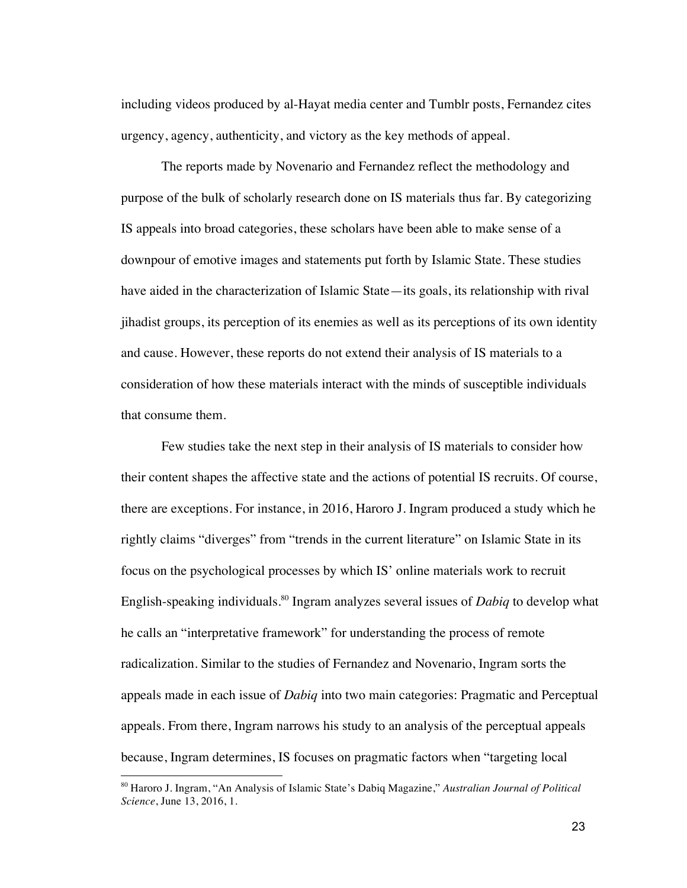including videos produced by al-Hayat media center and Tumblr posts, Fernandez cites urgency, agency, authenticity, and victory as the key methods of appeal.

The reports made by Novenario and Fernandez reflect the methodology and purpose of the bulk of scholarly research done on IS materials thus far. By categorizing IS appeals into broad categories, these scholars have been able to make sense of a downpour of emotive images and statements put forth by Islamic State. These studies have aided in the characterization of Islamic State—its goals, its relationship with rival jihadist groups, its perception of its enemies as well as its perceptions of its own identity and cause. However, these reports do not extend their analysis of IS materials to a consideration of how these materials interact with the minds of susceptible individuals that consume them.

Few studies take the next step in their analysis of IS materials to consider how their content shapes the affective state and the actions of potential IS recruits. Of course, there are exceptions. For instance, in 2016, Haroro J. Ingram produced a study which he rightly claims "diverges" from "trends in the current literature" on Islamic State in its focus on the psychological processes by which IS' online materials work to recruit English-speaking individuals.[80] Ingram analyzes several issues of *Dabiq* to develop what he calls an "interpretative framework" for understanding the process of remote radicalization. Similar to the studies of Fernandez and Novenario, Ingram sorts the appeals made in each issue of *Dabiq* into two main categories: Pragmatic and Perceptual appeals. From there, Ingram narrows his study to an analysis of the perceptual appeals because, Ingram determines, IS focuses on pragmatic factors when "targeting local

[80] Haroro J. Ingram, "An Analysis of Islamic State's Dabiq Magazine," *Australian Journal of Political Science*, June 13, 2016, 1.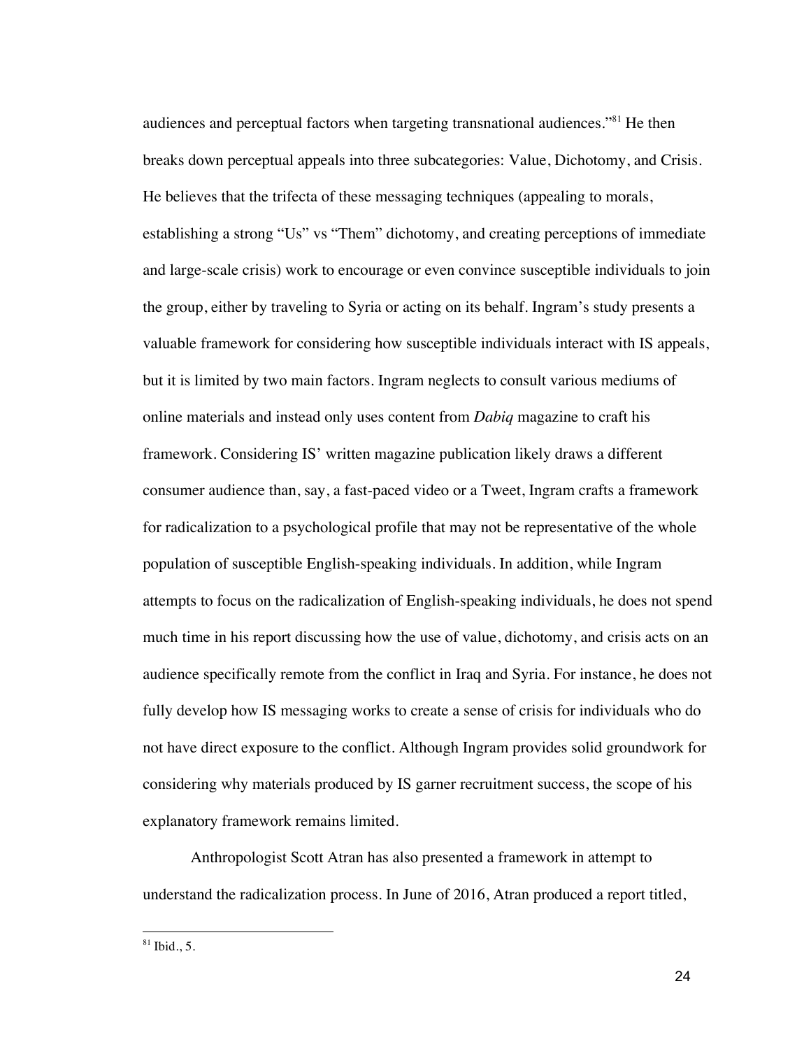audiences and perceptual factors when targeting transnational audiences."[81] He then breaks down perceptual appeals into three subcategories: Value, Dichotomy, and Crisis. He believes that the trifecta of these messaging techniques (appealing to morals, establishing a strong "Us" vs "Them" dichotomy, and creating perceptions of immediate and large-scale crisis) work to encourage or even convince susceptible individuals to join the group, either by traveling to Syria or acting on its behalf. Ingram's study presents a valuable framework for considering how susceptible individuals interact with IS appeals, but it is limited by two main factors. Ingram neglects to consult various mediums of online materials and instead only uses content from *Dabiq* magazine to craft his framework. Considering IS' written magazine publication likely draws a different consumer audience than, say, a fast-paced video or a Tweet, Ingram crafts a framework for radicalization to a psychological profile that may not be representative of the whole population of susceptible English-speaking individuals. In addition, while Ingram attempts to focus on the radicalization of English-speaking individuals, he does not spend much time in his report discussing how the use of value, dichotomy, and crisis acts on an audience specifically remote from the conflict in Iraq and Syria. For instance, he does not fully develop how IS messaging works to create a sense of crisis for individuals who do not have direct exposure to the conflict. Although Ingram provides solid groundwork for considering why materials produced by IS garner recruitment success, the scope of his explanatory framework remains limited.

Anthropologist Scott Atran has also presented a framework in attempt to understand the radicalization process. In June of 2016, Atran produced a report titled,

---

[81] Ibid., 5.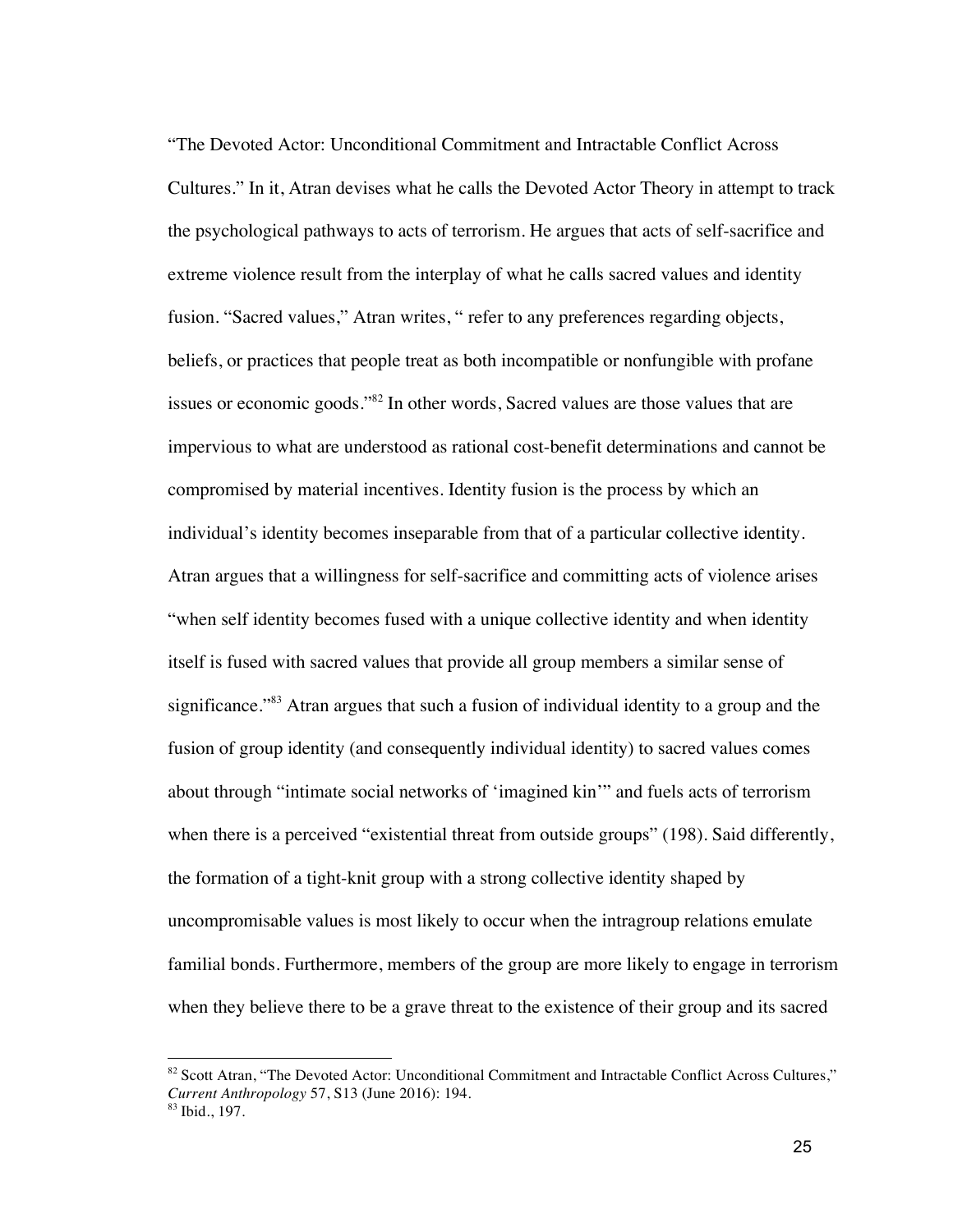"The Devoted Actor: Unconditional Commitment and Intractable Conflict Across Cultures." In it, Atran devises what he calls the Devoted Actor Theory in attempt to track the psychological pathways to acts of terrorism. He argues that acts of self-sacrifice and extreme violence result from the interplay of what he calls sacred values and identity fusion. "Sacred values," Atran writes, " refer to any preferences regarding objects, beliefs, or practices that people treat as both incompatible or nonfungible with profane issues or economic goods."[82] In other words, Sacred values are those values that are impervious to what are understood as rational cost-benefit determinations and cannot be compromised by material incentives. Identity fusion is the process by which an individual's identity becomes inseparable from that of a particular collective identity. Atran argues that a willingness for self-sacrifice and committing acts of violence arises "when self identity becomes fused with a unique collective identity and when identity itself is fused with sacred values that provide all group members a similar sense of significance."[83] Atran argues that such a fusion of individual identity to a group and the fusion of group identity (and consequently individual identity) to sacred values comes about through "intimate social networks of 'imagined kin'" and fuels acts of terrorism when there is a perceived "existential threat from outside groups" (198). Said differently, the formation of a tight-knit group with a strong collective identity shaped by uncompromisable values is most likely to occur when the intragroup relations emulate familial bonds. Furthermore, members of the group are more likely to engage in terrorism when they believe there to be a grave threat to the existence of their group and its sacred

---

[82] Scott Atran, "The Devoted Actor: Unconditional Commitment and Intractable Conflict Across Cultures," *Current Anthropology* 57, S13 (June 2016): 194.

[83] Ibid., 197.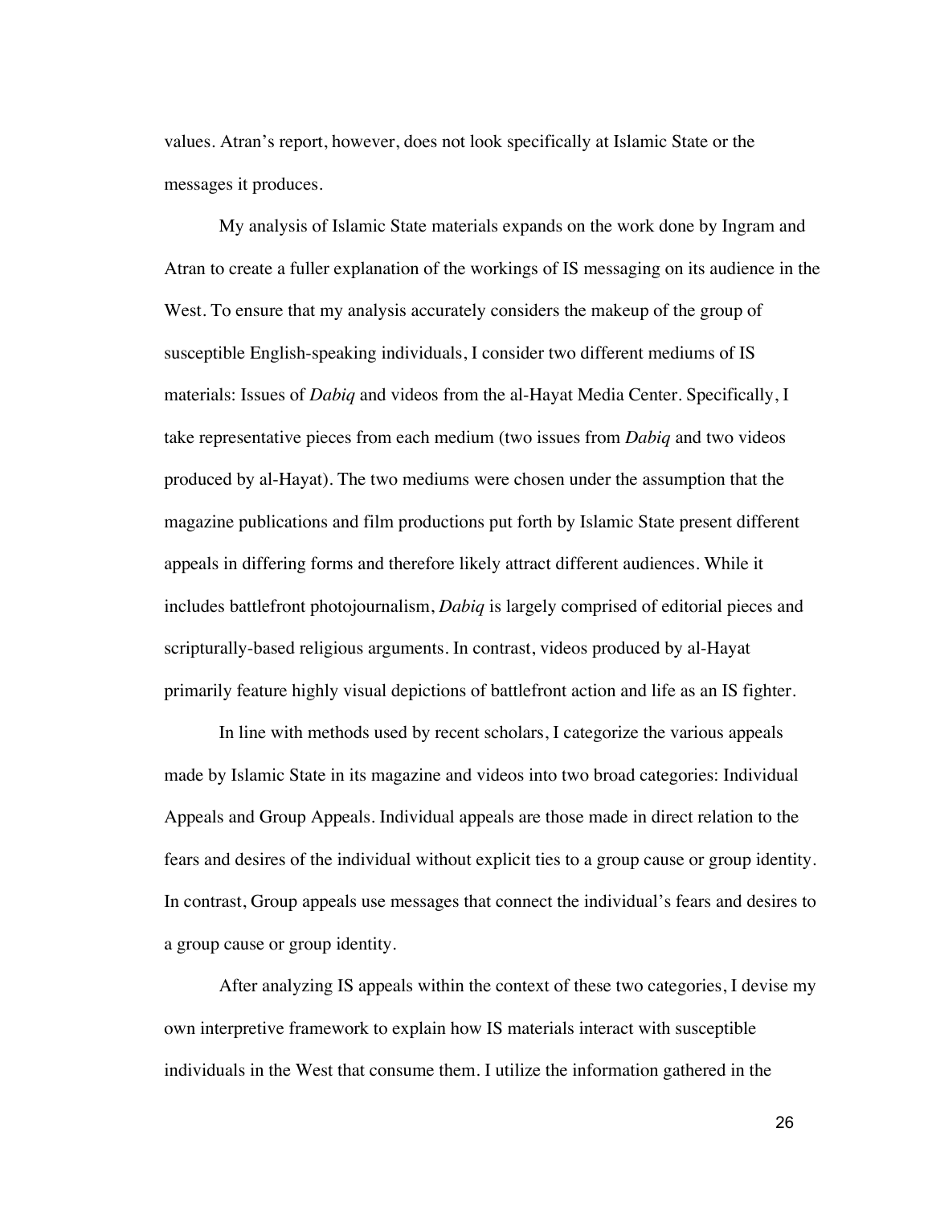values. Atran's report, however, does not look specifically at Islamic State or the messages it produces.

My analysis of Islamic State materials expands on the work done by Ingram and Atran to create a fuller explanation of the workings of IS messaging on its audience in the West. To ensure that my analysis accurately considers the makeup of the group of susceptible English-speaking individuals, I consider two different mediums of IS materials: Issues of *Dabiq* and videos from the al-Hayat Media Center. Specifically, I take representative pieces from each medium (two issues from *Dabiq* and two videos produced by al-Hayat). The two mediums were chosen under the assumption that the magazine publications and film productions put forth by Islamic State present different appeals in differing forms and therefore likely attract different audiences. While it includes battlefront photojournalism, *Dabiq* is largely comprised of editorial pieces and scripturally-based religious arguments. In contrast, videos produced by al-Hayat primarily feature highly visual depictions of battlefront action and life as an IS fighter.

In line with methods used by recent scholars, I categorize the various appeals made by Islamic State in its magazine and videos into two broad categories: Individual Appeals and Group Appeals. Individual appeals are those made in direct relation to the fears and desires of the individual without explicit ties to a group cause or group identity. In contrast, Group appeals use messages that connect the individual's fears and desires to a group cause or group identity.

After analyzing IS appeals within the context of these two categories, I devise my own interpretive framework to explain how IS materials interact with susceptible individuals in the West that consume them. I utilize the information gathered in the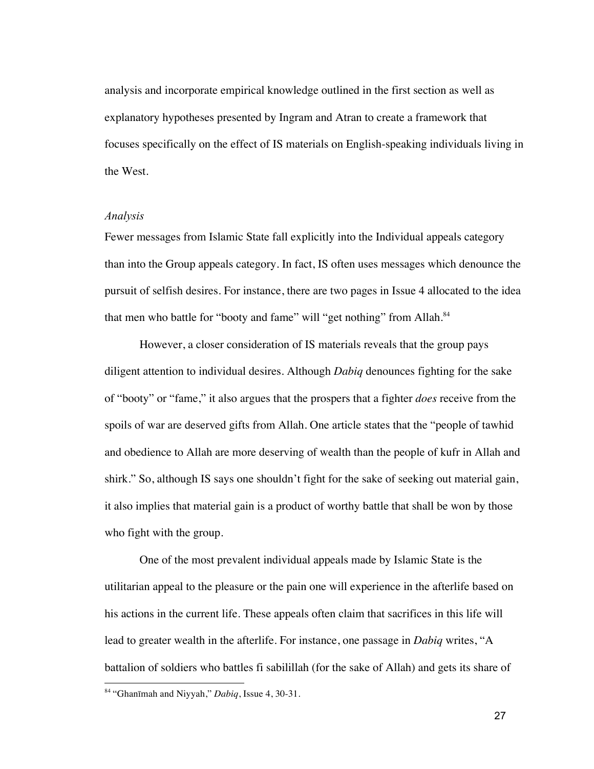analysis and incorporate empirical knowledge outlined in the first section as well as explanatory hypotheses presented by Ingram and Atran to create a framework that focuses specifically on the effect of IS materials on English-speaking individuals living in the West.

*Analysis*

Fewer messages from Islamic State fall explicitly into the Individual appeals category than into the Group appeals category. In fact, IS often uses messages which denounce the pursuit of selfish desires. For instance, there are two pages in Issue 4 allocated to the idea that men who battle for "booty and fame" will "get nothing" from Allah.[84]

However, a closer consideration of IS materials reveals that the group pays diligent attention to individual desires. Although *Dabiq* denounces fighting for the sake of "booty" or "fame," it also argues that the prospers that a fighter *does* receive from the spoils of war are deserved gifts from Allah. One article states that the "people of tawhid and obedience to Allah are more deserving of wealth than the people of kufr in Allah and shirk." So, although IS says one shouldn't fight for the sake of seeking out material gain, it also implies that material gain is a product of worthy battle that shall be won by those who fight with the group.

One of the most prevalent individual appeals made by Islamic State is the utilitarian appeal to the pleasure or the pain one will experience in the afterlife based on his actions in the current life. These appeals often claim that sacrifices in this life will lead to greater wealth in the afterlife. For instance, one passage in *Dabiq* writes, "A battalion of soldiers who battles fi sabilillah (for the sake of Allah) and gets its share of

[84] "Ghanīmah and Niyyah," *Dabiq*, Issue 4, 30-31.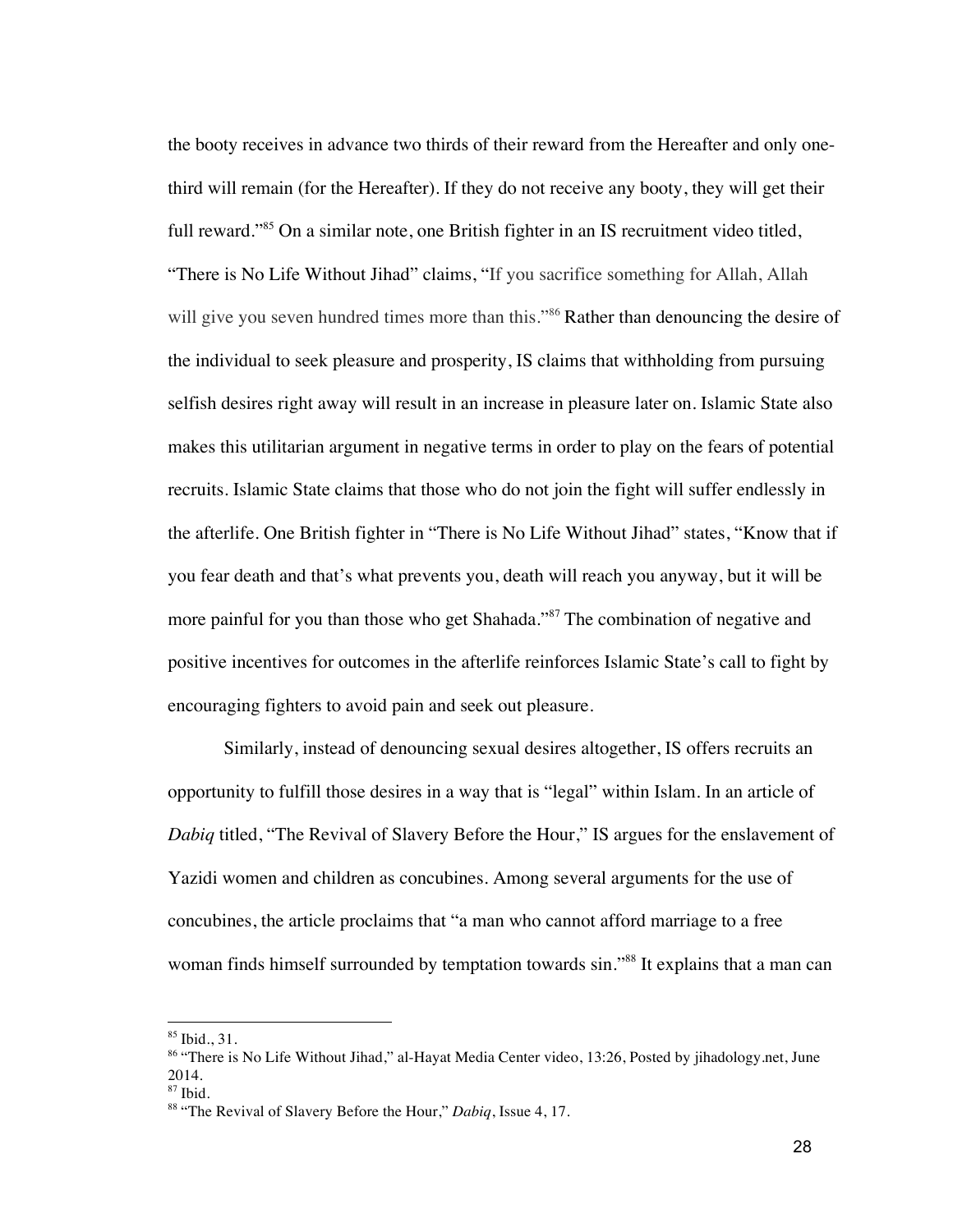the booty receives in advance two thirds of their reward from the Hereafter and only one-third will remain (for the Hereafter). If they do not receive any booty, they will get their full reward."[85] On a similar note, one British fighter in an IS recruitment video titled, "There is No Life Without Jihad" claims, "If you sacrifice something for Allah, Allah will give you seven hundred times more than this."[86] Rather than denouncing the desire of the individual to seek pleasure and prosperity, IS claims that withholding from pursuing selfish desires right away will result in an increase in pleasure later on. Islamic State also makes this utilitarian argument in negative terms in order to play on the fears of potential recruits. Islamic State claims that those who do not join the fight will suffer endlessly in the afterlife. One British fighter in "There is No Life Without Jihad" states, "Know that if you fear death and that's what prevents you, death will reach you anyway, but it will be more painful for you than those who get Shahada."[87] The combination of negative and positive incentives for outcomes in the afterlife reinforces Islamic State's call to fight by encouraging fighters to avoid pain and seek out pleasure.

Similarly, instead of denouncing sexual desires altogether, IS offers recruits an opportunity to fulfill those desires in a way that is "legal" within Islam. In an article of *Dabiq* titled, "The Revival of Slavery Before the Hour," IS argues for the enslavement of Yazidi women and children as concubines. Among several arguments for the use of concubines, the article proclaims that "a man who cannot afford marriage to a free woman finds himself surrounded by temptation towards sin."[88] It explains that a man can

---

[85] Ibid., 31.

[86] "There is No Life Without Jihad," al-Hayat Media Center video, 13:26, Posted by jihadology.net, June 2014.

[87] Ibid.

[88] "The Revival of Slavery Before the Hour," *Dabiq*, Issue 4, 17.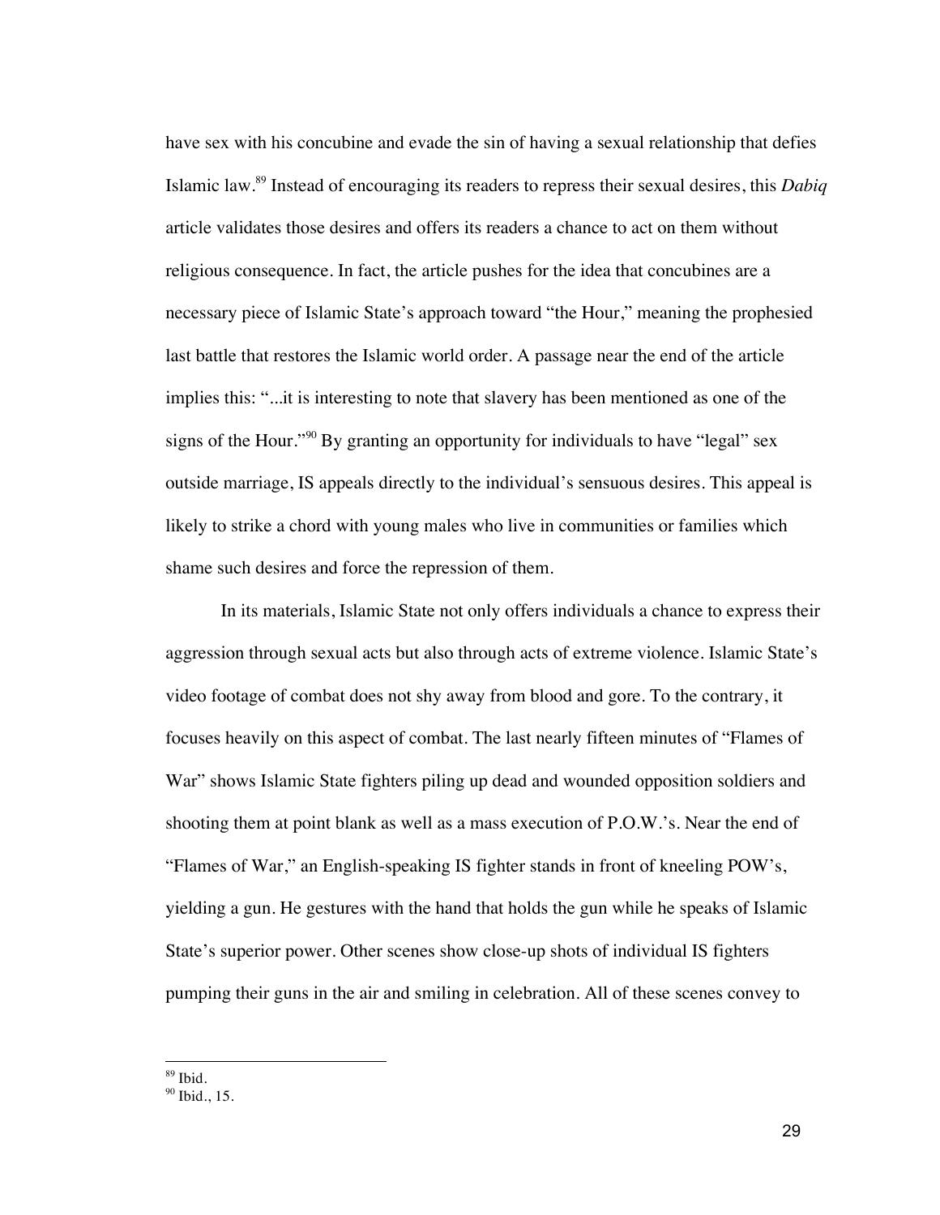have sex with his concubine and evade the sin of having a sexual relationship that defies Islamic law.[89] Instead of encouraging its readers to repress their sexual desires, this *Dabiq* article validates those desires and offers its readers a chance to act on them without religious consequence. In fact, the article pushes for the idea that concubines are a necessary piece of Islamic State's approach toward "the Hour," meaning the prophesied last battle that restores the Islamic world order. A passage near the end of the article implies this: "...it is interesting to note that slavery has been mentioned as one of the signs of the Hour."[90] By granting an opportunity for individuals to have "legal" sex outside marriage, IS appeals directly to the individual's sensuous desires. This appeal is likely to strike a chord with young males who live in communities or families which shame such desires and force the repression of them.

In its materials, Islamic State not only offers individuals a chance to express their aggression through sexual acts but also through acts of extreme violence. Islamic State's video footage of combat does not shy away from blood and gore. To the contrary, it focuses heavily on this aspect of combat. The last nearly fifteen minutes of "Flames of War" shows Islamic State fighters piling up dead and wounded opposition soldiers and shooting them at point blank as well as a mass execution of P.O.W.'s. Near the end of "Flames of War," an English-speaking IS fighter stands in front of kneeling POW's, yielding a gun. He gestures with the hand that holds the gun while he speaks of Islamic State's superior power. Other scenes show close-up shots of individual IS fighters pumping their guns in the air and smiling in celebration. All of these scenes convey to

---

[89] Ibid.

[90] Ibid., 15.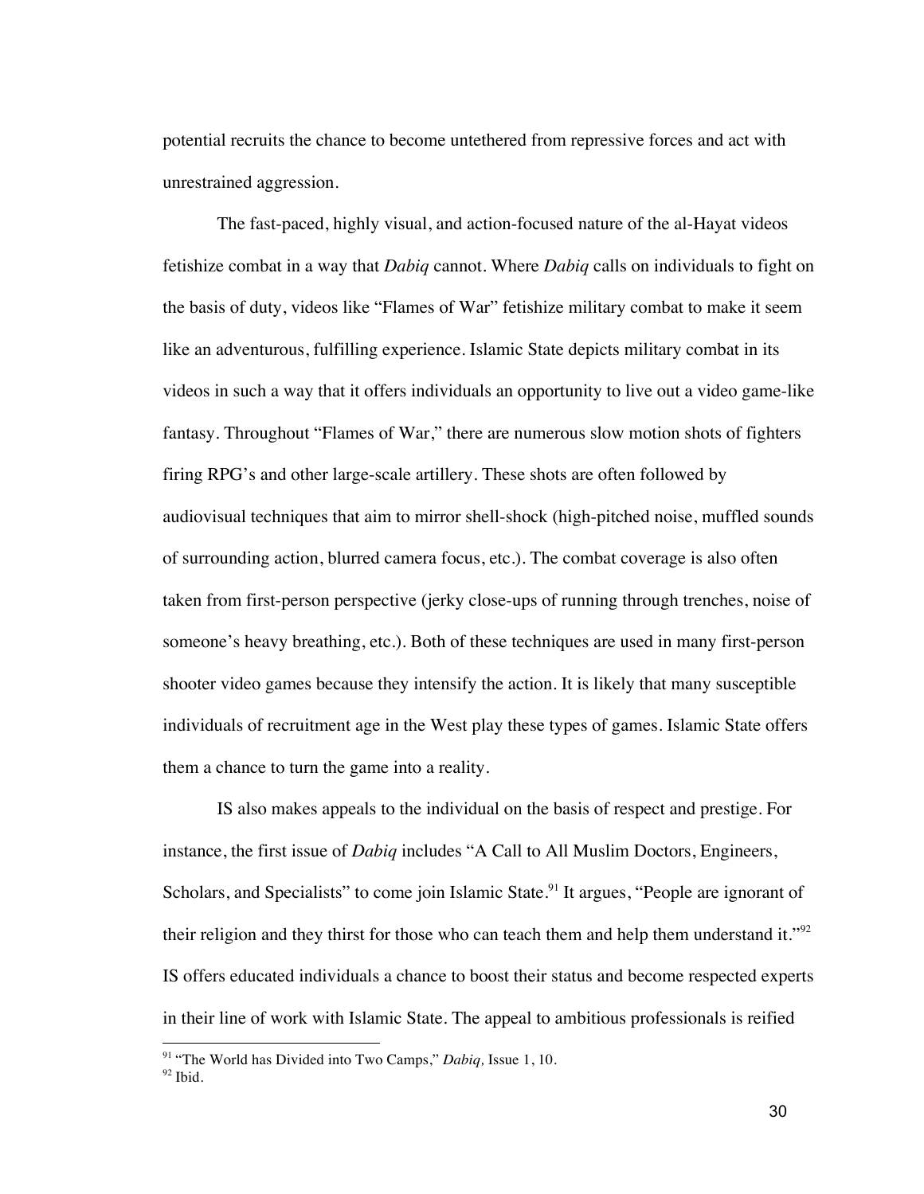potential recruits the chance to become untethered from repressive forces and act with unrestrained aggression.

The fast-paced, highly visual, and action-focused nature of the al-Hayat videos fetishize combat in a way that *Dabiq* cannot. Where *Dabiq* calls on individuals to fight on the basis of duty, videos like "Flames of War" fetishize military combat to make it seem like an adventurous, fulfilling experience. Islamic State depicts military combat in its videos in such a way that it offers individuals an opportunity to live out a video game-like fantasy. Throughout "Flames of War," there are numerous slow motion shots of fighters firing RPG's and other large-scale artillery. These shots are often followed by audiovisual techniques that aim to mirror shell-shock (high-pitched noise, muffled sounds of surrounding action, blurred camera focus, etc.). The combat coverage is also often taken from first-person perspective (jerky close-ups of running through trenches, noise of someone's heavy breathing, etc.). Both of these techniques are used in many first-person shooter video games because they intensify the action. It is likely that many susceptible individuals of recruitment age in the West play these types of games. Islamic State offers them a chance to turn the game into a reality.

IS also makes appeals to the individual on the basis of respect and prestige. For instance, the first issue of *Dabiq* includes "A Call to All Muslim Doctors, Engineers, Scholars, and Specialists" to come join Islamic State.[91] It argues, "People are ignorant of their religion and they thirst for those who can teach them and help them understand it."[92] IS offers educated individuals a chance to boost their status and become respected experts in their line of work with Islamic State. The appeal to ambitious professionals is reified

[91] "The World has Divided into Two Camps," *Dabiq,* Issue 1, 10.
[92] Ibid.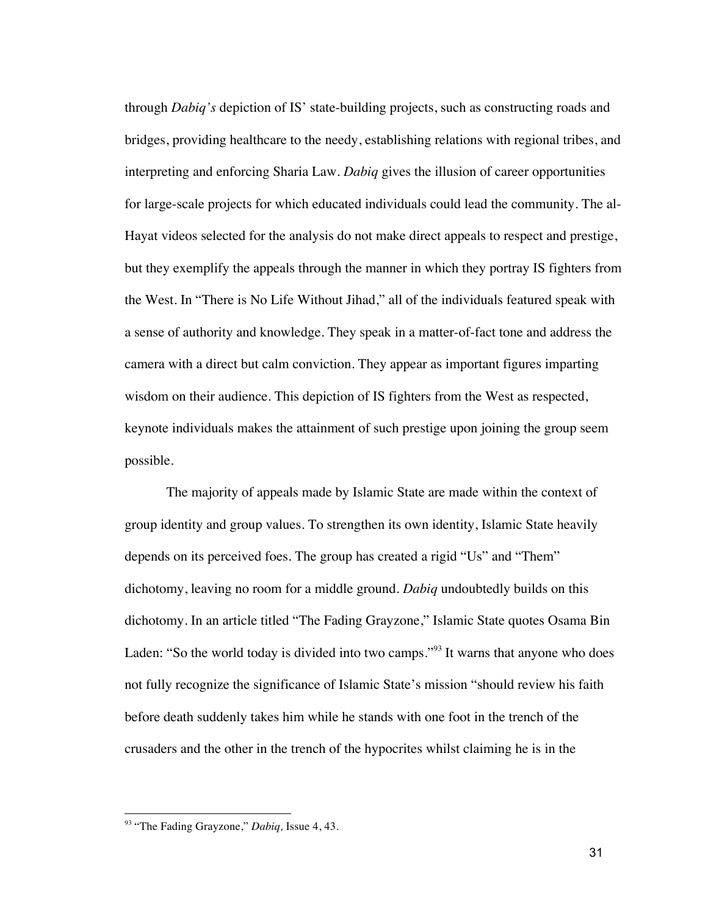through *Dabiq's* depiction of IS' state-building projects, such as constructing roads and bridges, providing healthcare to the needy, establishing relations with regional tribes, and interpreting and enforcing Sharia Law. *Dabiq* gives the illusion of career opportunities for large-scale projects for which educated individuals could lead the community. The al-Hayat videos selected for the analysis do not make direct appeals to respect and prestige, but they exemplify the appeals through the manner in which they portray IS fighters from the West. In "There is No Life Without Jihad," all of the individuals featured speak with a sense of authority and knowledge. They speak in a matter-of-fact tone and address the camera with a direct but calm conviction. They appear as important figures imparting wisdom on their audience. This depiction of IS fighters from the West as respected, keynote individuals makes the attainment of such prestige upon joining the group seem possible.

The majority of appeals made by Islamic State are made within the context of group identity and group values. To strengthen its own identity, Islamic State heavily depends on its perceived foes. The group has created a rigid "Us" and "Them" dichotomy, leaving no room for a middle ground. *Dabiq* undoubtedly builds on this dichotomy. In an article titled "The Fading Grayzone," Islamic State quotes Osama Bin Laden: "So the world today is divided into two camps."[93] It warns that anyone who does not fully recognize the significance of Islamic State's mission "should review his faith before death suddenly takes him while he stands with one foot in the trench of the crusaders and the other in the trench of the hypocrites whilst claiming he is in the

---

[93] "The Fading Grayzone," *Dabiq*, Issue 4, 43.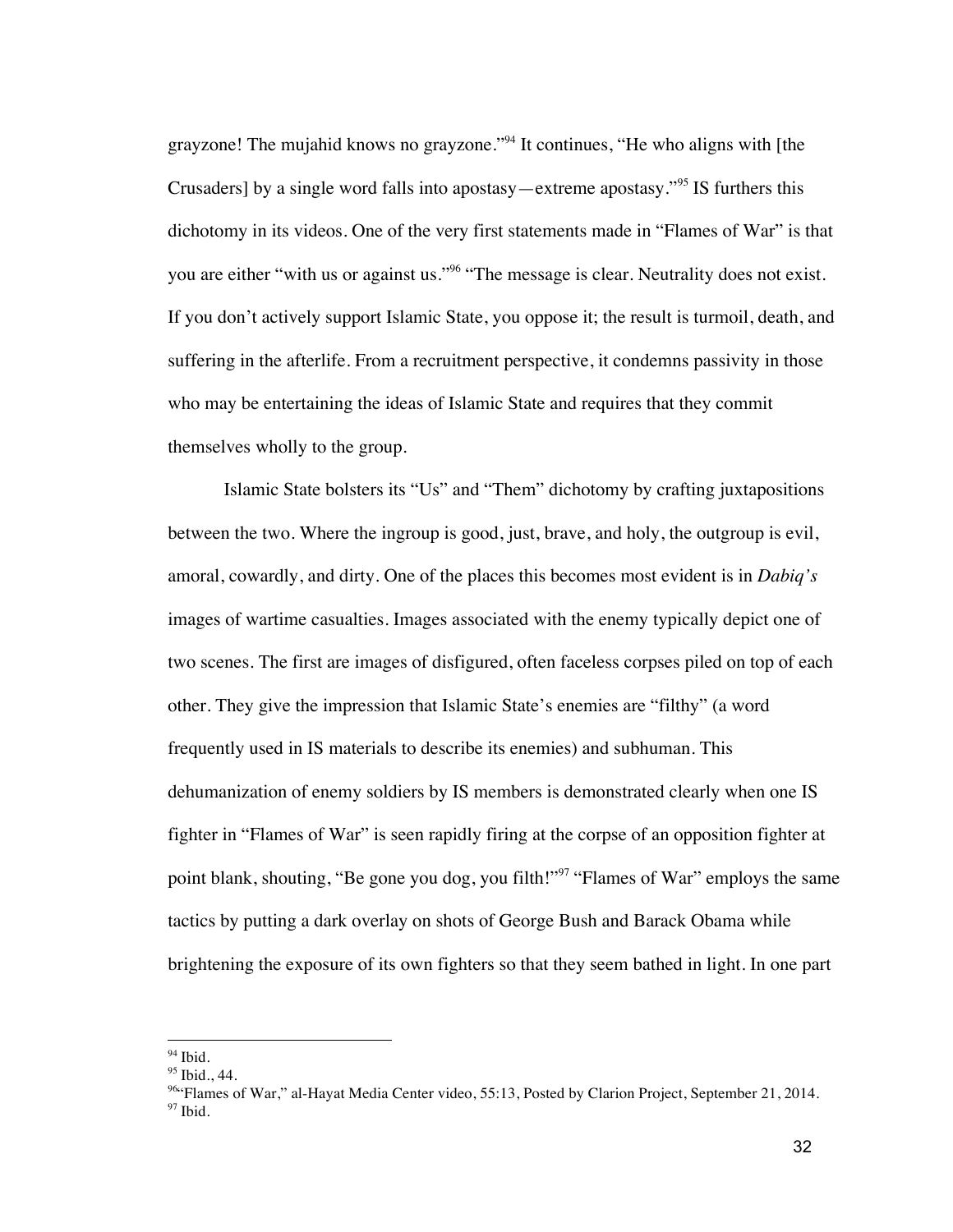grayzone! The mujahid knows no grayzone."[94] It continues, "He who aligns with [the Crusaders] by a single word falls into apostasy—extreme apostasy."[95] IS furthers this dichotomy in its videos. One of the very first statements made in "Flames of War" is that you are either "with us or against us."[96] "The message is clear. Neutrality does not exist. If you don't actively support Islamic State, you oppose it; the result is turmoil, death, and suffering in the afterlife. From a recruitment perspective, it condemns passivity in those who may be entertaining the ideas of Islamic State and requires that they commit themselves wholly to the group.

Islamic State bolsters its "Us" and "Them" dichotomy by crafting juxtapositions between the two. Where the ingroup is good, just, brave, and holy, the outgroup is evil, amoral, cowardly, and dirty. One of the places this becomes most evident is in *Dabiq's* images of wartime casualties. Images associated with the enemy typically depict one of two scenes. The first are images of disfigured, often faceless corpses piled on top of each other. They give the impression that Islamic State's enemies are "filthy" (a word frequently used in IS materials to describe its enemies) and subhuman. This dehumanization of enemy soldiers by IS members is demonstrated clearly when one IS fighter in "Flames of War" is seen rapidly firing at the corpse of an opposition fighter at point blank, shouting, "Be gone you dog, you filth!"[97] "Flames of War" employs the same tactics by putting a dark overlay on shots of George Bush and Barack Obama while brightening the exposure of its own fighters so that they seem bathed in light. In one part

---

[94] Ibid.

[95] Ibid., 44.

[96] "Flames of War," al-Hayat Media Center video, 55:13, Posted by Clarion Project, September 21, 2014.

[97] Ibid.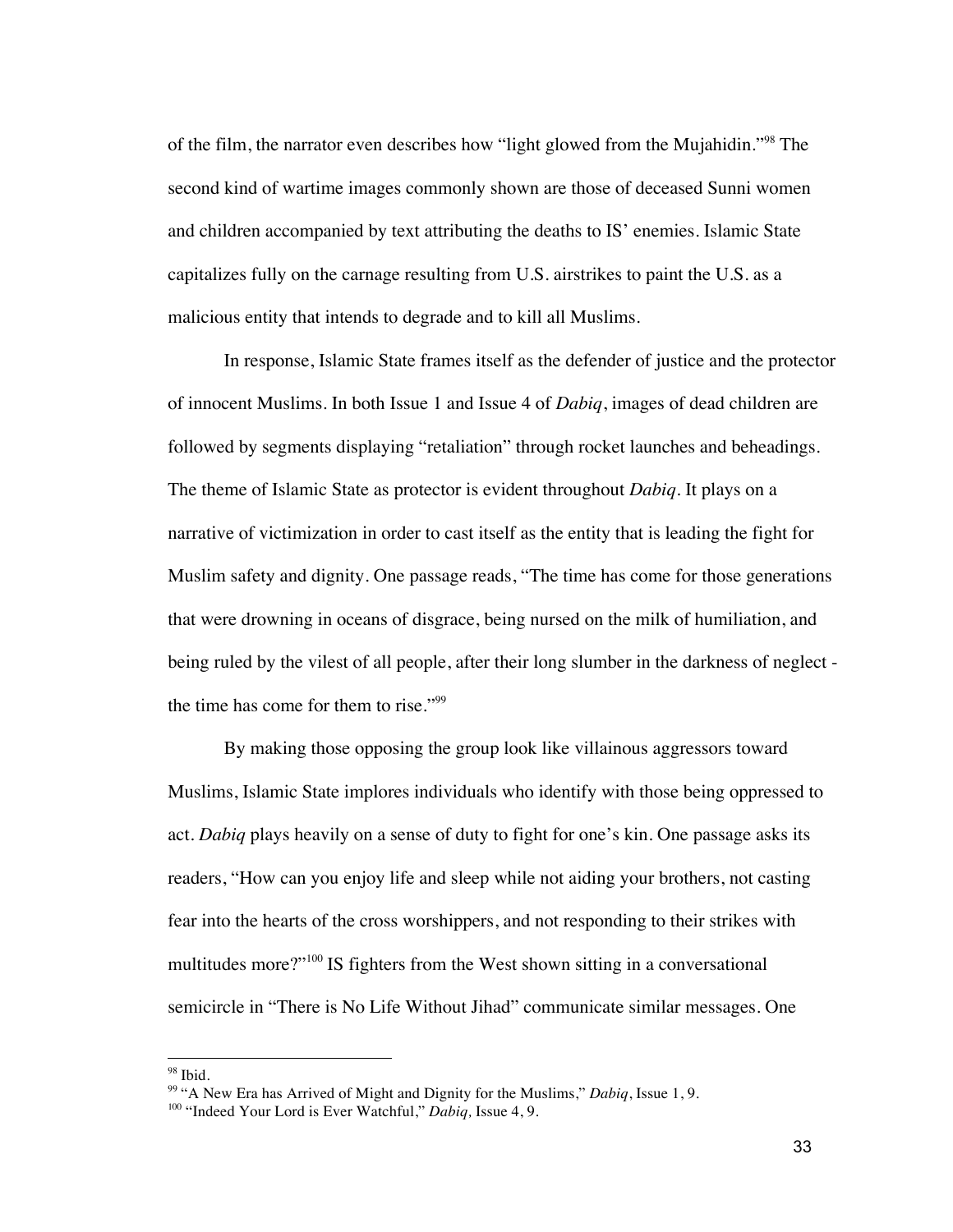of the film, the narrator even describes how "light glowed from the Mujahidin."[98] The second kind of wartime images commonly shown are those of deceased Sunni women and children accompanied by text attributing the deaths to IS' enemies. Islamic State capitalizes fully on the carnage resulting from U.S. airstrikes to paint the U.S. as a malicious entity that intends to degrade and to kill all Muslims.

In response, Islamic State frames itself as the defender of justice and the protector of innocent Muslims. In both Issue 1 and Issue 4 of *Dabiq*, images of dead children are followed by segments displaying "retaliation" through rocket launches and beheadings. The theme of Islamic State as protector is evident throughout *Dabiq*. It plays on a narrative of victimization in order to cast itself as the entity that is leading the fight for Muslim safety and dignity. One passage reads, "The time has come for those generations that were drowning in oceans of disgrace, being nursed on the milk of humiliation, and being ruled by the vilest of all people, after their long slumber in the darkness of neglect - the time has come for them to rise."[99]

By making those opposing the group look like villainous aggressors toward Muslims, Islamic State implores individuals who identify with those being oppressed to act. *Dabiq* plays heavily on a sense of duty to fight for one's kin. One passage asks its readers, "How can you enjoy life and sleep while not aiding your brothers, not casting fear into the hearts of the cross worshippers, and not responding to their strikes with multitudes more?"[100] IS fighters from the West shown sitting in a conversational semicircle in "There is No Life Without Jihad" communicate similar messages. One

---

[98] Ibid.

[99] "A New Era has Arrived of Might and Dignity for the Muslims," *Dabiq*, Issue 1, 9.

[100] "Indeed Your Lord is Ever Watchful," *Dabiq*, Issue 4, 9.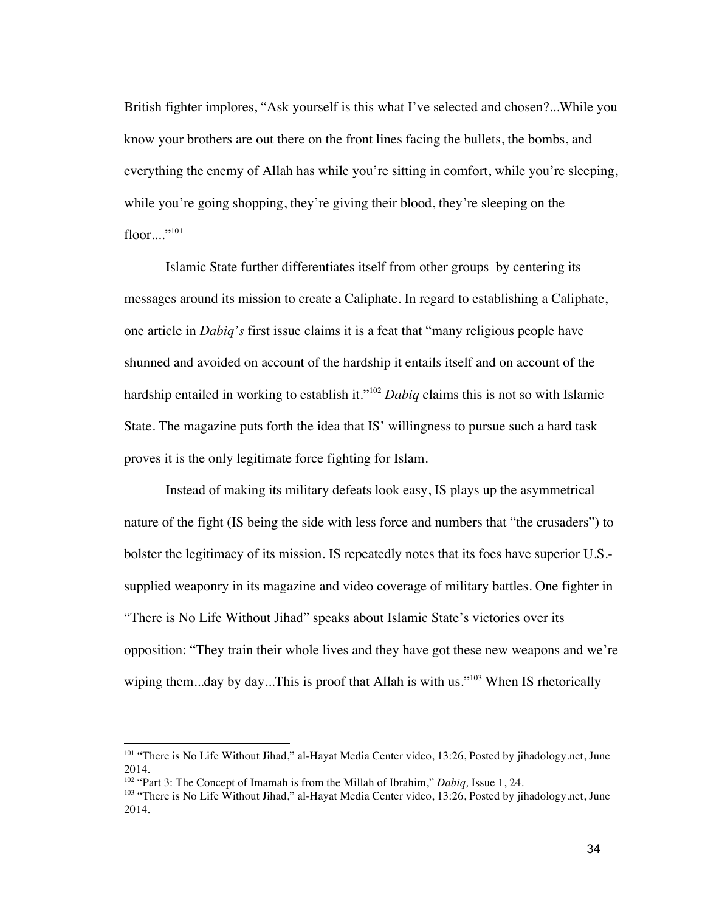British fighter implores, "Ask yourself is this what I've selected and chosen?...While you know your brothers are out there on the front lines facing the bullets, the bombs, and everything the enemy of Allah has while you're sitting in comfort, while you're sleeping, while you're going shopping, they're giving their blood, they're sleeping on the floor...."[101]

Islamic State further differentiates itself from other groups  by centering its messages around its mission to create a Caliphate. In regard to establishing a Caliphate, one article in *Dabiq's* first issue claims it is a feat that "many religious people have shunned and avoided on account of the hardship it entails itself and on account of the hardship entailed in working to establish it."[102] *Dabiq* claims this is not so with Islamic State. The magazine puts forth the idea that IS' willingness to pursue such a hard task proves it is the only legitimate force fighting for Islam.

Instead of making its military defeats look easy, IS plays up the asymmetrical nature of the fight (IS being the side with less force and numbers that "the crusaders") to bolster the legitimacy of its mission. IS repeatedly notes that its foes have superior U.S.-supplied weaponry in its magazine and video coverage of military battles. One fighter in "There is No Life Without Jihad" speaks about Islamic State's victories over its opposition: "They train their whole lives and they have got these new weapons and we're wiping them...day by day...This is proof that Allah is with us."[103] When IS rhetorically

---

[101] "There is No Life Without Jihad," al-Hayat Media Center video, 13:26, Posted by jihadology.net, June 2014.

[102] "Part 3: The Concept of Imamah is from the Millah of Ibrahim," *Dabiq,* Issue 1, 24.

[103] "There is No Life Without Jihad," al-Hayat Media Center video, 13:26, Posted by jihadology.net, June 2014.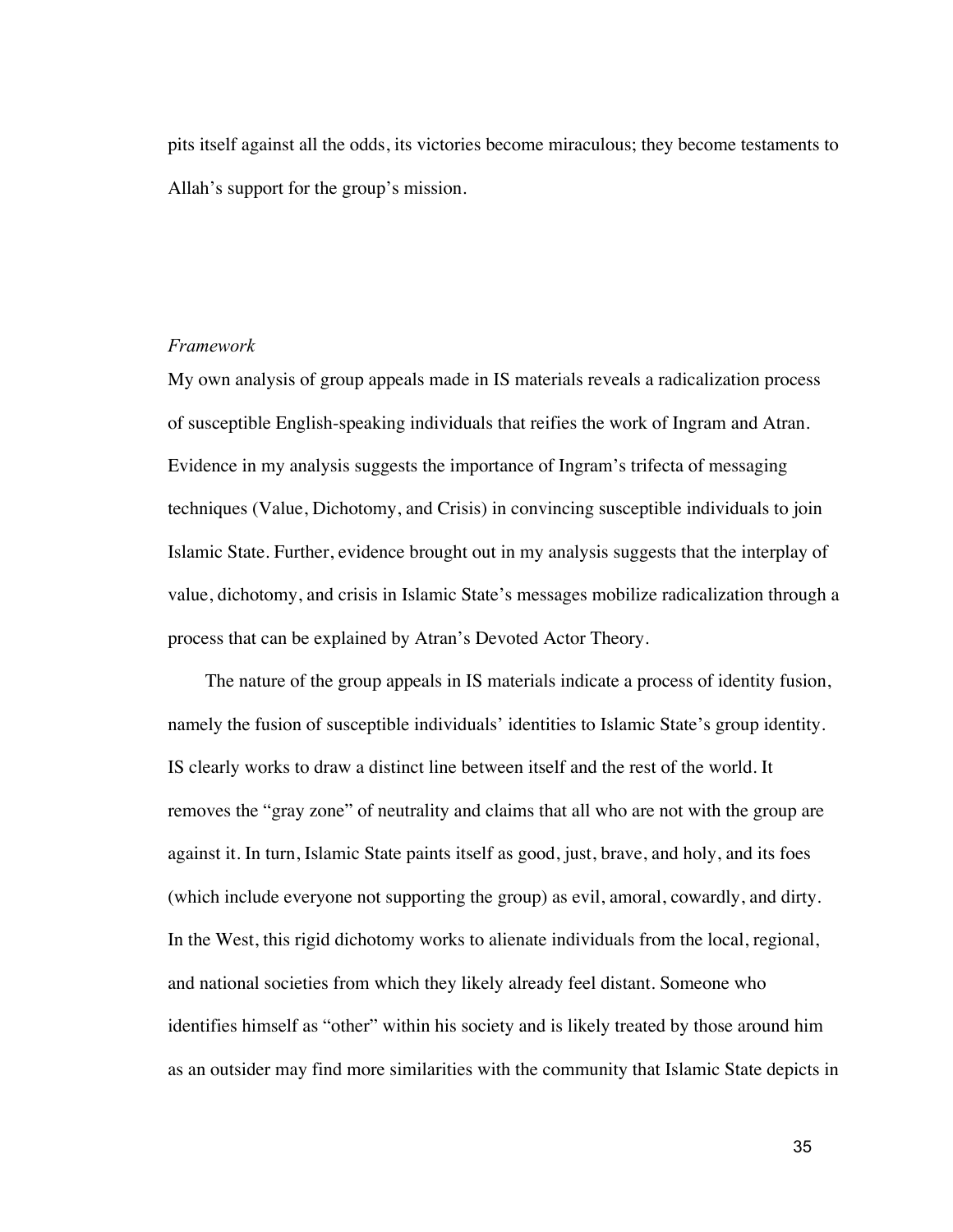pits itself against all the odds, its victories become miraculous; they become testaments to Allah's support for the group's mission.

*Framework*

My own analysis of group appeals made in IS materials reveals a radicalization process of susceptible English-speaking individuals that reifies the work of Ingram and Atran. Evidence in my analysis suggests the importance of Ingram's trifecta of messaging techniques (Value, Dichotomy, and Crisis) in convincing susceptible individuals to join Islamic State. Further, evidence brought out in my analysis suggests that the interplay of value, dichotomy, and crisis in Islamic State's messages mobilize radicalization through a process that can be explained by Atran's Devoted Actor Theory.

The nature of the group appeals in IS materials indicate a process of identity fusion, namely the fusion of susceptible individuals' identities to Islamic State's group identity. IS clearly works to draw a distinct line between itself and the rest of the world. It removes the "gray zone" of neutrality and claims that all who are not with the group are against it. In turn, Islamic State paints itself as good, just, brave, and holy, and its foes (which include everyone not supporting the group) as evil, amoral, cowardly, and dirty. In the West, this rigid dichotomy works to alienate individuals from the local, regional, and national societies from which they likely already feel distant. Someone who identifies himself as "other" within his society and is likely treated by those around him as an outsider may find more similarities with the community that Islamic State depicts in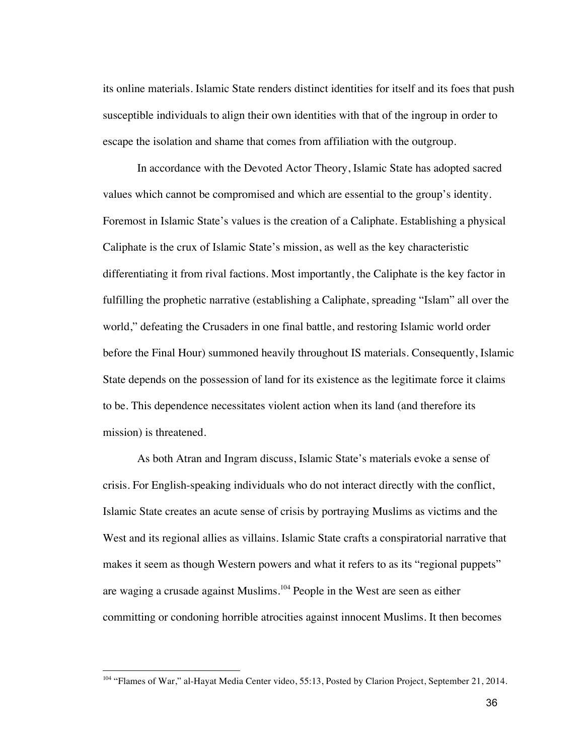its online materials. Islamic State renders distinct identities for itself and its foes that push susceptible individuals to align their own identities with that of the ingroup in order to escape the isolation and shame that comes from affiliation with the outgroup.

In accordance with the Devoted Actor Theory, Islamic State has adopted sacred values which cannot be compromised and which are essential to the group's identity. Foremost in Islamic State's values is the creation of a Caliphate. Establishing a physical Caliphate is the crux of Islamic State's mission, as well as the key characteristic differentiating it from rival factions. Most importantly, the Caliphate is the key factor in fulfilling the prophetic narrative (establishing a Caliphate, spreading "Islam" all over the world," defeating the Crusaders in one final battle, and restoring Islamic world order before the Final Hour) summoned heavily throughout IS materials. Consequently, Islamic State depends on the possession of land for its existence as the legitimate force it claims to be. This dependence necessitates violent action when its land (and therefore its mission) is threatened.

As both Atran and Ingram discuss, Islamic State's materials evoke a sense of crisis. For English-speaking individuals who do not interact directly with the conflict, Islamic State creates an acute sense of crisis by portraying Muslims as victims and the West and its regional allies as villains. Islamic State crafts a conspiratorial narrative that makes it seem as though Western powers and what it refers to as its "regional puppets" are waging a crusade against Muslims.[104] People in the West are seen as either committing or condoning horrible atrocities against innocent Muslims. It then becomes

[104] "Flames of War," al-Hayat Media Center video, 55:13, Posted by Clarion Project, September 21, 2014.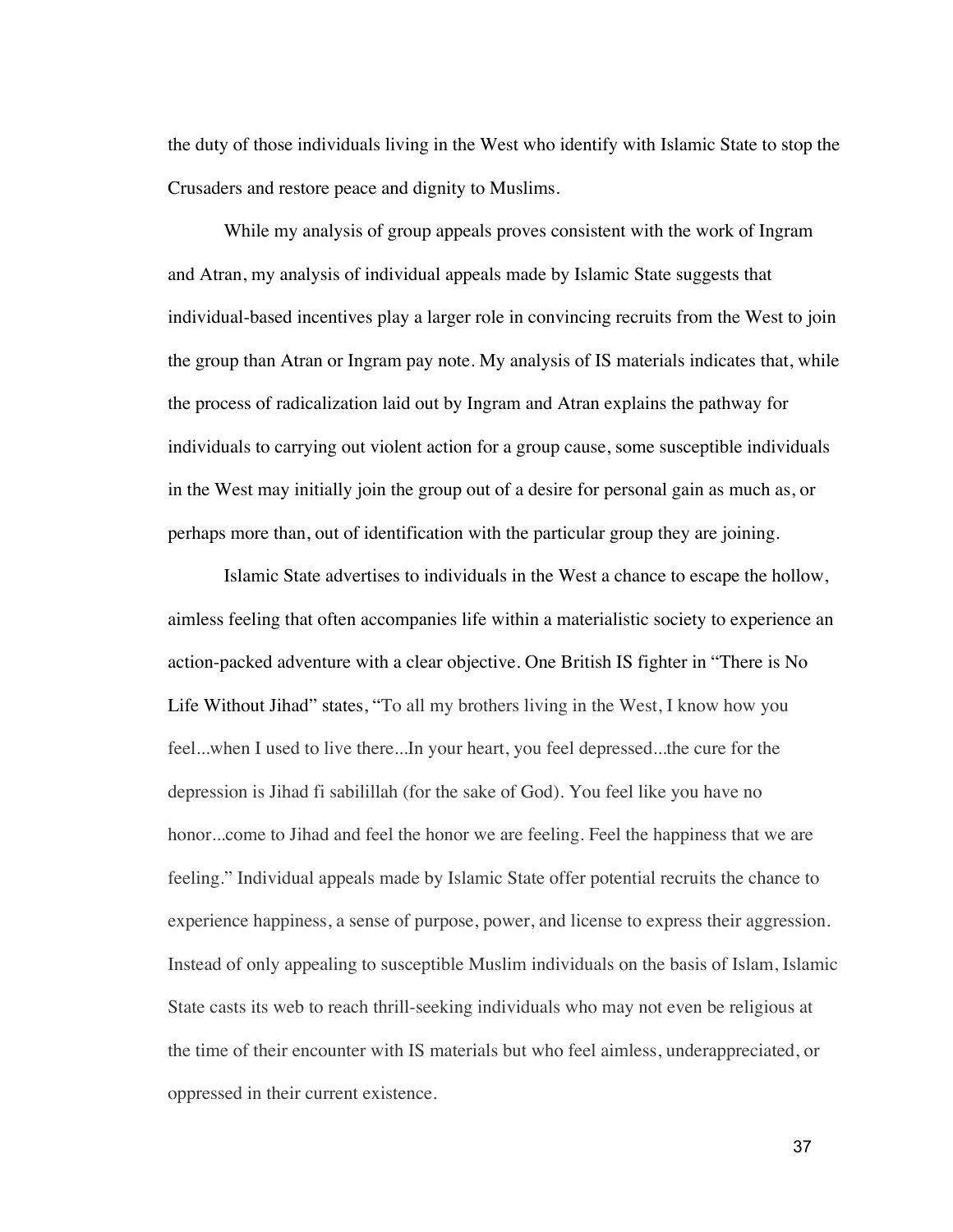the duty of those individuals living in the West who identify with Islamic State to stop the Crusaders and restore peace and dignity to Muslims.

While my analysis of group appeals proves consistent with the work of Ingram and Atran, my analysis of individual appeals made by Islamic State suggests that individual-based incentives play a larger role in convincing recruits from the West to join the group than Atran or Ingram pay note. My analysis of IS materials indicates that, while the process of radicalization laid out by Ingram and Atran explains the pathway for individuals to carrying out violent action for a group cause, some susceptible individuals in the West may initially join the group out of a desire for personal gain as much as, or perhaps more than, out of identification with the particular group they are joining.

Islamic State advertises to individuals in the West a chance to escape the hollow, aimless feeling that often accompanies life within a materialistic society to experience an action-packed adventure with a clear objective. One British IS fighter in "There is No Life Without Jihad" states, "To all my brothers living in the West, I know how you feel...when I used to live there...In your heart, you feel depressed...the cure for the depression is Jihad fi sabilillah (for the sake of God). You feel like you have no honor...come to Jihad and feel the honor we are feeling. Feel the happiness that we are feeling." Individual appeals made by Islamic State offer potential recruits the chance to experience happiness, a sense of purpose, power, and license to express their aggression. Instead of only appealing to susceptible Muslim individuals on the basis of Islam, Islamic State casts its web to reach thrill-seeking individuals who may not even be religious at the time of their encounter with IS materials but who feel aimless, underappreciated, or oppressed in their current existence.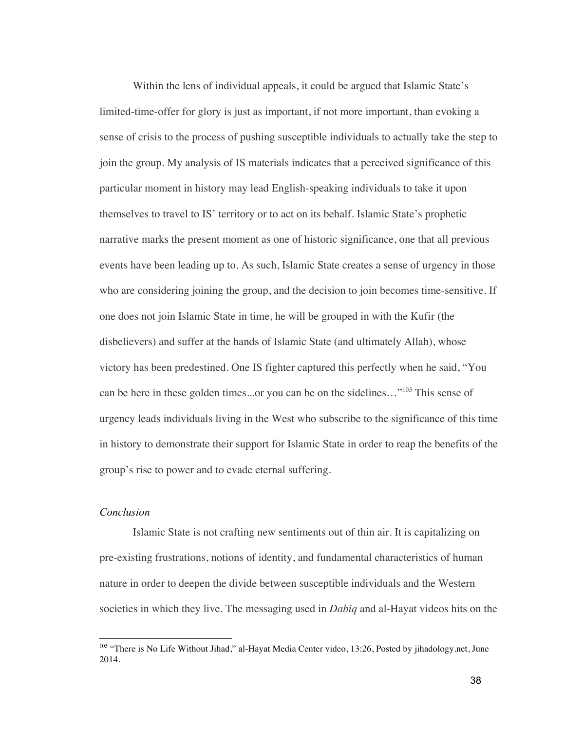Within the lens of individual appeals, it could be argued that Islamic State's limited-time-offer for glory is just as important, if not more important, than evoking a sense of crisis to the process of pushing susceptible individuals to actually take the step to join the group. My analysis of IS materials indicates that a perceived significance of this particular moment in history may lead English-speaking individuals to take it upon themselves to travel to IS' territory or to act on its behalf. Islamic State's prophetic narrative marks the present moment as one of historic significance, one that all previous events have been leading up to. As such, Islamic State creates a sense of urgency in those who are considering joining the group, and the decision to join becomes time-sensitive. If one does not join Islamic State in time, he will be grouped in with the Kufir (the disbelievers) and suffer at the hands of Islamic State (and ultimately Allah), whose victory has been predestined. One IS fighter captured this perfectly when he said, "You can be here in these golden times...or you can be on the sidelines…"[105] This sense of urgency leads individuals living in the West who subscribe to the significance of this time in history to demonstrate their support for Islamic State in order to reap the benefits of the group's rise to power and to evade eternal suffering.

*Conclusion*

Islamic State is not crafting new sentiments out of thin air. It is capitalizing on pre-existing frustrations, notions of identity, and fundamental characteristics of human nature in order to deepen the divide between susceptible individuals and the Western societies in which they live. The messaging used in *Dabiq* and al-Hayat videos hits on the

---

[105] "There is No Life Without Jihad," al-Hayat Media Center video, 13:26, Posted by jihadology.net, June 2014.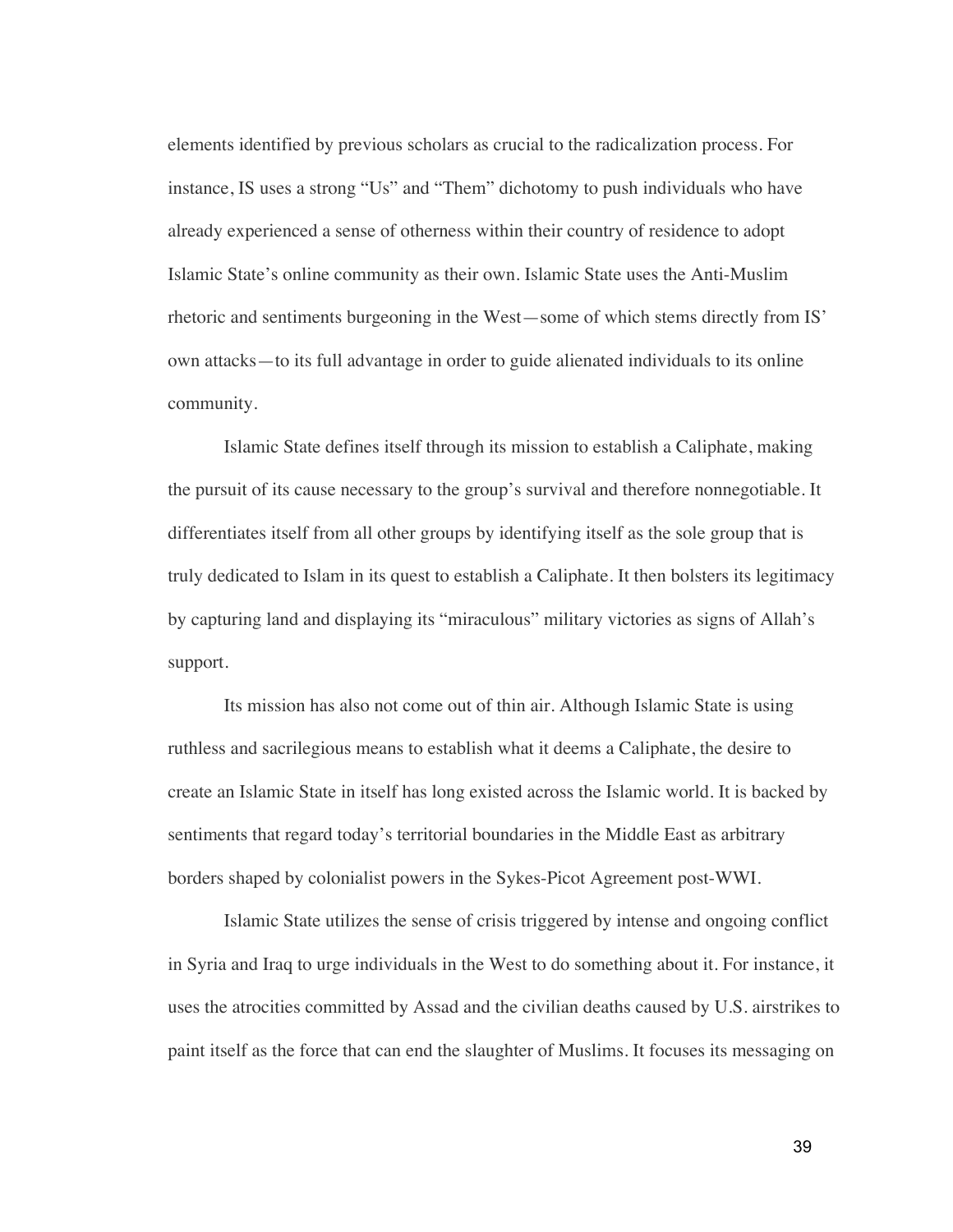elements identified by previous scholars as crucial to the radicalization process. For instance, IS uses a strong "Us" and "Them" dichotomy to push individuals who have already experienced a sense of otherness within their country of residence to adopt Islamic State's online community as their own. Islamic State uses the Anti-Muslim rhetoric and sentiments burgeoning in the West—some of which stems directly from IS' own attacks—to its full advantage in order to guide alienated individuals to its online community.

Islamic State defines itself through its mission to establish a Caliphate, making the pursuit of its cause necessary to the group's survival and therefore nonnegotiable. It differentiates itself from all other groups by identifying itself as the sole group that is truly dedicated to Islam in its quest to establish a Caliphate. It then bolsters its legitimacy by capturing land and displaying its "miraculous" military victories as signs of Allah's support.

Its mission has also not come out of thin air. Although Islamic State is using ruthless and sacrilegious means to establish what it deems a Caliphate, the desire to create an Islamic State in itself has long existed across the Islamic world. It is backed by sentiments that regard today's territorial boundaries in the Middle East as arbitrary borders shaped by colonialist powers in the Sykes-Picot Agreement post-WWI.

Islamic State utilizes the sense of crisis triggered by intense and ongoing conflict in Syria and Iraq to urge individuals in the West to do something about it. For instance, it uses the atrocities committed by Assad and the civilian deaths caused by U.S. airstrikes to paint itself as the force that can end the slaughter of Muslims. It focuses its messaging on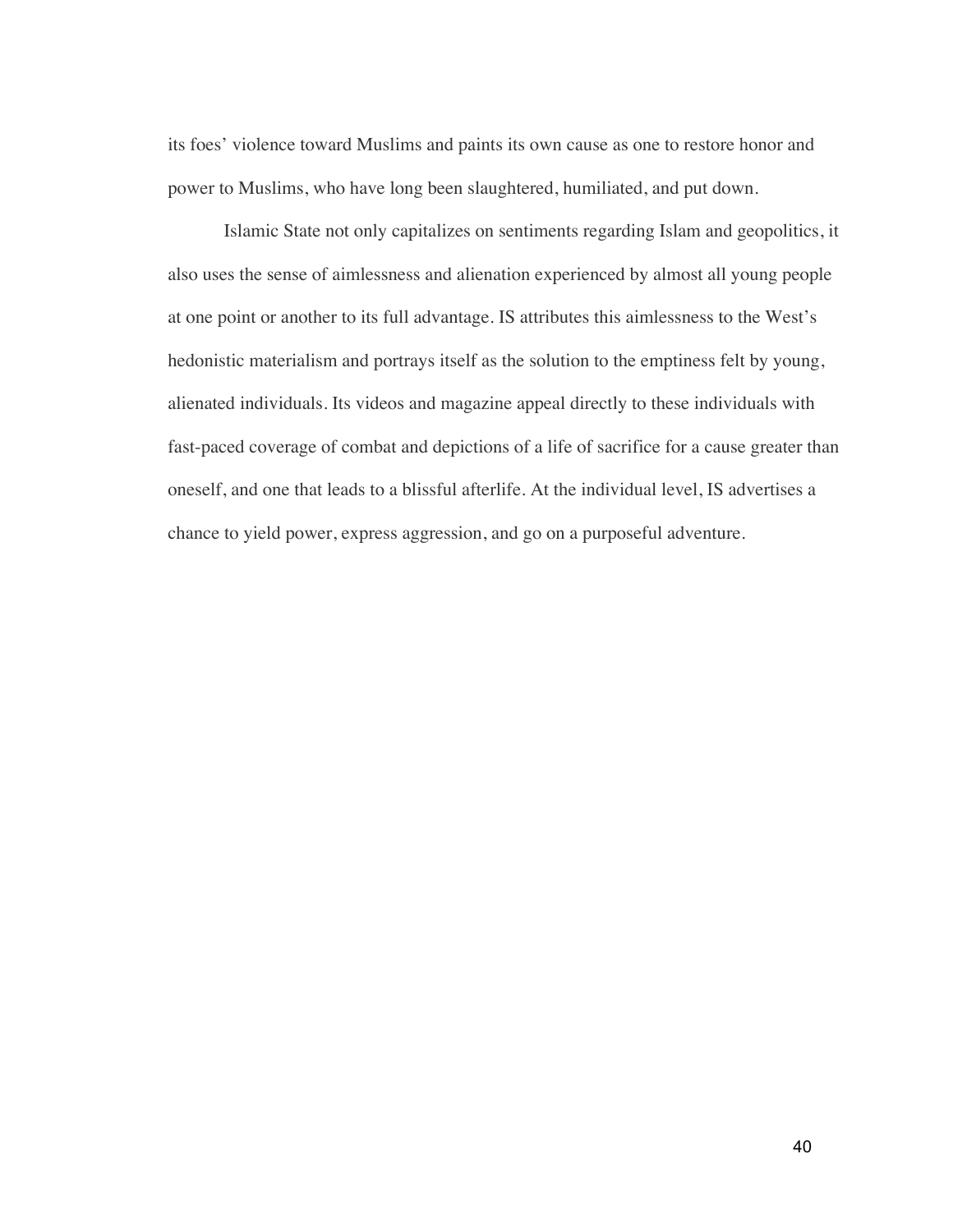its foes' violence toward Muslims and paints its own cause as one to restore honor and power to Muslims, who have long been slaughtered, humiliated, and put down.

Islamic State not only capitalizes on sentiments regarding Islam and geopolitics, it also uses the sense of aimlessness and alienation experienced by almost all young people at one point or another to its full advantage. IS attributes this aimlessness to the West's hedonistic materialism and portrays itself as the solution to the emptiness felt by young, alienated individuals. Its videos and magazine appeal directly to these individuals with fast-paced coverage of combat and depictions of a life of sacrifice for a cause greater than oneself, and one that leads to a blissful afterlife. At the individual level, IS advertises a chance to yield power, express aggression, and go on a purposeful adventure.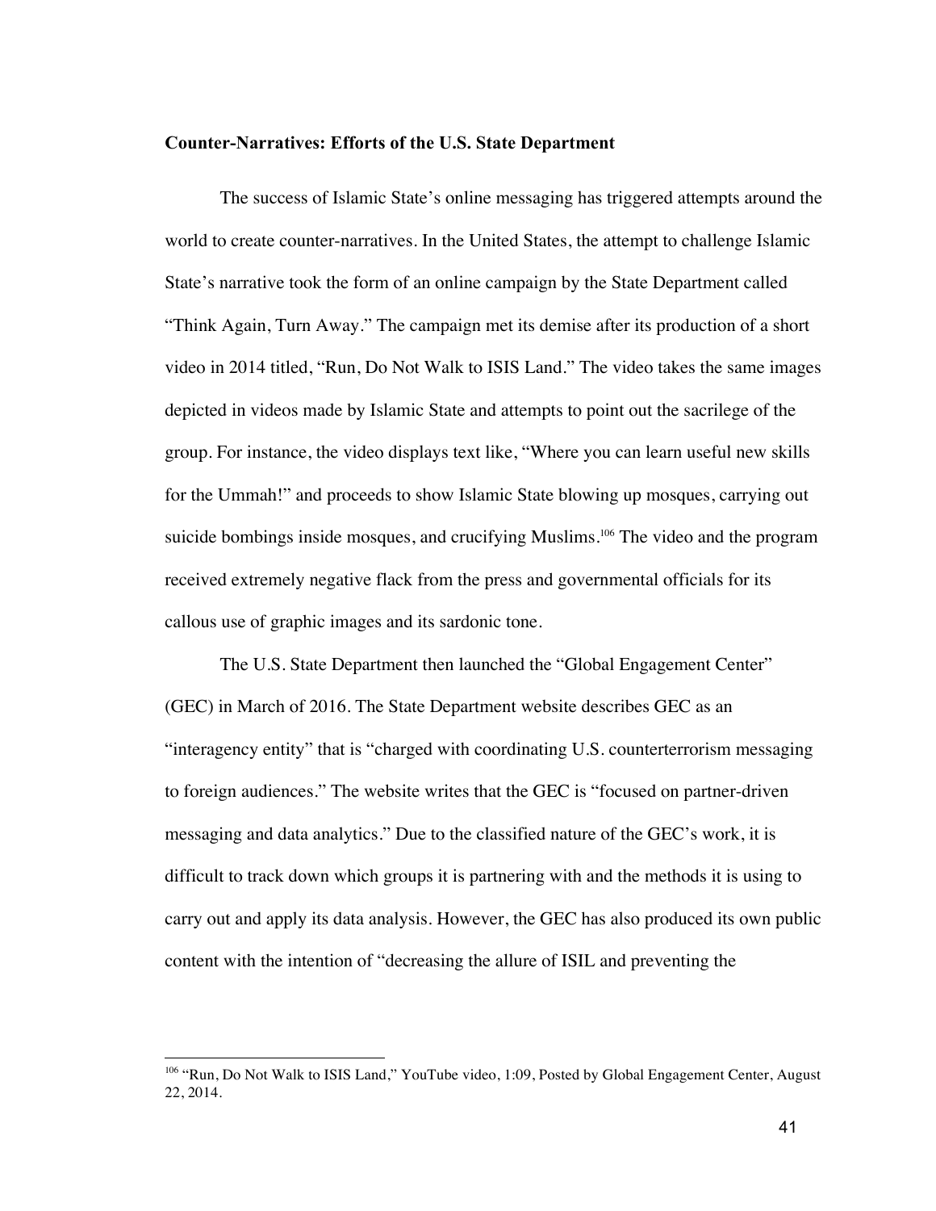**Counter-Narratives: Efforts of the U.S. State Department**

The success of Islamic State's online messaging has triggered attempts around the world to create counter-narratives. In the United States, the attempt to challenge Islamic State's narrative took the form of an online campaign by the State Department called "Think Again, Turn Away." The campaign met its demise after its production of a short video in 2014 titled, "Run, Do Not Walk to ISIS Land." The video takes the same images depicted in videos made by Islamic State and attempts to point out the sacrilege of the group. For instance, the video displays text like, "Where you can learn useful new skills for the Ummah!" and proceeds to show Islamic State blowing up mosques, carrying out suicide bombings inside mosques, and crucifying Muslims.[106] The video and the program received extremely negative flack from the press and governmental officials for its callous use of graphic images and its sardonic tone.

The U.S. State Department then launched the "Global Engagement Center" (GEC) in March of 2016. The State Department website describes GEC as an "interagency entity" that is "charged with coordinating U.S. counterterrorism messaging to foreign audiences." The website writes that the GEC is "focused on partner-driven messaging and data analytics." Due to the classified nature of the GEC's work, it is difficult to track down which groups it is partnering with and the methods it is using to carry out and apply its data analysis. However, the GEC has also produced its own public content with the intention of "decreasing the allure of ISIL and preventing the

---

[106] "Run, Do Not Walk to ISIS Land," YouTube video, 1:09, Posted by Global Engagement Center, August 22, 2014.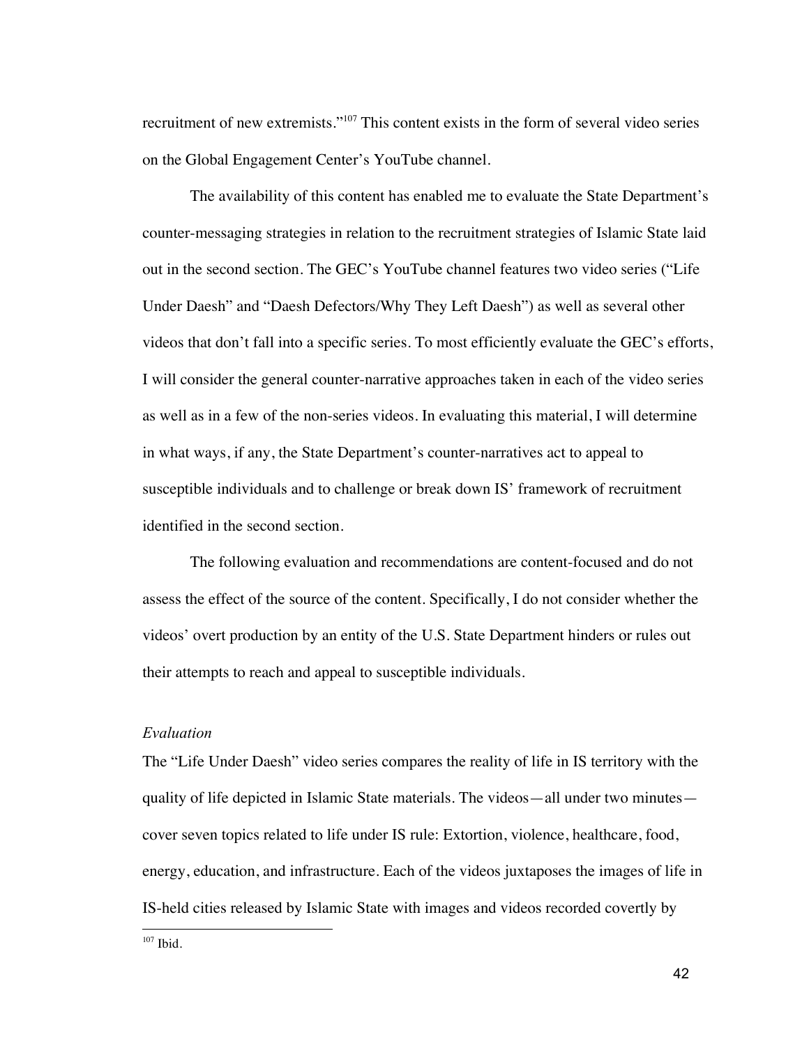recruitment of new extremists."[107] This content exists in the form of several video series on the Global Engagement Center's YouTube channel.

The availability of this content has enabled me to evaluate the State Department's counter-messaging strategies in relation to the recruitment strategies of Islamic State laid out in the second section. The GEC's YouTube channel features two video series ("Life Under Daesh" and "Daesh Defectors/Why They Left Daesh") as well as several other videos that don't fall into a specific series. To most efficiently evaluate the GEC's efforts, I will consider the general counter-narrative approaches taken in each of the video series as well as in a few of the non-series videos. In evaluating this material, I will determine in what ways, if any, the State Department's counter-narratives act to appeal to susceptible individuals and to challenge or break down IS' framework of recruitment identified in the second section.

The following evaluation and recommendations are content-focused and do not assess the effect of the source of the content. Specifically, I do not consider whether the videos' overt production by an entity of the U.S. State Department hinders or rules out their attempts to reach and appeal to susceptible individuals.

*Evaluation*

The "Life Under Daesh" video series compares the reality of life in IS territory with the quality of life depicted in Islamic State materials. The videos—all under two minutes—cover seven topics related to life under IS rule: Extortion, violence, healthcare, food, energy, education, and infrastructure. Each of the videos juxtaposes the images of life in IS-held cities released by Islamic State with images and videos recorded covertly by

[107] Ibid.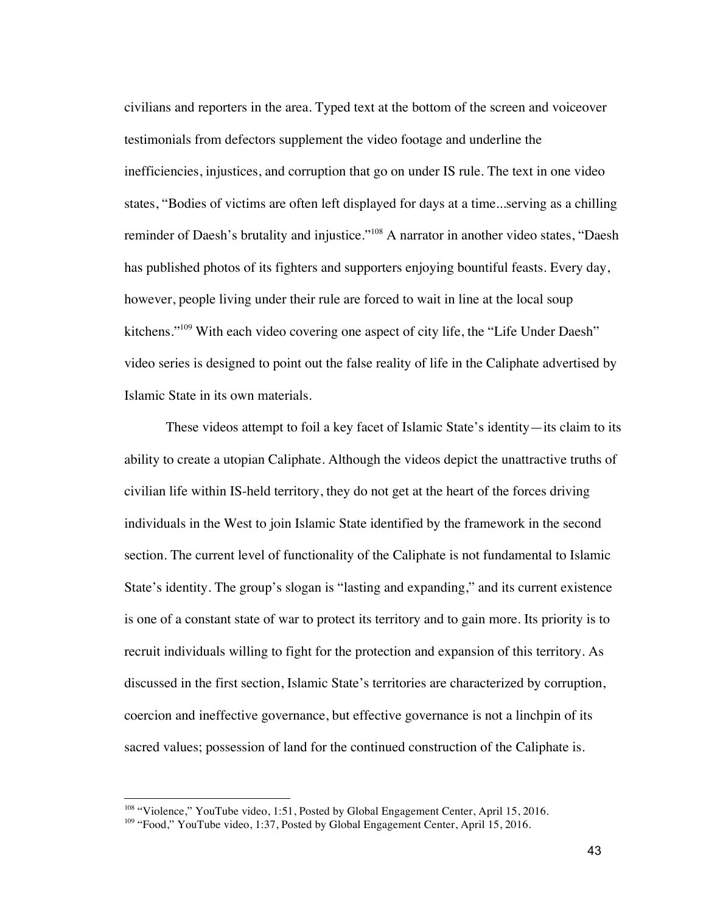civilians and reporters in the area. Typed text at the bottom of the screen and voiceover testimonials from defectors supplement the video footage and underline the inefficiencies, injustices, and corruption that go on under IS rule. The text in one video states, "Bodies of victims are often left displayed for days at a time...serving as a chilling reminder of Daesh's brutality and injustice."[108] A narrator in another video states, "Daesh has published photos of its fighters and supporters enjoying bountiful feasts. Every day, however, people living under their rule are forced to wait in line at the local soup kitchens."[109] With each video covering one aspect of city life, the "Life Under Daesh" video series is designed to point out the false reality of life in the Caliphate advertised by Islamic State in its own materials.

These videos attempt to foil a key facet of Islamic State's identity—its claim to its ability to create a utopian Caliphate. Although the videos depict the unattractive truths of civilian life within IS-held territory, they do not get at the heart of the forces driving individuals in the West to join Islamic State identified by the framework in the second section. The current level of functionality of the Caliphate is not fundamental to Islamic State's identity. The group's slogan is "lasting and expanding," and its current existence is one of a constant state of war to protect its territory and to gain more. Its priority is to recruit individuals willing to fight for the protection and expansion of this territory. As discussed in the first section, Islamic State's territories are characterized by corruption, coercion and ineffective governance, but effective governance is not a linchpin of its sacred values; possession of land for the continued construction of the Caliphate is.

---

[108] "Violence," YouTube video, 1:51, Posted by Global Engagement Center, April 15, 2016.

[109] "Food," YouTube video, 1:37, Posted by Global Engagement Center, April 15, 2016.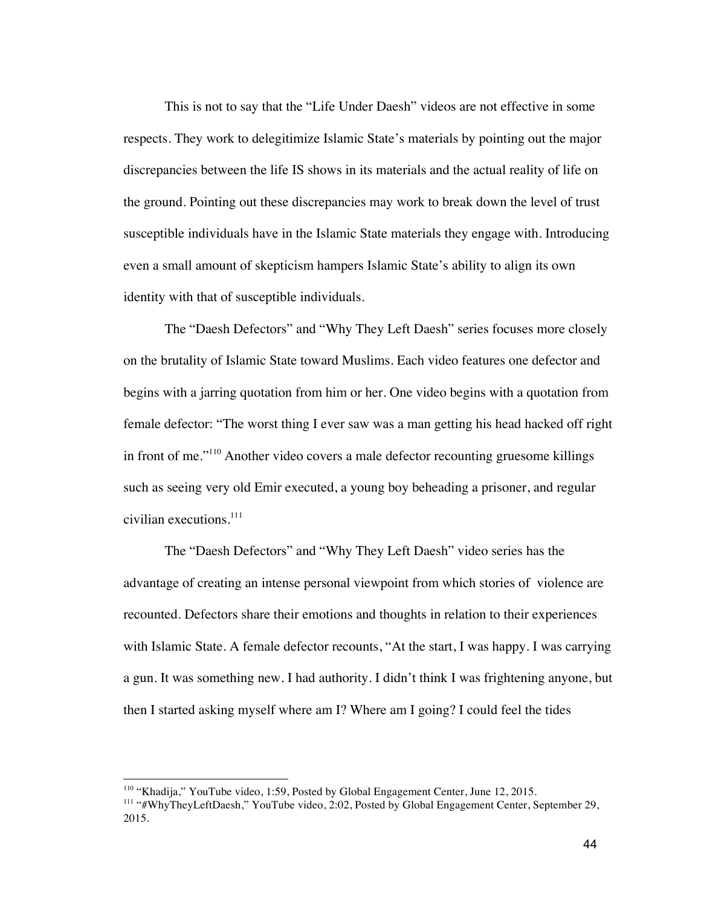This is not to say that the "Life Under Daesh" videos are not effective in some respects. They work to delegitimize Islamic State's materials by pointing out the major discrepancies between the life IS shows in its materials and the actual reality of life on the ground. Pointing out these discrepancies may work to break down the level of trust susceptible individuals have in the Islamic State materials they engage with. Introducing even a small amount of skepticism hampers Islamic State's ability to align its own identity with that of susceptible individuals.

The "Daesh Defectors" and "Why They Left Daesh" series focuses more closely on the brutality of Islamic State toward Muslims. Each video features one defector and begins with a jarring quotation from him or her. One video begins with a quotation from female defector: "The worst thing I ever saw was a man getting his head hacked off right in front of me."[110] Another video covers a male defector recounting gruesome killings such as seeing very old Emir executed, a young boy beheading a prisoner, and regular civilian executions.[111]

The "Daesh Defectors" and "Why They Left Daesh" video series has the advantage of creating an intense personal viewpoint from which stories of violence are recounted. Defectors share their emotions and thoughts in relation to their experiences with Islamic State. A female defector recounts, "At the start, I was happy. I was carrying a gun. It was something new. I had authority. I didn't think I was frightening anyone, but then I started asking myself where am I? Where am I going? I could feel the tides

---

[110] "Khadija," YouTube video, 1:59, Posted by Global Engagement Center, June 12, 2015.

[111] "#WhyTheyLeftDaesh," YouTube video, 2:02, Posted by Global Engagement Center, September 29, 2015.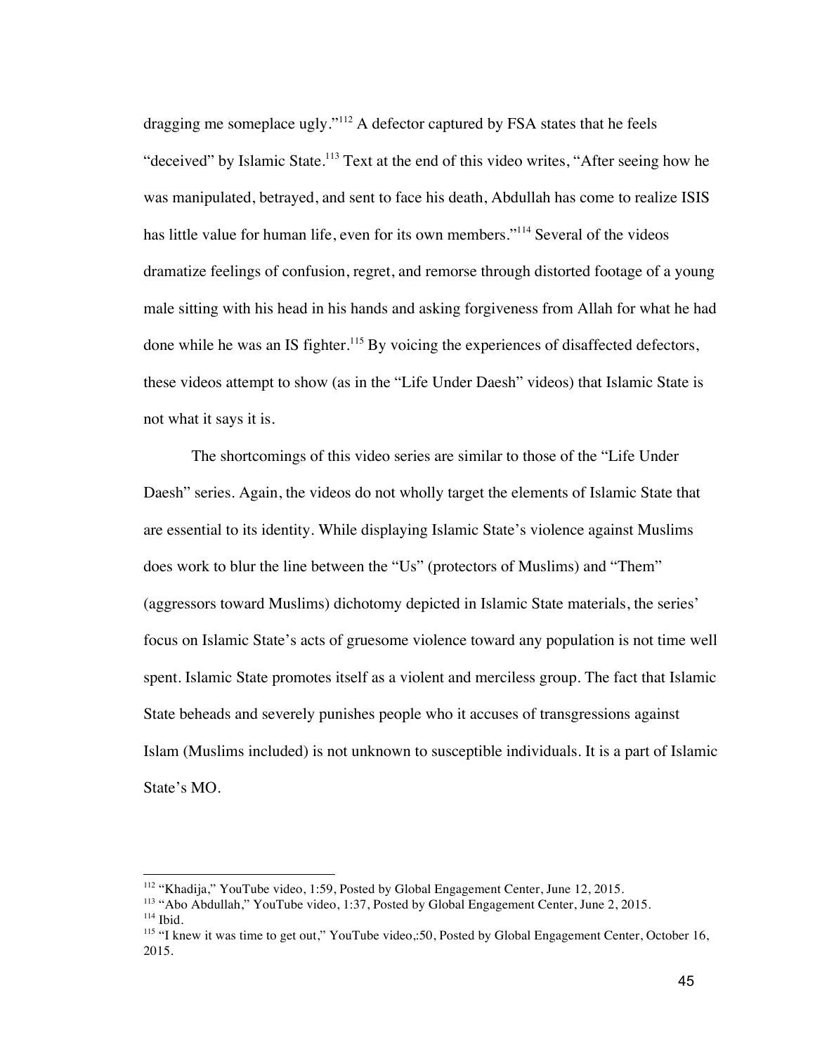dragging me someplace ugly."[112] A defector captured by FSA states that he feels "deceived" by Islamic State.[113] Text at the end of this video writes, "After seeing how he was manipulated, betrayed, and sent to face his death, Abdullah has come to realize ISIS has little value for human life, even for its own members."[114] Several of the videos dramatize feelings of confusion, regret, and remorse through distorted footage of a young male sitting with his head in his hands and asking forgiveness from Allah for what he had done while he was an IS fighter.[115] By voicing the experiences of disaffected defectors, these videos attempt to show (as in the "Life Under Daesh" videos) that Islamic State is not what it says it is.

The shortcomings of this video series are similar to those of the "Life Under Daesh" series. Again, the videos do not wholly target the elements of Islamic State that are essential to its identity. While displaying Islamic State's violence against Muslims does work to blur the line between the "Us" (protectors of Muslims) and "Them" (aggressors toward Muslims) dichotomy depicted in Islamic State materials, the series' focus on Islamic State's acts of gruesome violence toward any population is not time well spent. Islamic State promotes itself as a violent and merciless group. The fact that Islamic State beheads and severely punishes people who it accuses of transgressions against Islam (Muslims included) is not unknown to susceptible individuals. It is a part of Islamic State's MO.

---

[112] "Khadija," YouTube video, 1:59, Posted by Global Engagement Center, June 12, 2015.

[113] "Abo Abdullah," YouTube video, 1:37, Posted by Global Engagement Center, June 2, 2015.

[114] Ibid.

[115] "I knew it was time to get out," YouTube video,:50, Posted by Global Engagement Center, October 16, 2015.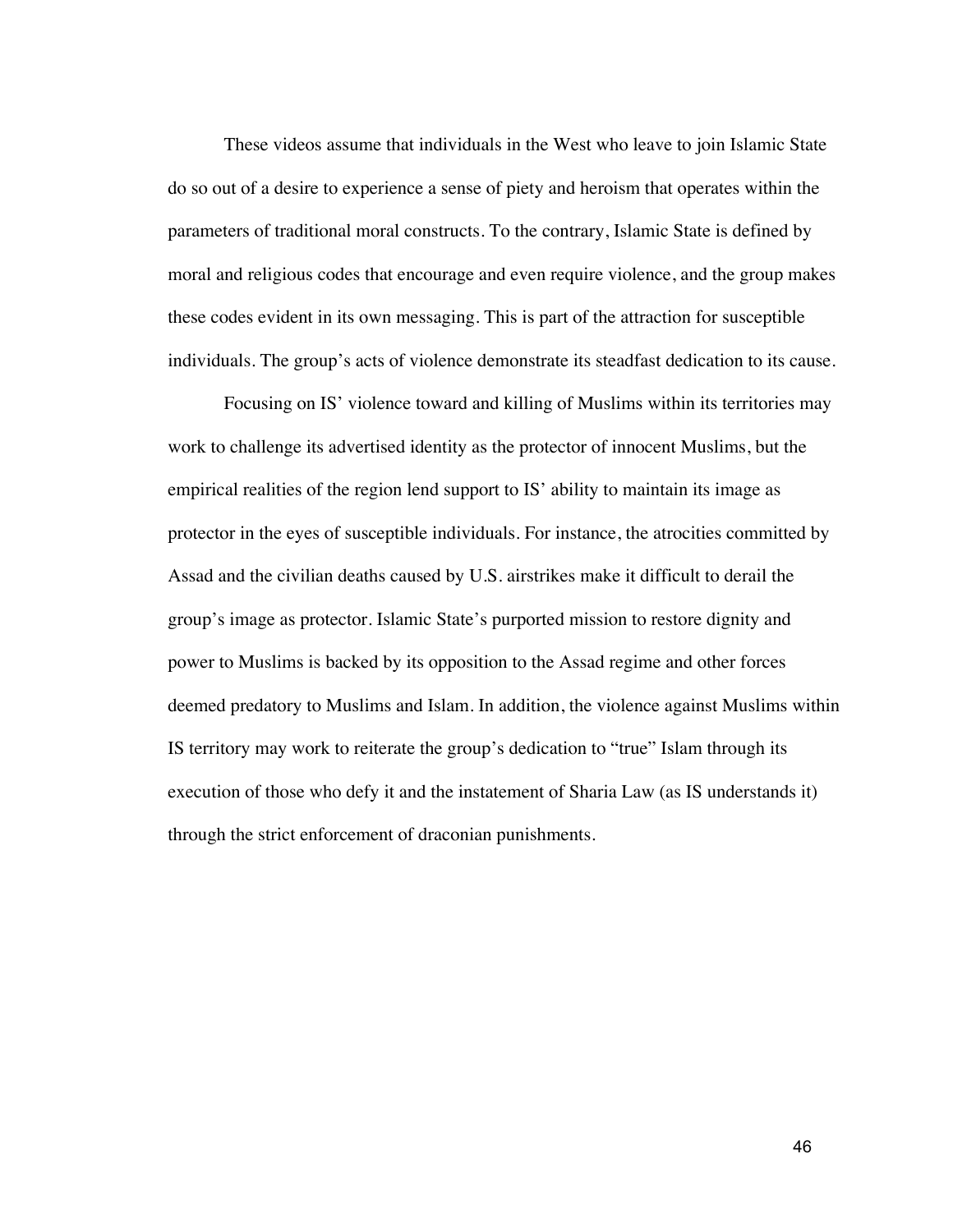These videos assume that individuals in the West who leave to join Islamic State do so out of a desire to experience a sense of piety and heroism that operates within the parameters of traditional moral constructs. To the contrary, Islamic State is defined by moral and religious codes that encourage and even require violence, and the group makes these codes evident in its own messaging. This is part of the attraction for susceptible individuals. The group's acts of violence demonstrate its steadfast dedication to its cause.

Focusing on IS' violence toward and killing of Muslims within its territories may work to challenge its advertised identity as the protector of innocent Muslims, but the empirical realities of the region lend support to IS' ability to maintain its image as protector in the eyes of susceptible individuals. For instance, the atrocities committed by Assad and the civilian deaths caused by U.S. airstrikes make it difficult to derail the group's image as protector. Islamic State's purported mission to restore dignity and power to Muslims is backed by its opposition to the Assad regime and other forces deemed predatory to Muslims and Islam. In addition, the violence against Muslims within IS territory may work to reiterate the group's dedication to "true" Islam through its execution of those who defy it and the instatement of Sharia Law (as IS understands it) through the strict enforcement of draconian punishments.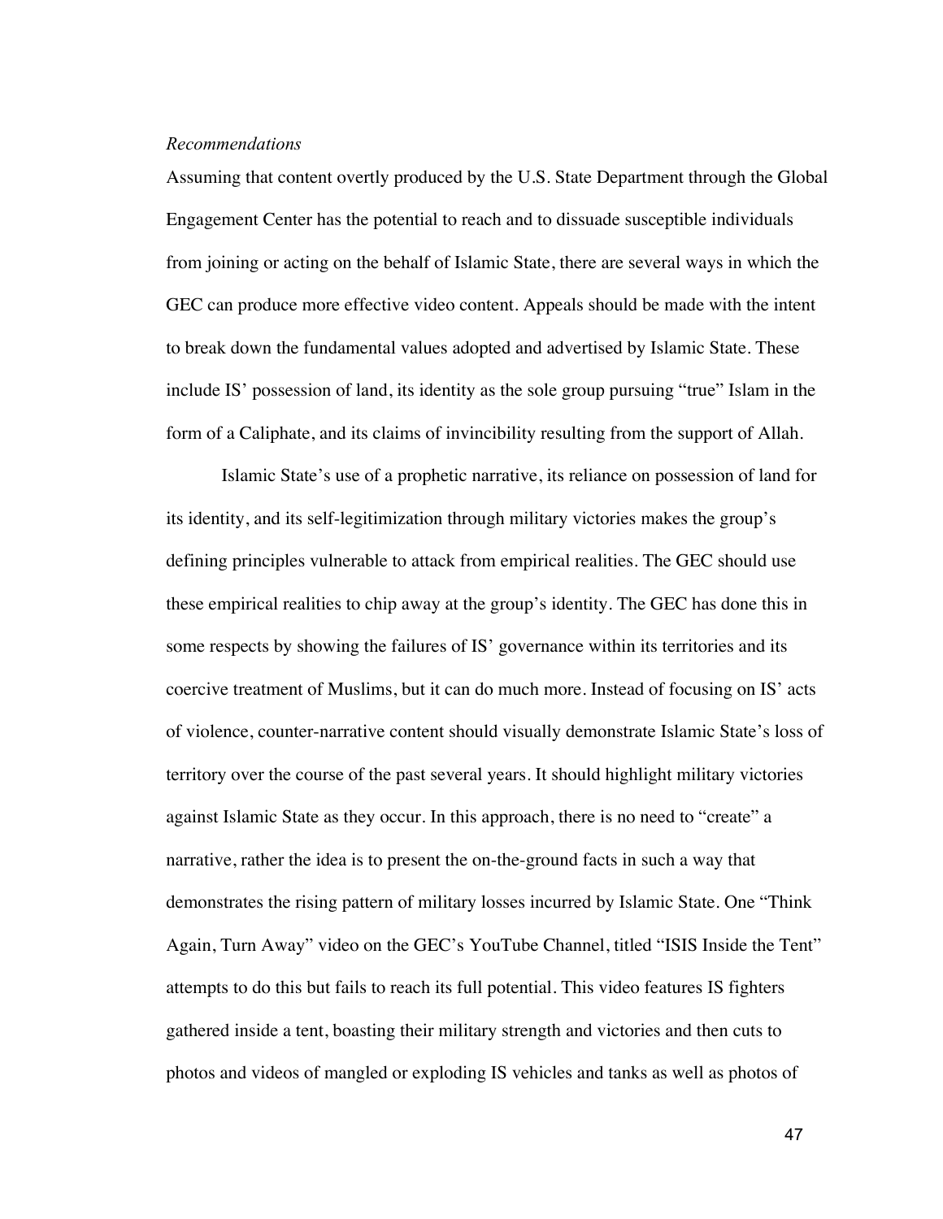*Recommendations*

Assuming that content overtly produced by the U.S. State Department through the Global Engagement Center has the potential to reach and to dissuade susceptible individuals from joining or acting on the behalf of Islamic State, there are several ways in which the GEC can produce more effective video content. Appeals should be made with the intent to break down the fundamental values adopted and advertised by Islamic State. These include IS' possession of land, its identity as the sole group pursuing "true" Islam in the form of a Caliphate, and its claims of invincibility resulting from the support of Allah.

Islamic State's use of a prophetic narrative, its reliance on possession of land for its identity, and its self-legitimization through military victories makes the group's defining principles vulnerable to attack from empirical realities. The GEC should use these empirical realities to chip away at the group's identity. The GEC has done this in some respects by showing the failures of IS' governance within its territories and its coercive treatment of Muslims, but it can do much more. Instead of focusing on IS' acts of violence, counter-narrative content should visually demonstrate Islamic State's loss of territory over the course of the past several years. It should highlight military victories against Islamic State as they occur. In this approach, there is no need to "create" a narrative, rather the idea is to present the on-the-ground facts in such a way that demonstrates the rising pattern of military losses incurred by Islamic State. One "Think Again, Turn Away" video on the GEC's YouTube Channel, titled "ISIS Inside the Tent" attempts to do this but fails to reach its full potential. This video features IS fighters gathered inside a tent, boasting their military strength and victories and then cuts to photos and videos of mangled or exploding IS vehicles and tanks as well as photos of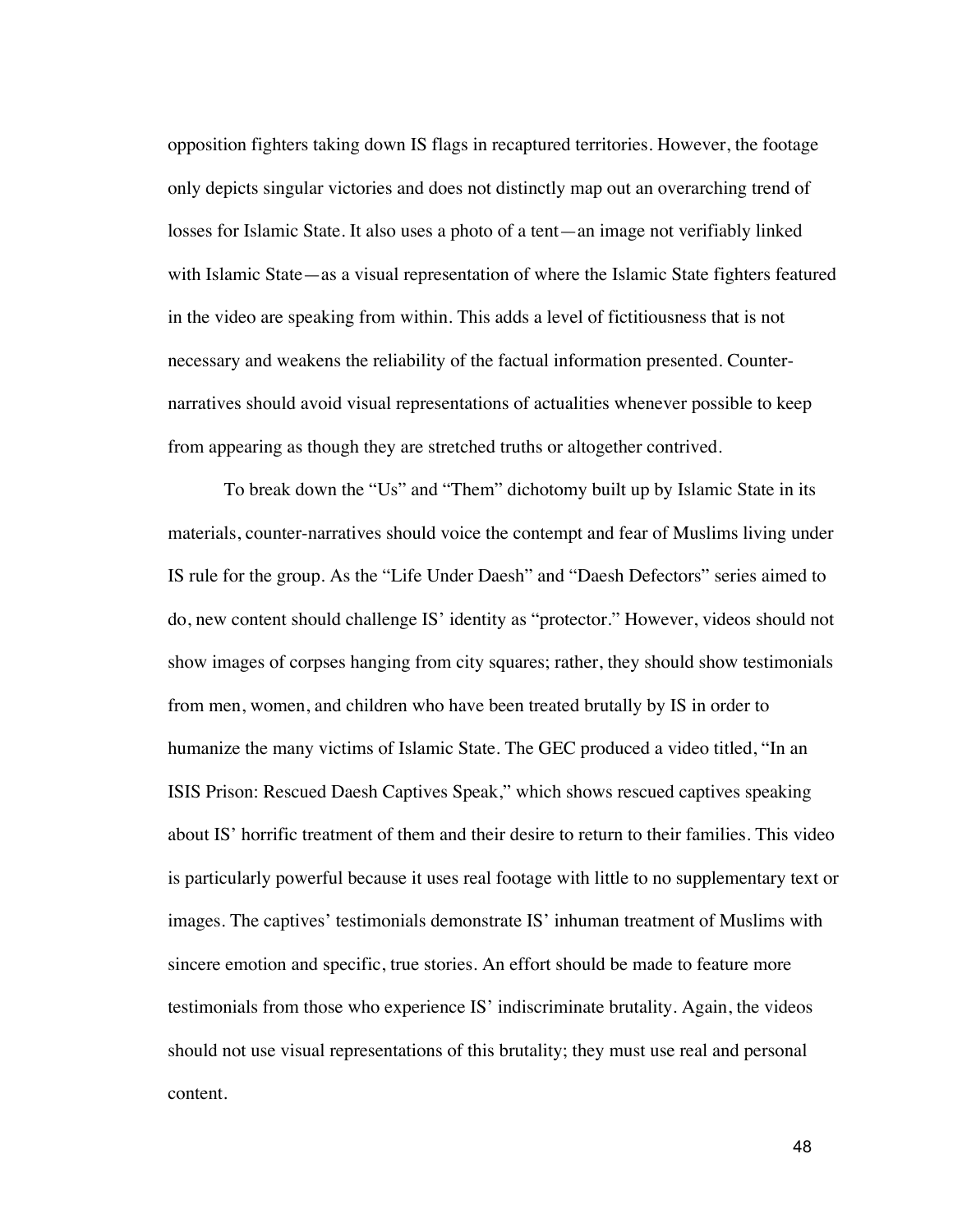opposition fighters taking down IS flags in recaptured territories. However, the footage only depicts singular victories and does not distinctly map out an overarching trend of losses for Islamic State. It also uses a photo of a tent—an image not verifiably linked with Islamic State—as a visual representation of where the Islamic State fighters featured in the video are speaking from within. This adds a level of fictitiousness that is not necessary and weakens the reliability of the factual information presented. Counter-narratives should avoid visual representations of actualities whenever possible to keep from appearing as though they are stretched truths or altogether contrived.

To break down the "Us" and "Them" dichotomy built up by Islamic State in its materials, counter-narratives should voice the contempt and fear of Muslims living under IS rule for the group. As the "Life Under Daesh" and "Daesh Defectors" series aimed to do, new content should challenge IS' identity as "protector." However, videos should not show images of corpses hanging from city squares; rather, they should show testimonials from men, women, and children who have been treated brutally by IS in order to humanize the many victims of Islamic State. The GEC produced a video titled, "In an ISIS Prison: Rescued Daesh Captives Speak," which shows rescued captives speaking about IS' horrific treatment of them and their desire to return to their families. This video is particularly powerful because it uses real footage with little to no supplementary text or images. The captives' testimonials demonstrate IS' inhuman treatment of Muslims with sincere emotion and specific, true stories. An effort should be made to feature more testimonials from those who experience IS' indiscriminate brutality. Again, the videos should not use visual representations of this brutality; they must use real and personal content.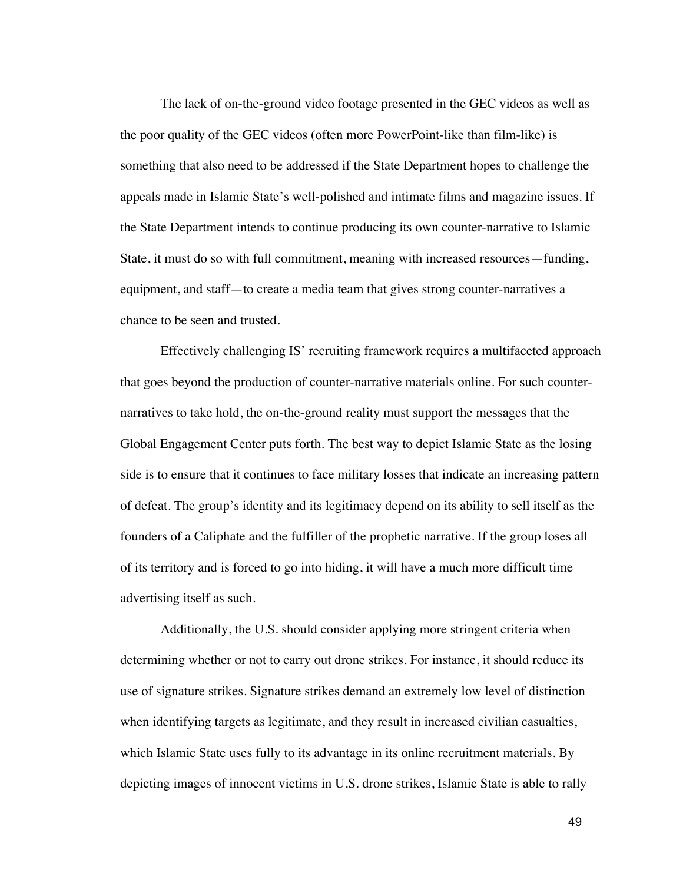The lack of on-the-ground video footage presented in the GEC videos as well as the poor quality of the GEC videos (often more PowerPoint-like than film-like) is something that also need to be addressed if the State Department hopes to challenge the appeals made in Islamic State's well-polished and intimate films and magazine issues. If the State Department intends to continue producing its own counter-narrative to Islamic State, it must do so with full commitment, meaning with increased resources—funding, equipment, and staff—to create a media team that gives strong counter-narratives a chance to be seen and trusted.

Effectively challenging IS' recruiting framework requires a multifaceted approach that goes beyond the production of counter-narrative materials online. For such counter-narratives to take hold, the on-the-ground reality must support the messages that the Global Engagement Center puts forth. The best way to depict Islamic State as the losing side is to ensure that it continues to face military losses that indicate an increasing pattern of defeat. The group's identity and its legitimacy depend on its ability to sell itself as the founders of a Caliphate and the fulfiller of the prophetic narrative. If the group loses all of its territory and is forced to go into hiding, it will have a much more difficult time advertising itself as such.

Additionally, the U.S. should consider applying more stringent criteria when determining whether or not to carry out drone strikes. For instance, it should reduce its use of signature strikes. Signature strikes demand an extremely low level of distinction when identifying targets as legitimate, and they result in increased civilian casualties, which Islamic State uses fully to its advantage in its online recruitment materials. By depicting images of innocent victims in U.S. drone strikes, Islamic State is able to rally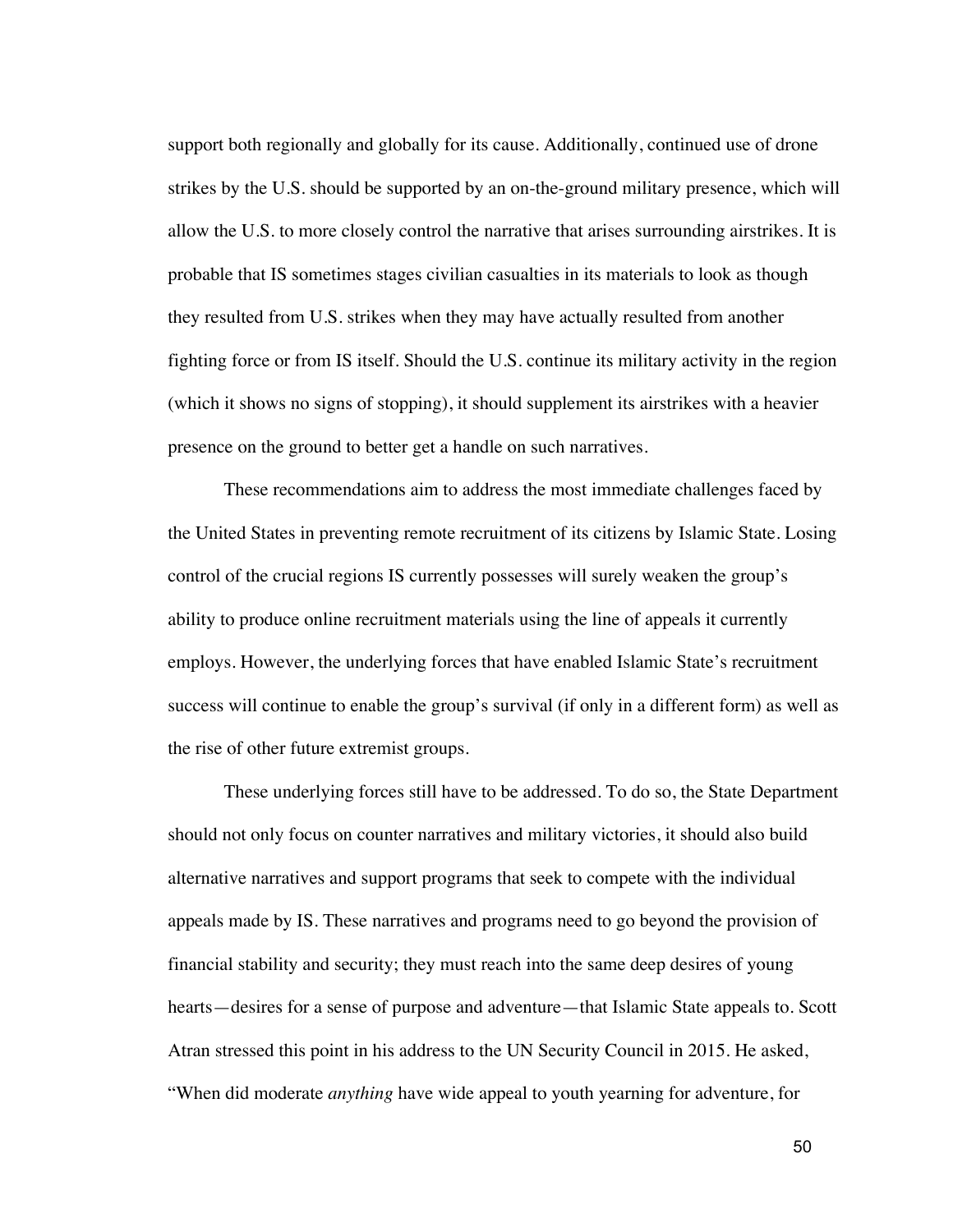support both regionally and globally for its cause. Additionally, continued use of drone strikes by the U.S. should be supported by an on-the-ground military presence, which will allow the U.S. to more closely control the narrative that arises surrounding airstrikes. It is probable that IS sometimes stages civilian casualties in its materials to look as though they resulted from U.S. strikes when they may have actually resulted from another fighting force or from IS itself. Should the U.S. continue its military activity in the region (which it shows no signs of stopping), it should supplement its airstrikes with a heavier presence on the ground to better get a handle on such narratives.

These recommendations aim to address the most immediate challenges faced by the United States in preventing remote recruitment of its citizens by Islamic State. Losing control of the crucial regions IS currently possesses will surely weaken the group's ability to produce online recruitment materials using the line of appeals it currently employs. However, the underlying forces that have enabled Islamic State's recruitment success will continue to enable the group's survival (if only in a different form) as well as the rise of other future extremist groups.

These underlying forces still have to be addressed. To do so, the State Department should not only focus on counter narratives and military victories, it should also build alternative narratives and support programs that seek to compete with the individual appeals made by IS. These narratives and programs need to go beyond the provision of financial stability and security; they must reach into the same deep desires of young hearts—desires for a sense of purpose and adventure—that Islamic State appeals to. Scott Atran stressed this point in his address to the UN Security Council in 2015. He asked, "When did moderate *anything* have wide appeal to youth yearning for adventure, for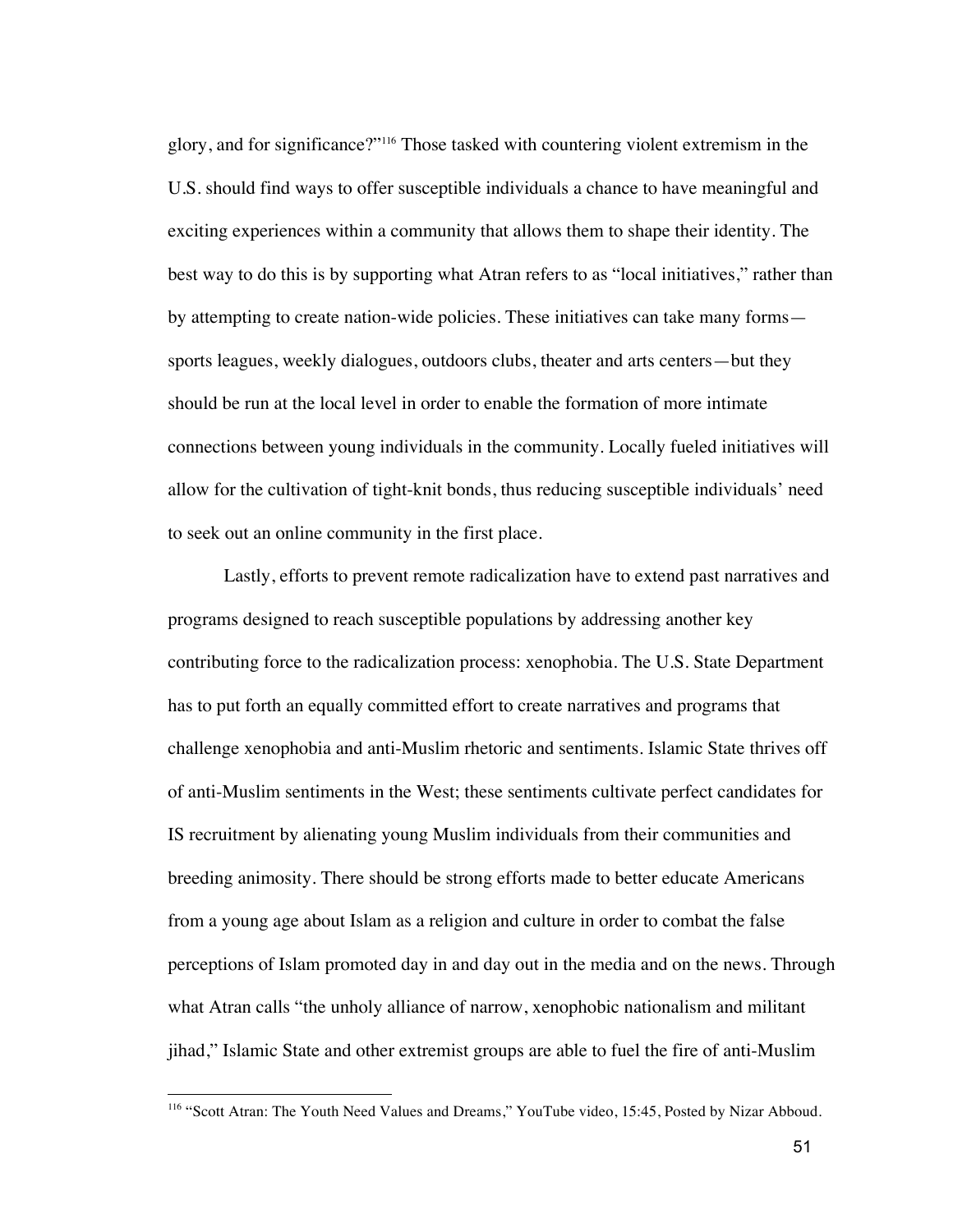glory, and for significance?"[116] Those tasked with countering violent extremism in the U.S. should find ways to offer susceptible individuals a chance to have meaningful and exciting experiences within a community that allows them to shape their identity. The best way to do this is by supporting what Atran refers to as "local initiatives," rather than by attempting to create nation-wide policies. These initiatives can take many forms—sports leagues, weekly dialogues, outdoors clubs, theater and arts centers—but they should be run at the local level in order to enable the formation of more intimate connections between young individuals in the community. Locally fueled initiatives will allow for the cultivation of tight-knit bonds, thus reducing susceptible individuals' need to seek out an online community in the first place.

Lastly, efforts to prevent remote radicalization have to extend past narratives and programs designed to reach susceptible populations by addressing another key contributing force to the radicalization process: xenophobia. The U.S. State Department has to put forth an equally committed effort to create narratives and programs that challenge xenophobia and anti-Muslim rhetoric and sentiments. Islamic State thrives off of anti-Muslim sentiments in the West; these sentiments cultivate perfect candidates for IS recruitment by alienating young Muslim individuals from their communities and breeding animosity. There should be strong efforts made to better educate Americans from a young age about Islam as a religion and culture in order to combat the false perceptions of Islam promoted day in and day out in the media and on the news. Through what Atran calls "the unholy alliance of narrow, xenophobic nationalism and militant jihad," Islamic State and other extremist groups are able to fuel the fire of anti-Muslim

[116] "Scott Atran: The Youth Need Values and Dreams," YouTube video, 15:45, Posted by Nizar Abboud.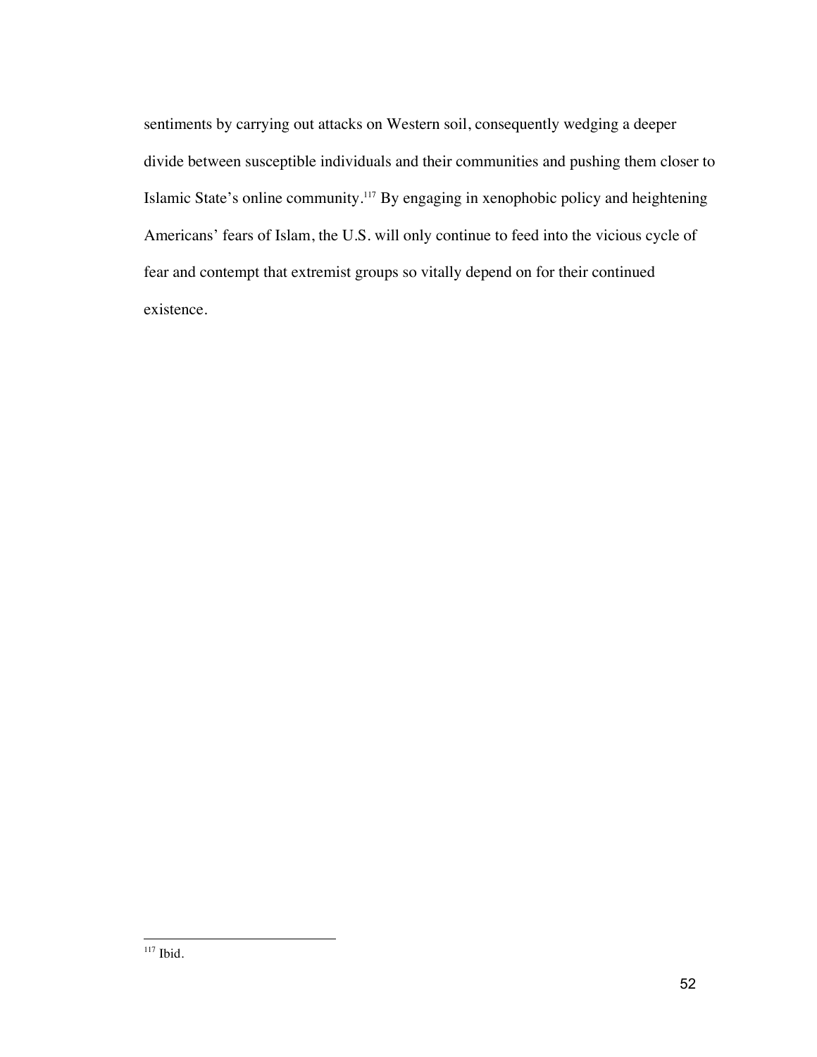sentiments by carrying out attacks on Western soil, consequently wedging a deeper divide between susceptible individuals and their communities and pushing them closer to Islamic State's online community.[117] By engaging in xenophobic policy and heightening Americans' fears of Islam, the U.S. will only continue to feed into the vicious cycle of fear and contempt that extremist groups so vitally depend on for their continued existence.

[117] Ibid.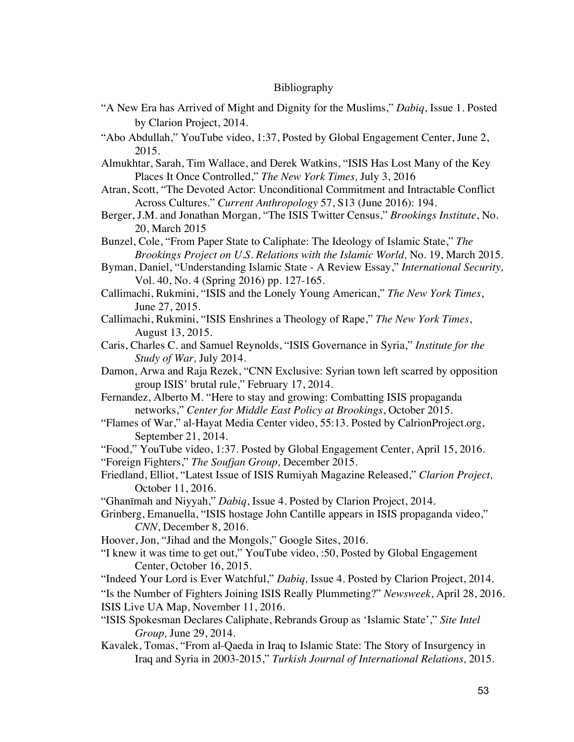# Bibliography

"A New Era has Arrived of Might and Dignity for the Muslims," *Dabiq*, Issue 1. Posted by Clarion Project, 2014.

"Abo Abdullah," YouTube video, 1:37, Posted by Global Engagement Center, June 2, 2015.

Almukhtar, Sarah, Tim Wallace, and Derek Watkins, "ISIS Has Lost Many of the Key Places It Once Controlled," *The New York Times,* July 3, 2016

Atran, Scott, "The Devoted Actor: Unconditional Commitment and Intractable Conflict Across Cultures." *Current Anthropology* 57, S13 (June 2016): 194.

Berger, J.M. and Jonathan Morgan, "The ISIS Twitter Census," *Brookings Institute*, No. 20, March 2015

Bunzel, Cole, "From Paper State to Caliphate: The Ideology of Islamic State," *The Brookings Project on U.S. Relations with the Islamic World,* No. 19, March 2015.

Byman, Daniel, "Understanding Islamic State - A Review Essay," *International Security,* Vol. 40, No. 4 (Spring 2016) pp. 127-165.

Callimachi, Rukmini, "ISIS and the Lonely Young American," *The New York Times*, June 27, 2015.

Callimachi, Rukmini, "ISIS Enshrines a Theology of Rape," *The New York Times*, August 13, 2015.

Caris, Charles C. and Samuel Reynolds, "ISIS Governance in Syria," *Institute for the Study of War,* July 2014.

Damon, Arwa and Raja Rezek, "CNN Exclusive: Syrian town left scarred by opposition group ISIS' brutal rule," February 17, 2014.

Fernandez, Alberto M. "Here to stay and growing: Combatting ISIS propaganda networks," *Center for Middle East Policy at Brookings*, October 2015.

"Flames of War," al-Hayat Media Center video, 55:13. Posted by CalrionProject.org, September 21, 2014.

"Food," YouTube video, 1:37. Posted by Global Engagement Center, April 15, 2016.

"Foreign Fighters," *The Soufjan Group,* December 2015.

Friedland, Elliot, "Latest Issue of ISIS Rumiyah Magazine Released," *Clarion Project,* October 11, 2016.

"Ghanīmah and Niyyah," *Dabiq*, Issue 4. Posted by Clarion Project, 2014.

Grinberg, Emanuella, "ISIS hostage John Cantille appears in ISIS propaganda video," *CNN*, December 8, 2016.

Hoover, Jon, "Jihad and the Mongols," Google Sites, 2016.

"I knew it was time to get out," YouTube video, :50, Posted by Global Engagement Center, October 16, 2015.

"Indeed Your Lord is Ever Watchful," *Dabiq,* Issue 4. Posted by Clarion Project, 2014.

"Is the Number of Fighters Joining ISIS Really Plummeting?" *Newsweek*, April 28, 2016.

ISIS Live UA Map, November 11, 2016.

"ISIS Spokesman Declares Caliphate, Rebrands Group as 'Islamic State'," *Site Intel Group,* June 29, 2014.

Kavalek, Tomas, "From al-Qaeda in Iraq to Islamic State: The Story of Insurgency in Iraq and Syria in 2003-2015," *Turkish Journal of International Relations,* 2015.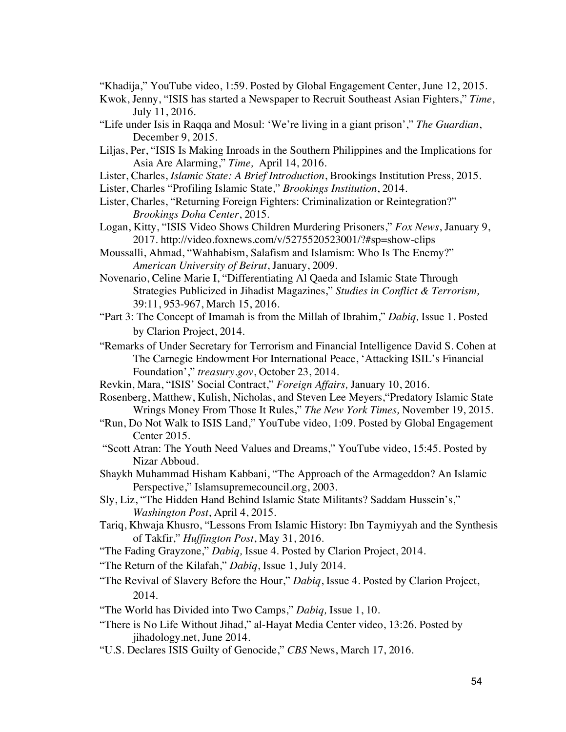"Khadija," YouTube video, 1:59. Posted by Global Engagement Center, June 12, 2015.

Kwok, Jenny, "ISIS has started a Newspaper to Recruit Southeast Asian Fighters," *Time*, July 11, 2016.

"Life under Isis in Raqqa and Mosul: 'We're living in a giant prison'," *The Guardian*, December 9, 2015.

Liljas, Per, "ISIS Is Making Inroads in the Southern Philippines and the Implications for Asia Are Alarming," *Time,* April 14, 2016.

Lister, Charles, *Islamic State: A Brief Introduction*, Brookings Institution Press, 2015.

Lister, Charles "Profiling Islamic State," *Brookings Institution*, 2014.

Lister, Charles, "Returning Foreign Fighters: Criminalization or Reintegration?" *Brookings Doha Center*, 2015.

Logan, Kitty, "ISIS Video Shows Children Murdering Prisoners," *Fox News*, January 9, 2017. http://video.foxnews.com/v/5275520523001/?#sp=show-clips

Moussalli, Ahmad, "Wahhabism, Salafism and Islamism: Who Is The Enemy?" *American University of Beirut*, January, 2009.

Novenario, Celine Marie I, "Differentiating Al Qaeda and Islamic State Through Strategies Publicized in Jihadist Magazines," *Studies in Conflict & Terrorism,* 39:11, 953-967, March 15, 2016.

"Part 3: The Concept of Imamah is from the Millah of Ibrahim," *Dabiq,* Issue 1. Posted by Clarion Project, 2014.

"Remarks of Under Secretary for Terrorism and Financial Intelligence David S. Cohen at The Carnegie Endowment For International Peace, 'Attacking ISIL's Financial Foundation'," *treasury.gov*, October 23, 2014.

Revkin, Mara, "ISIS' Social Contract," *Foreign Affairs,* January 10, 2016.

Rosenberg, Matthew, Kulish, Nicholas, and Steven Lee Meyers,"Predatory Islamic State Wrings Money From Those It Rules," *The New York Times,* November 19, 2015.

"Run, Do Not Walk to ISIS Land," YouTube video, 1:09. Posted by Global Engagement Center 2015.

"Scott Atran: The Youth Need Values and Dreams," YouTube video, 15:45. Posted by Nizar Abboud.

Shaykh Muhammad Hisham Kabbani, "The Approach of the Armageddon? An Islamic Perspective," Islamsupremecouncil.org, 2003.

Sly, Liz, "The Hidden Hand Behind Islamic State Militants? Saddam Hussein's," *Washington Post*, April 4, 2015.

Tariq, Khwaja Khusro, "Lessons From Islamic History: Ibn Taymiyyah and the Synthesis of Takfir," *Huffington Post*, May 31, 2016.

"The Fading Grayzone," *Dabiq,* Issue 4. Posted by Clarion Project, 2014.

"The Return of the Kilafah," *Dabiq*, Issue 1, July 2014.

"The Revival of Slavery Before the Hour," *Dabiq*, Issue 4. Posted by Clarion Project, 2014.

"The World has Divided into Two Camps," *Dabiq,* Issue 1, 10.

"There is No Life Without Jihad," al-Hayat Media Center video, 13:26. Posted by jihadology.net, June 2014.

"U.S. Declares ISIS Guilty of Genocide," *CBS* News, March 17, 2016.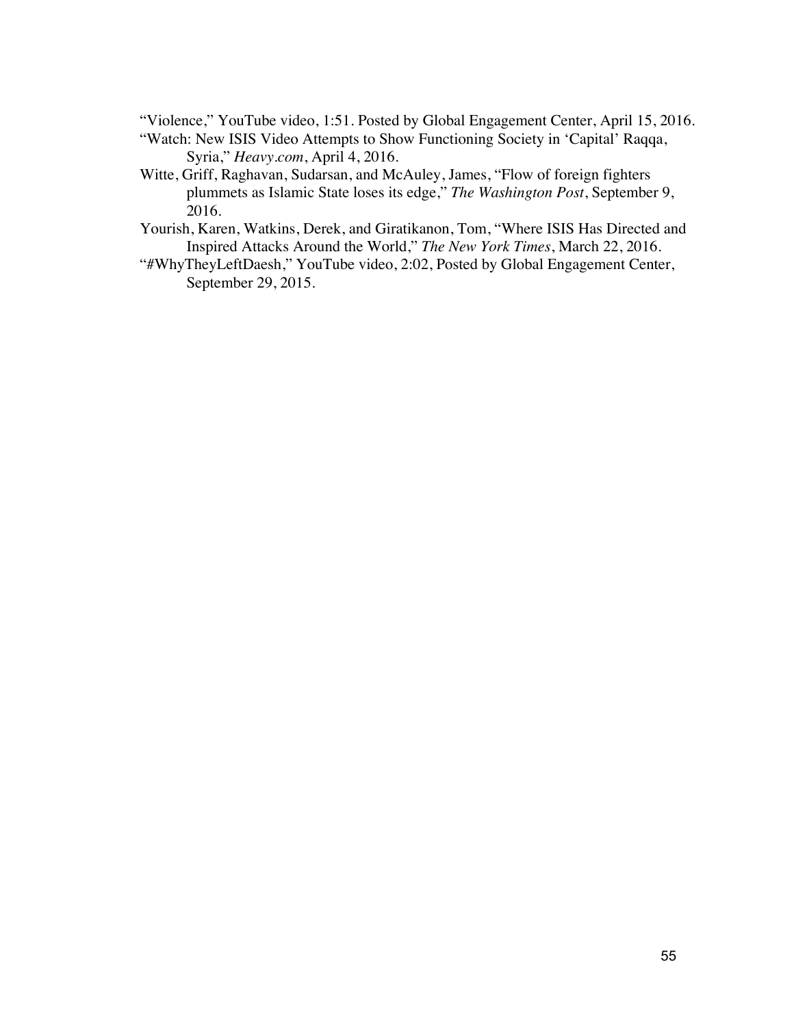"Violence," YouTube video, 1:51. Posted by Global Engagement Center, April 15, 2016.

"Watch: New ISIS Video Attempts to Show Functioning Society in 'Capital' Raqqa, Syria," *Heavy.com*, April 4, 2016.

Witte, Griff, Raghavan, Sudarsan, and McAuley, James, "Flow of foreign fighters plummets as Islamic State loses its edge," *The Washington Post*, September 9, 2016.

Yourish, Karen, Watkins, Derek, and Giratikanon, Tom, "Where ISIS Has Directed and Inspired Attacks Around the World," *The New York Times*, March 22, 2016.

"#WhyTheyLeftDaesh," YouTube video, 2:02, Posted by Global Engagement Center, September 29, 2015.